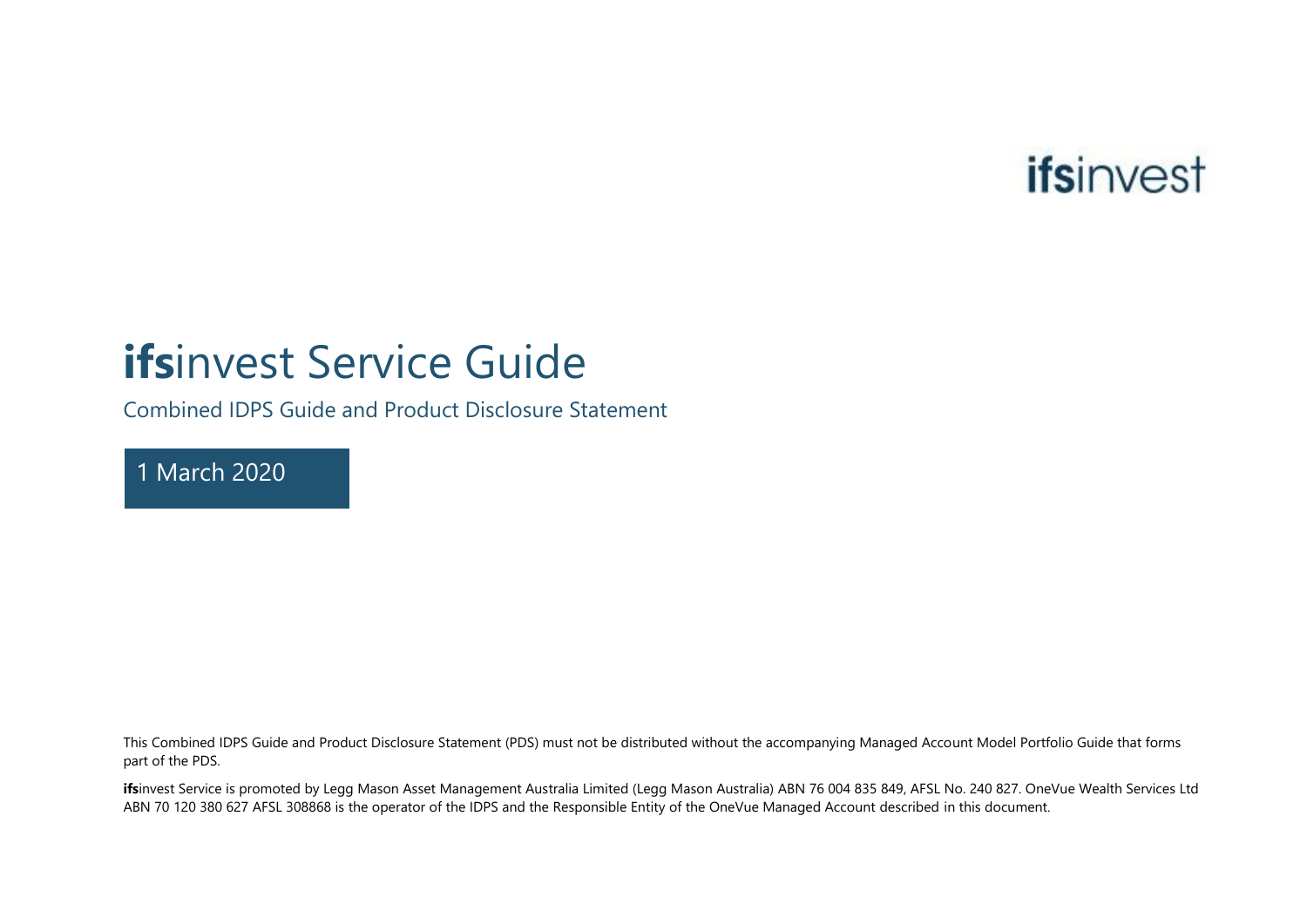**ifs**invest

# **ifs**invest Service Guide

Combined IDPS Guide and Product Disclosure Statement

1 March 2020

This Combined IDPS Guide and Product Disclosure Statement (PDS) must not be distributed without the accompanying Managed Account Model Portfolio Guide that forms part of the PDS.

**ifs**invest Service is promoted by Legg Mason Asset Management Australia Limited (Legg Mason Australia) ABN 76 004 835 849, AFSL No. 240 827. OneVue Wealth Services Ltd ABN 70 120 380 627 AFSL 308868 is the operator of the IDPS and the Responsible Entity of the OneVue Managed Account described in this document.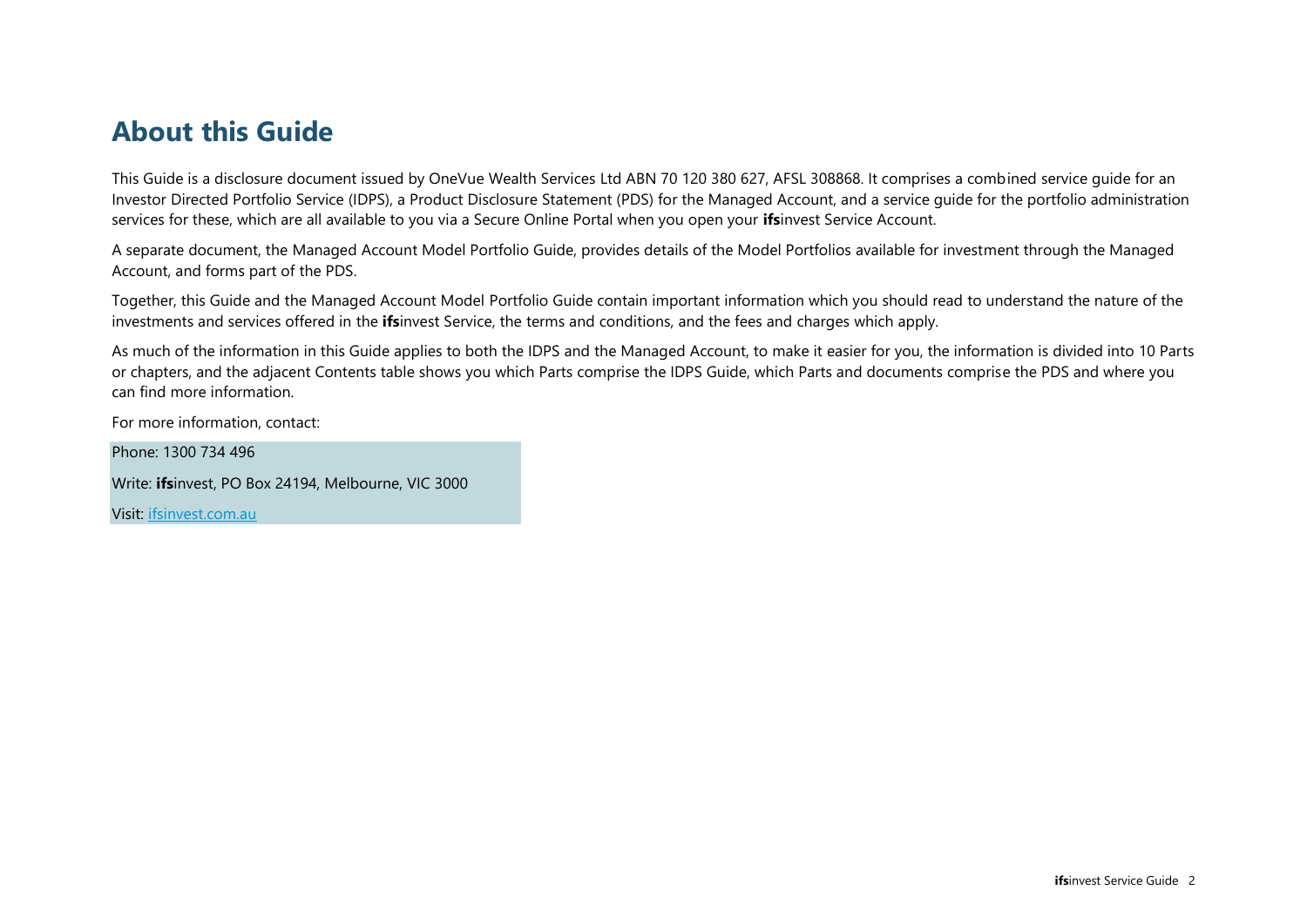# About this Guide

This Guide is a disclosure document issued by OneVue Wealth Services Ltd ABN 70 120 380 627, AFSL 308868. It comprises a combined service guide for an Investor Directed Portfolio Service (IDPS), a Product Disclosure Statement (PDS) for the Managed Account, and a service guide for the portfolio administration services for these, which are all available to you via a Secure Online Portal when you open your **ifs**invest Service Account.

A separate document, the Managed Account Model Portfolio Guide, provides details of the Model Portfolios available for investment through the Managed Account, and forms part of the PDS.

Together, this Guide and the Managed Account Model Portfolio Guide contain important information which you should read to understand the nature of the investments and services offered in the **ifs**invest Service, the terms and conditions, and the fees and charges which apply.

As much of the information in this Guide applies to both the IDPS and the Managed Account, to make it easier for you, the information is divided into 10 Parts or chapters, and the adjacent Contents table shows you which Parts comprise the IDPS Guide, which Parts and documents comprise the PDS and where you can find more information.

For more information, contact:

Phone: 1300 734 496

Write: **ifs**invest, PO Box 24194, Melbourne, VIC 3000

Visit: [ifsinvest.com.au](ifsinvest.com.au)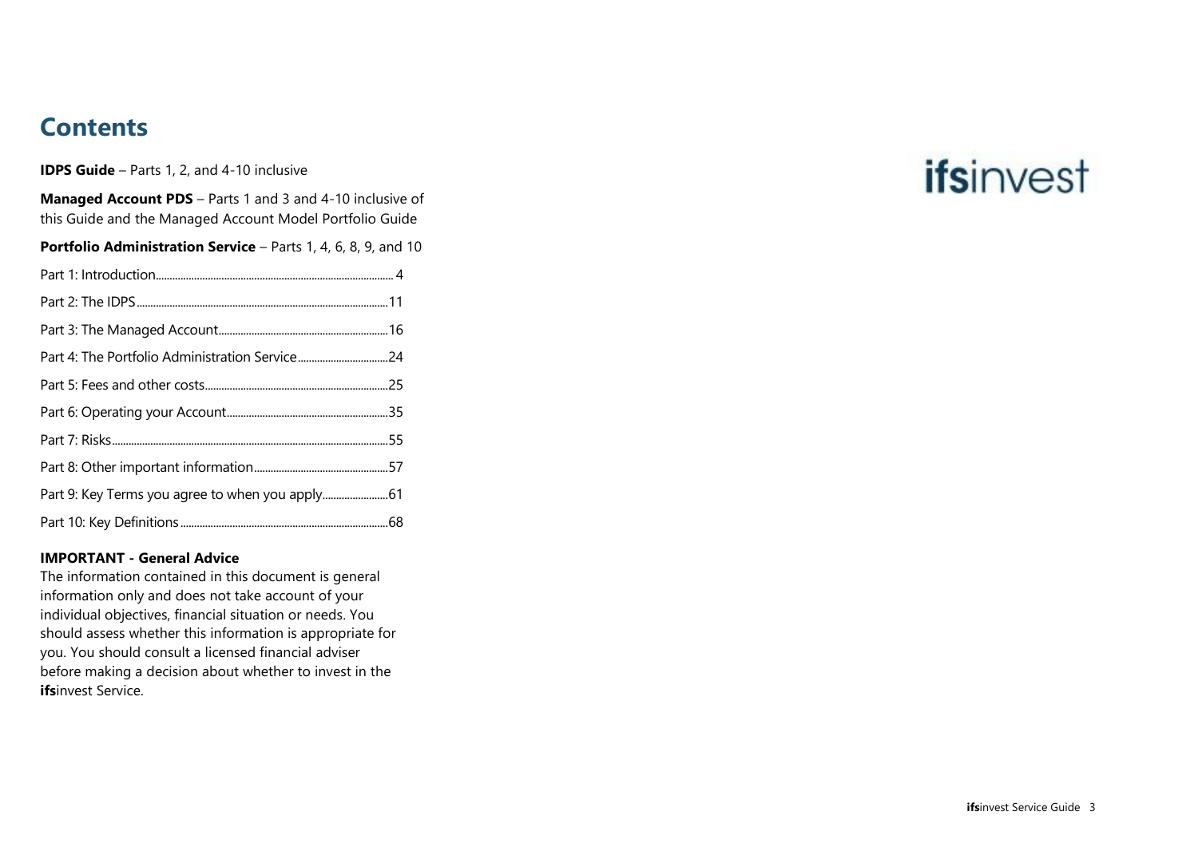# Contents

**IDPS Guide** – Parts 1, 2, and 4-10 inclusive

**Managed Account PDS** – Parts 1 and 3 and 4-10 inclusive of this Guide and the Managed Account Model Portfolio Guide

**Portfolio Administration Service** – Parts 1, 4, 6, 8, 9, and 10

| | |
|---|---|
| Part 1: Introduction | 4 |
| Part 2: The IDPS | 11 |
| Part 3: The Managed Account | 16 |
| Part 4: The Portfolio Administration Service | 24 |
| Part 5: Fees and other costs | 25 |
| Part 6: Operating your Account | 35 |
| Part 7: Risks | 55 |
| Part 8: Other important information | 57 |
| Part 9: Key Terms you agree to when you apply | 61 |
| Part 10: Key Definitions | 68 |

**IMPORTANT - General Advice**

The information contained in this document is general information only and does not take account of your individual objectives, financial situation or needs. You should assess whether this information is appropriate for you. You should consult a licensed financial adviser before making a decision about whether to invest in the **ifs**invest Service.

**ifs**invest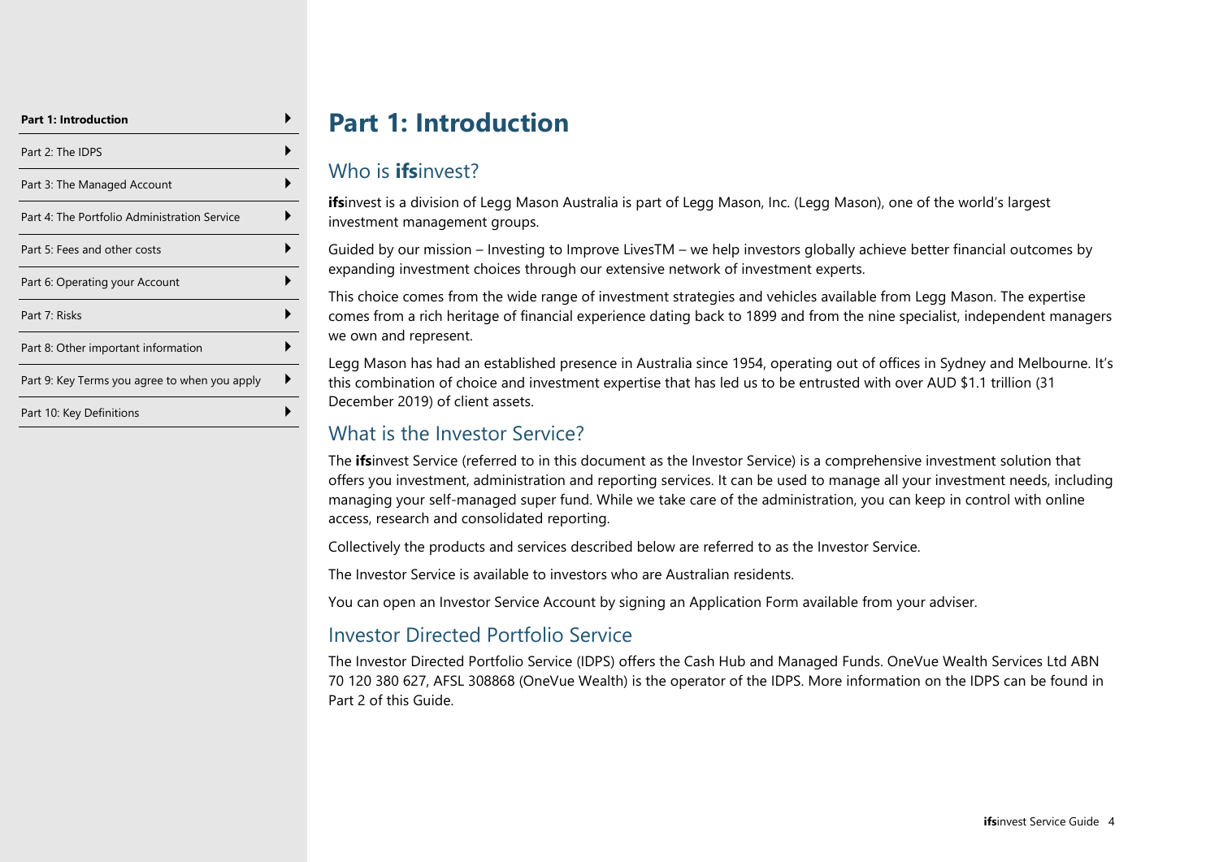# Part 1: Introduction

## Who is **ifs**invest?

**ifs**invest is a division of Legg Mason Australia is part of Legg Mason, Inc. (Legg Mason), one of the world's largest investment management groups.

Guided by our mission – Investing to Improve LivesTM – we help investors globally achieve better financial outcomes by expanding investment choices through our extensive network of investment experts.

This choice comes from the wide range of investment strategies and vehicles available from Legg Mason. The expertise comes from a rich heritage of financial experience dating back to 1899 and from the nine specialist, independent managers we own and represent.

Legg Mason has had an established presence in Australia since 1954, operating out of offices in Sydney and Melbourne. It's this combination of choice and investment expertise that has led us to be entrusted with over AUD $1.1 trillion (31 December 2019) of client assets.

## What is the Investor Service?

The **ifs**invest Service (referred to in this document as the Investor Service) is a comprehensive investment solution that offers you investment, administration and reporting services. It can be used to manage all your investment needs, including managing your self-managed super fund. While we take care of the administration, you can keep in control with online access, research and consolidated reporting.

Collectively the products and services described below are referred to as the Investor Service.

The Investor Service is available to investors who are Australian residents.

You can open an Investor Service Account by signing an Application Form available from your adviser.

## Investor Directed Portfolio Service

The Investor Directed Portfolio Service (IDPS) offers the Cash Hub and Managed Funds. OneVue Wealth Services Ltd ABN 70 120 380 627, AFSL 308868 (OneVue Wealth) is the operator of the IDPS. More information on the IDPS can be found in Part 2 of this Guide.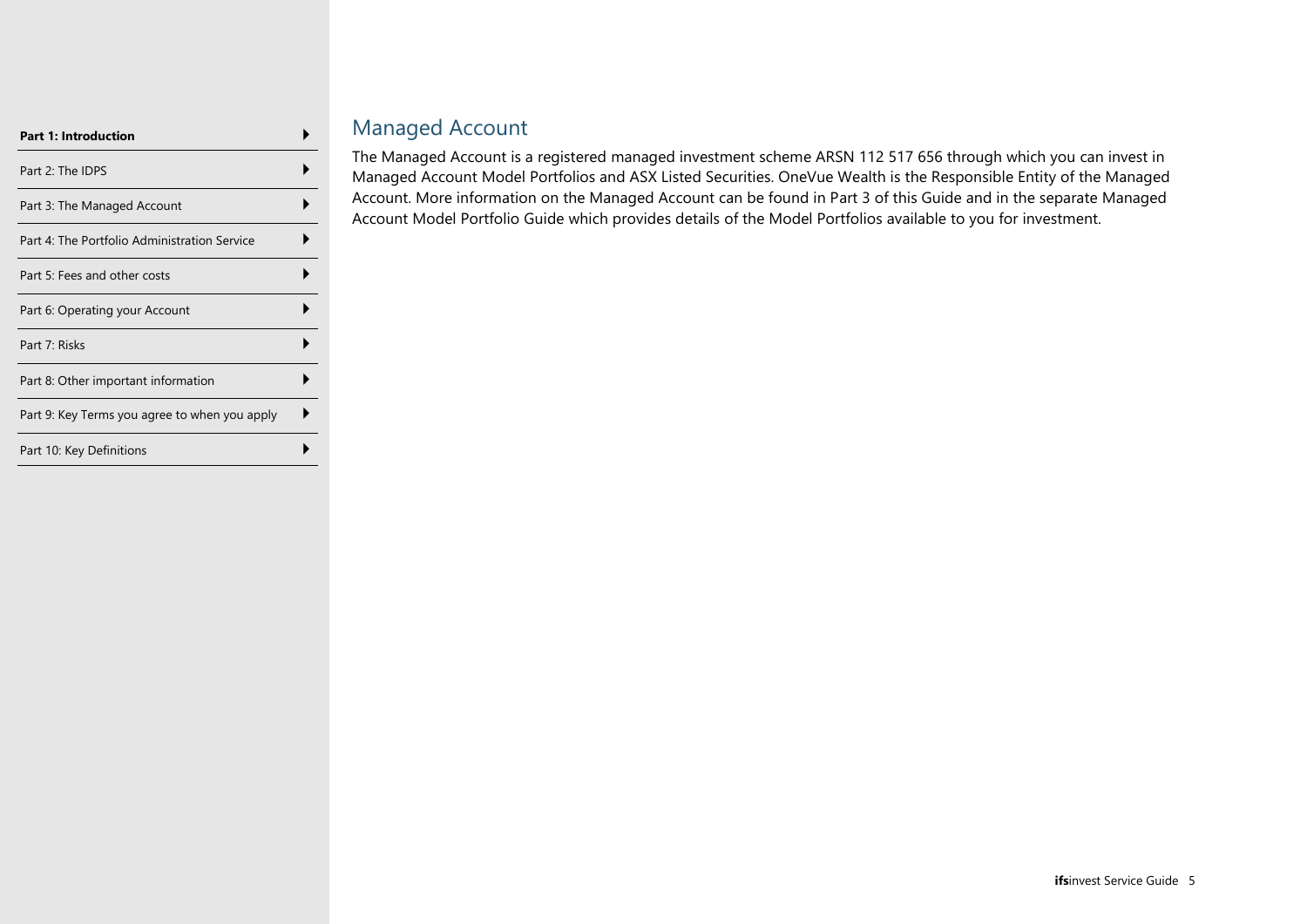## Managed Account

The Managed Account is a registered managed investment scheme ARSN 112 517 656 through which you can invest in Managed Account Model Portfolios and ASX Listed Securities. OneVue Wealth is the Responsible Entity of the Managed Account. More information on the Managed Account can be found in Part 3 of this Guide and in the separate Managed Account Model Portfolio Guide which provides details of the Model Portfolios available to you for investment.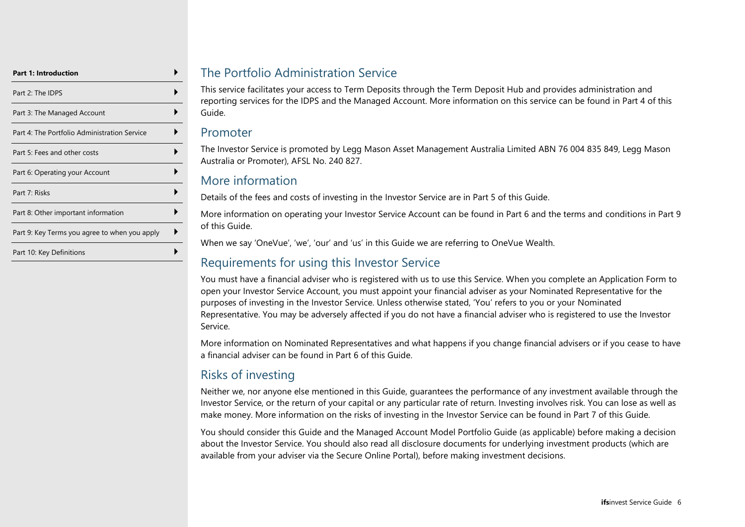## The Portfolio Administration Service

This service facilitates your access to Term Deposits through the Term Deposit Hub and provides administration and reporting services for the IDPS and the Managed Account. More information on this service can be found in Part 4 of this Guide.

## Promoter

The Investor Service is promoted by Legg Mason Asset Management Australia Limited ABN 76 004 835 849, Legg Mason Australia or Promoter), AFSL No. 240 827.

## More information

Details of the fees and costs of investing in the Investor Service are in Part 5 of this Guide.

More information on operating your Investor Service Account can be found in Part 6 and the terms and conditions in Part 9 of this Guide.

When we say 'OneVue', 'we', 'our' and 'us' in this Guide we are referring to OneVue Wealth.

## Requirements for using this Investor Service

You must have a financial adviser who is registered with us to use this Service. When you complete an Application Form to open your Investor Service Account, you must appoint your financial adviser as your Nominated Representative for the purposes of investing in the Investor Service. Unless otherwise stated, 'You' refers to you or your Nominated Representative. You may be adversely affected if you do not have a financial adviser who is registered to use the Investor Service.

More information on Nominated Representatives and what happens if you change financial advisers or if you cease to have a financial adviser can be found in Part 6 of this Guide.

## Risks of investing

Neither we, nor anyone else mentioned in this Guide, guarantees the performance of any investment available through the Investor Service, or the return of your capital or any particular rate of return. Investing involves risk. You can lose as well as make money. More information on the risks of investing in the Investor Service can be found in Part 7 of this Guide.

You should consider this Guide and the Managed Account Model Portfolio Guide (as applicable) before making a decision about the Investor Service. You should also read all disclosure documents for underlying investment products (which are available from your adviser via the Secure Online Portal), before making investment decisions.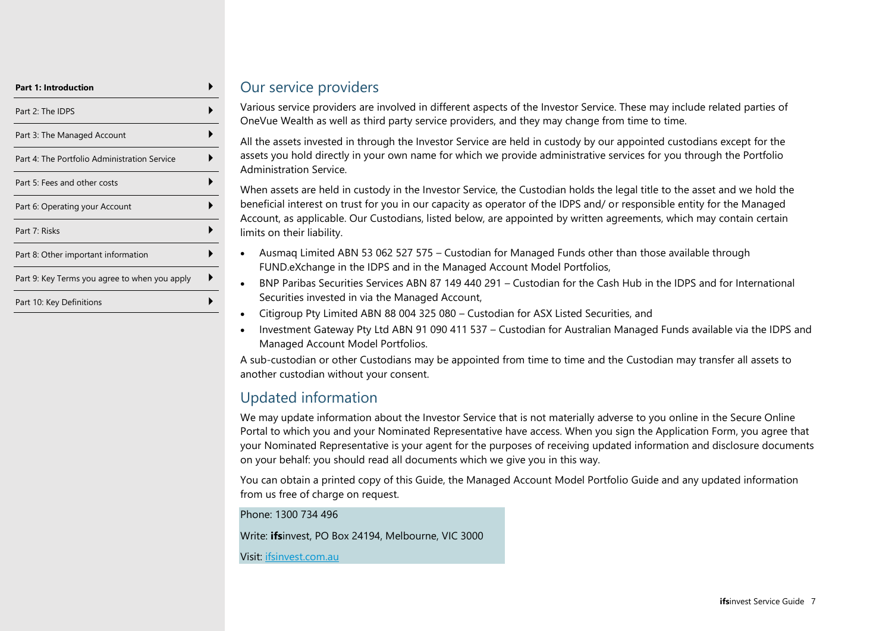## Our service providers

Various service providers are involved in different aspects of the Investor Service. These may include related parties of OneVue Wealth as well as third party service providers, and they may change from time to time.

All the assets invested in through the Investor Service are held in custody by our appointed custodians except for the assets you hold directly in your own name for which we provide administrative services for you through the Portfolio Administration Service.

When assets are held in custody in the Investor Service, the Custodian holds the legal title to the asset and we hold the beneficial interest on trust for you in our capacity as operator of the IDPS and/ or responsible entity for the Managed Account, as applicable. Our Custodians, listed below, are appointed by written agreements, which may contain certain limits on their liability.

- Ausmaq Limited ABN 53 062 527 575 – Custodian for Managed Funds other than those available through FUND.eXchange in the IDPS and in the Managed Account Model Portfolios,
- BNP Paribas Securities Services ABN 87 149 440 291 – Custodian for the Cash Hub in the IDPS and for International Securities invested in via the Managed Account,
- Citigroup Pty Limited ABN 88 004 325 080 – Custodian for ASX Listed Securities, and
- Investment Gateway Pty Ltd ABN 91 090 411 537 – Custodian for Australian Managed Funds available via the IDPS and Managed Account Model Portfolios.

A sub-custodian or other Custodians may be appointed from time to time and the Custodian may transfer all assets to another custodian without your consent.

## Updated information

We may update information about the Investor Service that is not materially adverse to you online in the Secure Online Portal to which you and your Nominated Representative have access. When you sign the Application Form, you agree that your Nominated Representative is your agent for the purposes of receiving updated information and disclosure documents on your behalf: you should read all documents which we give you in this way.

You can obtain a printed copy of this Guide, the Managed Account Model Portfolio Guide and any updated information from us free of charge on request.

Phone: 1300 734 496

Write: **ifs**invest, PO Box 24194, Melbourne, VIC 3000

Visit: [ifsinvest.com.au](ifsinvest.com.au)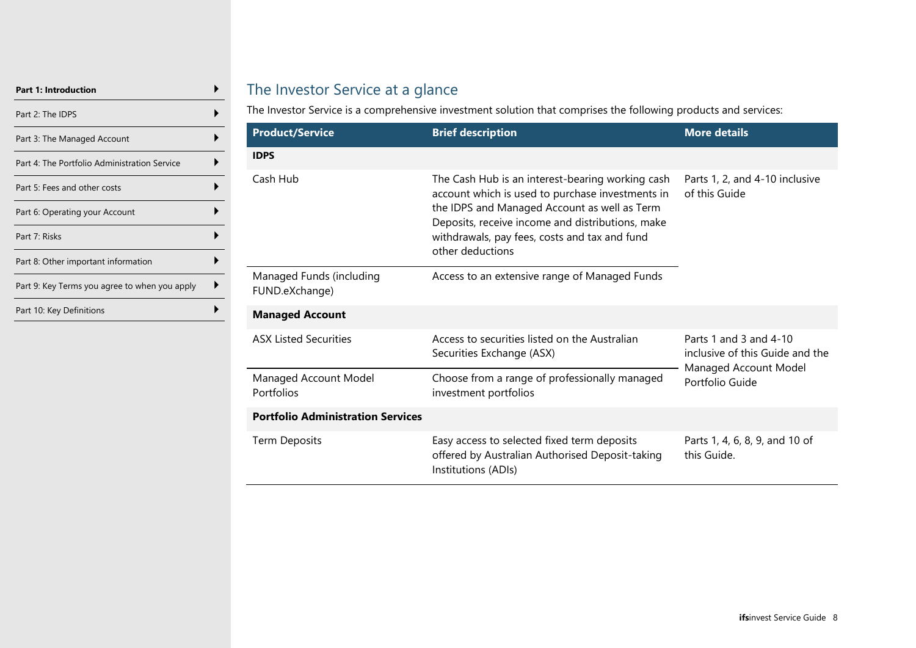## The Investor Service at a glance

The Investor Service is a comprehensive investment solution that comprises the following products and services:

| Product/Service | Brief description | More details |
|---|---|---|
| **IDPS** | | |
| Cash Hub | The Cash Hub is an interest-bearing working cash account which is used to purchase investments in the IDPS and Managed Account as well as Term Deposits, receive income and distributions, make withdrawals, pay fees, costs and tax and fund other deductions | Parts 1, 2, and 4-10 inclusive of this Guide |
| Managed Funds (including FUND.eXchange) | Access to an extensive range of Managed Funds | |
| **Managed Account** | | |
| ASX Listed Securities | Access to securities listed on the Australian Securities Exchange (ASX) | Parts 1 and 3 and 4-10 inclusive of this Guide and the Managed Account Model Portfolio Guide |
| Managed Account Model Portfolios | Choose from a range of professionally managed investment portfolios | |
| **Portfolio Administration Services** | | |
| Term Deposits | Easy access to selected fixed term deposits offered by Australian Authorised Deposit-taking Institutions (ADIs) | Parts 1, 4, 6, 8, 9, and 10 of this Guide. |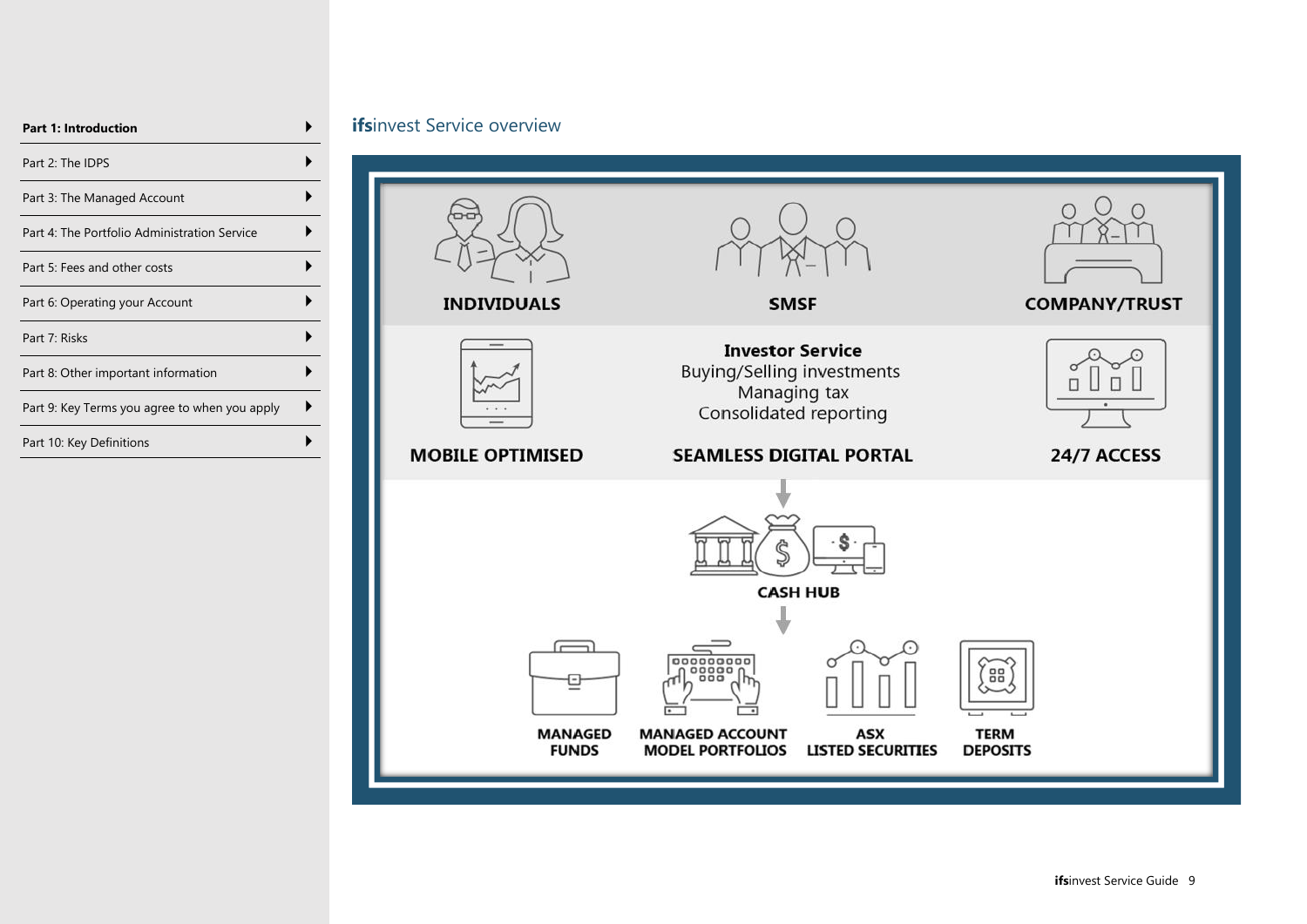- **Part 1: Introduction**
- Part 2: The IDPS
- Part 3: The Managed Account
- Part 4: The Portfolio Administration Service
- Part 5: Fees and other costs
- Part 6: Operating your Account
- Part 7: Risks
- Part 8: Other important information
- Part 9: Key Terms you agree to when you apply
- Part 10: Key Definitions

## **ifs**invest Service overview

**INDIVIDUALS** | **SMSF** | **COMPANY/TRUST**

**Investor Service**
Buying/Selling investments
Managing tax
Consolidated reporting

**MOBILE OPTIMISED** | **SEAMLESS DIGITAL PORTAL** | **24/7 ACCESS**

**CASH HUB**

**MANAGED FUNDS** | **MANAGED ACCOUNT MODEL PORTFOLIOS** | **ASX LISTED SECURITIES** | **TERM DEPOSITS**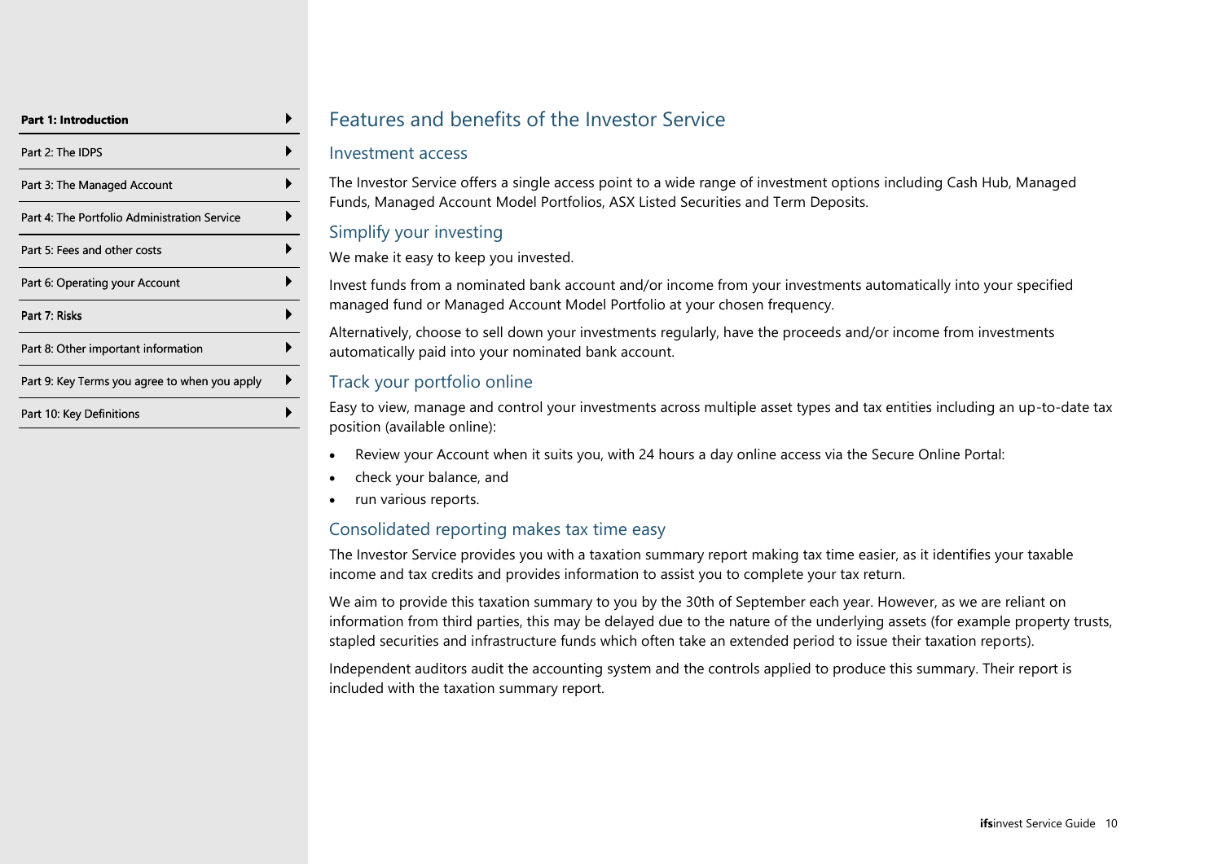# Features and benefits of the Investor Service

## Investment access

The Investor Service offers a single access point to a wide range of investment options including Cash Hub, Managed Funds, Managed Account Model Portfolios, ASX Listed Securities and Term Deposits.

## Simplify your investing

We make it easy to keep you invested.

Invest funds from a nominated bank account and/or income from your investments automatically into your specified managed fund or Managed Account Model Portfolio at your chosen frequency.

Alternatively, choose to sell down your investments regularly, have the proceeds and/or income from investments automatically paid into your nominated bank account.

## Track your portfolio online

Easy to view, manage and control your investments across multiple asset types and tax entities including an up-to-date tax position (available online):

- Review your Account when it suits you, with 24 hours a day online access via the Secure Online Portal:
- check your balance, and
- run various reports.

## Consolidated reporting makes tax time easy

The Investor Service provides you with a taxation summary report making tax time easier, as it identifies your taxable income and tax credits and provides information to assist you to complete your tax return.

We aim to provide this taxation summary to you by the 30th of September each year. However, as we are reliant on information from third parties, this may be delayed due to the nature of the underlying assets (for example property trusts, stapled securities and infrastructure funds which often take an extended period to issue their taxation reports).

Independent auditors audit the accounting system and the controls applied to produce this summary. Their report is included with the taxation summary report.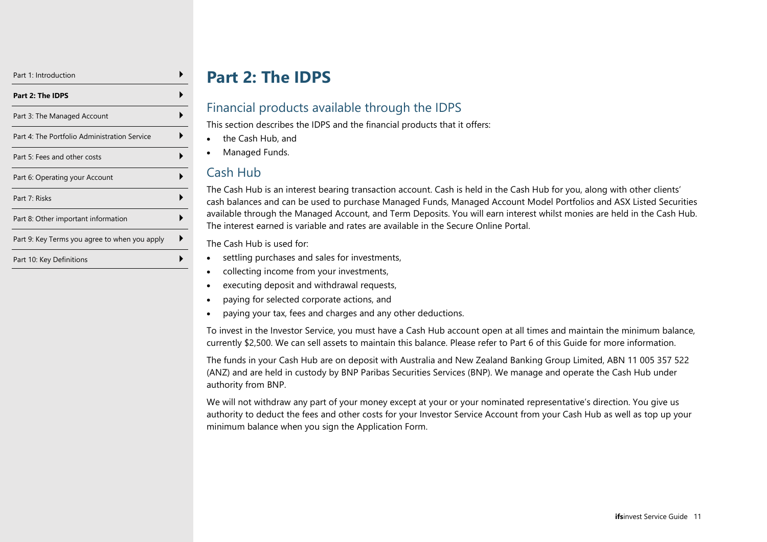# Part 2: The IDPS

## Financial products available through the IDPS

This section describes the IDPS and the financial products that it offers:

- the Cash Hub, and
- Managed Funds.

## Cash Hub

The Cash Hub is an interest bearing transaction account. Cash is held in the Cash Hub for you, along with other clients' cash balances and can be used to purchase Managed Funds, Managed Account Model Portfolios and ASX Listed Securities available through the Managed Account, and Term Deposits. You will earn interest whilst monies are held in the Cash Hub. The interest earned is variable and rates are available in the Secure Online Portal.

The Cash Hub is used for:

- settling purchases and sales for investments,
- collecting income from your investments,
- executing deposit and withdrawal requests,
- paying for selected corporate actions, and
- paying your tax, fees and charges and any other deductions.

To invest in the Investor Service, you must have a Cash Hub account open at all times and maintain the minimum balance, currently $2,500. We can sell assets to maintain this balance. Please refer to Part 6 of this Guide for more information.

The funds in your Cash Hub are on deposit with Australia and New Zealand Banking Group Limited, ABN 11 005 357 522 (ANZ) and are held in custody by BNP Paribas Securities Services (BNP). We manage and operate the Cash Hub under authority from BNP.

We will not withdraw any part of your money except at your or your nominated representative's direction. You give us authority to deduct the fees and other costs for your Investor Service Account from your Cash Hub as well as top up your minimum balance when you sign the Application Form.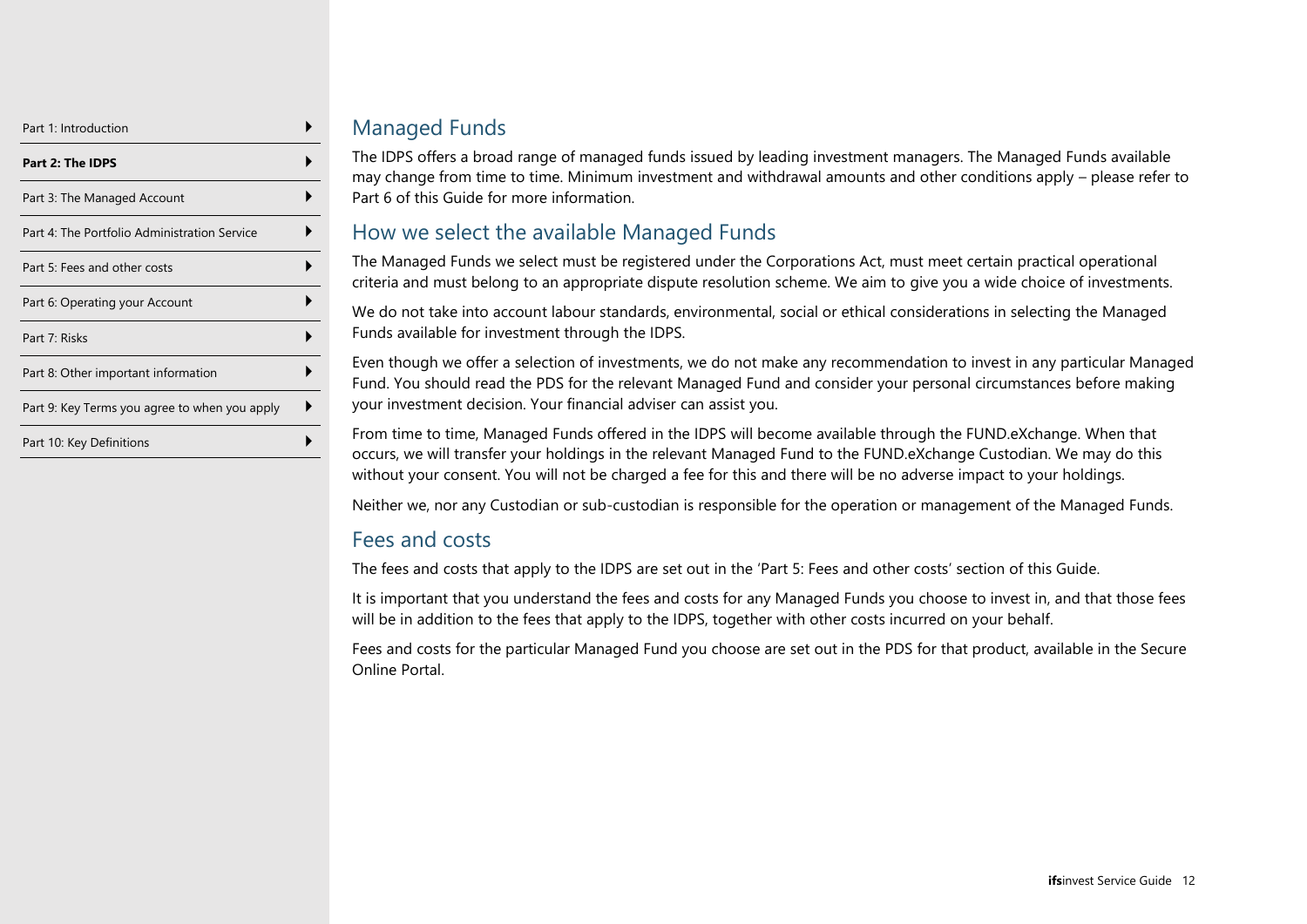## Managed Funds

The IDPS offers a broad range of managed funds issued by leading investment managers. The Managed Funds available may change from time to time. Minimum investment and withdrawal amounts and other conditions apply – please refer to Part 6 of this Guide for more information.

## How we select the available Managed Funds

The Managed Funds we select must be registered under the Corporations Act, must meet certain practical operational criteria and must belong to an appropriate dispute resolution scheme. We aim to give you a wide choice of investments.

We do not take into account labour standards, environmental, social or ethical considerations in selecting the Managed Funds available for investment through the IDPS.

Even though we offer a selection of investments, we do not make any recommendation to invest in any particular Managed Fund. You should read the PDS for the relevant Managed Fund and consider your personal circumstances before making your investment decision. Your financial adviser can assist you.

From time to time, Managed Funds offered in the IDPS will become available through the FUND.eXchange. When that occurs, we will transfer your holdings in the relevant Managed Fund to the FUND.eXchange Custodian. We may do this without your consent. You will not be charged a fee for this and there will be no adverse impact to your holdings.

Neither we, nor any Custodian or sub-custodian is responsible for the operation or management of the Managed Funds.

## Fees and costs

The fees and costs that apply to the IDPS are set out in the 'Part 5: Fees and other costs' section of this Guide.

It is important that you understand the fees and costs for any Managed Funds you choose to invest in, and that those fees will be in addition to the fees that apply to the IDPS, together with other costs incurred on your behalf.

Fees and costs for the particular Managed Fund you choose are set out in the PDS for that product, available in the Secure Online Portal.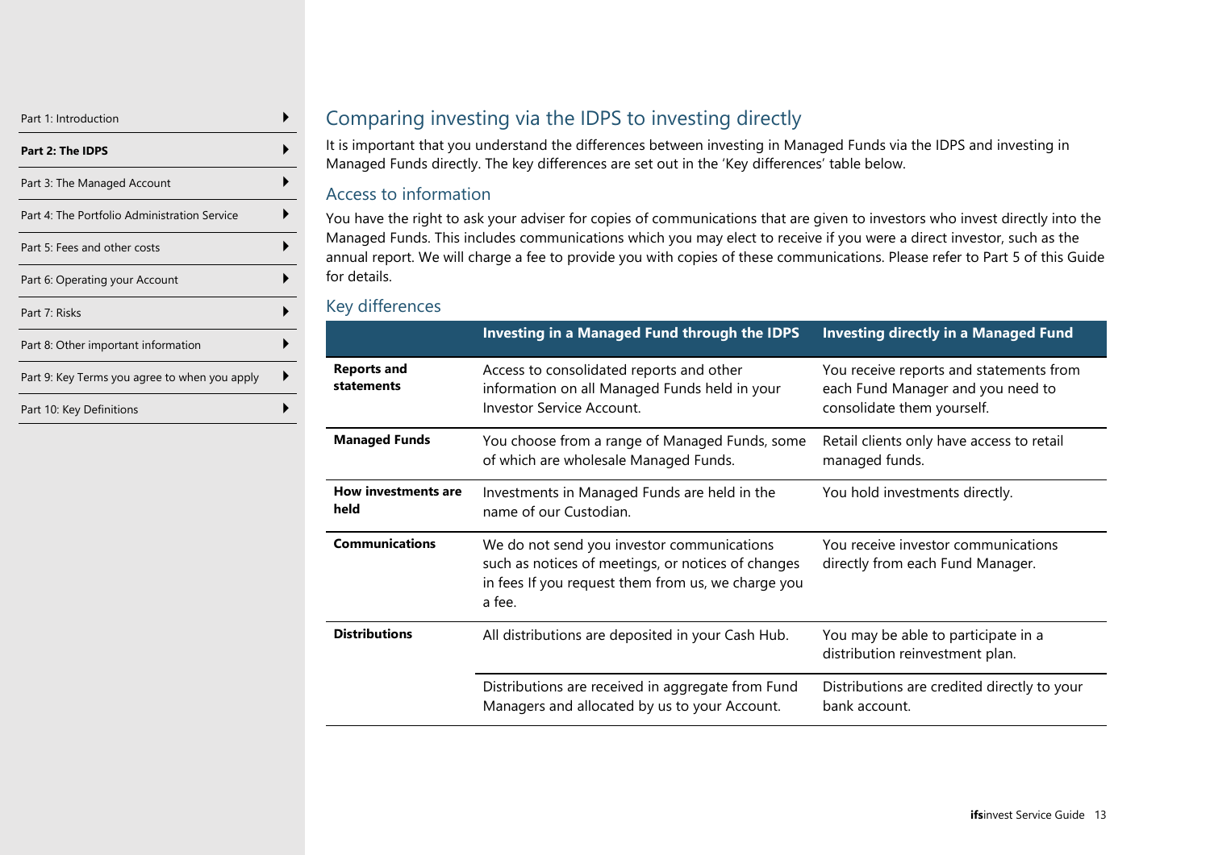## Comparing investing via the IDPS to investing directly

It is important that you understand the differences between investing in Managed Funds via the IDPS and investing in Managed Funds directly. The key differences are set out in the 'Key differences' table below.

### Access to information

You have the right to ask your adviser for copies of communications that are given to investors who invest directly into the Managed Funds. This includes communications which you may elect to receive if you were a direct investor, such as the annual report. We will charge a fee to provide you with copies of these communications. Please refer to Part 5 of this Guide for details.

### Key differences

| | Investing in a Managed Fund through the IDPS | Investing directly in a Managed Fund |
|---|---|---|
| **Reports and statements** | Access to consolidated reports and other information on all Managed Funds held in your Investor Service Account. | You receive reports and statements from each Fund Manager and you need to consolidate them yourself. |
| **Managed Funds** | You choose from a range of Managed Funds, some of which are wholesale Managed Funds. | Retail clients only have access to retail managed funds. |
| **How investments are held** | Investments in Managed Funds are held in the name of our Custodian. | You hold investments directly. |
| **Communications** | We do not send you investor communications such as notices of meetings, or notices of changes in fees If you request them from us, we charge you a fee. | You receive investor communications directly from each Fund Manager. |
| **Distributions** | All distributions are deposited in your Cash Hub. | You may be able to participate in a distribution reinvestment plan. |
| | Distributions are received in aggregate from Fund Managers and allocated by us to your Account. | Distributions are credited directly to your bank account. |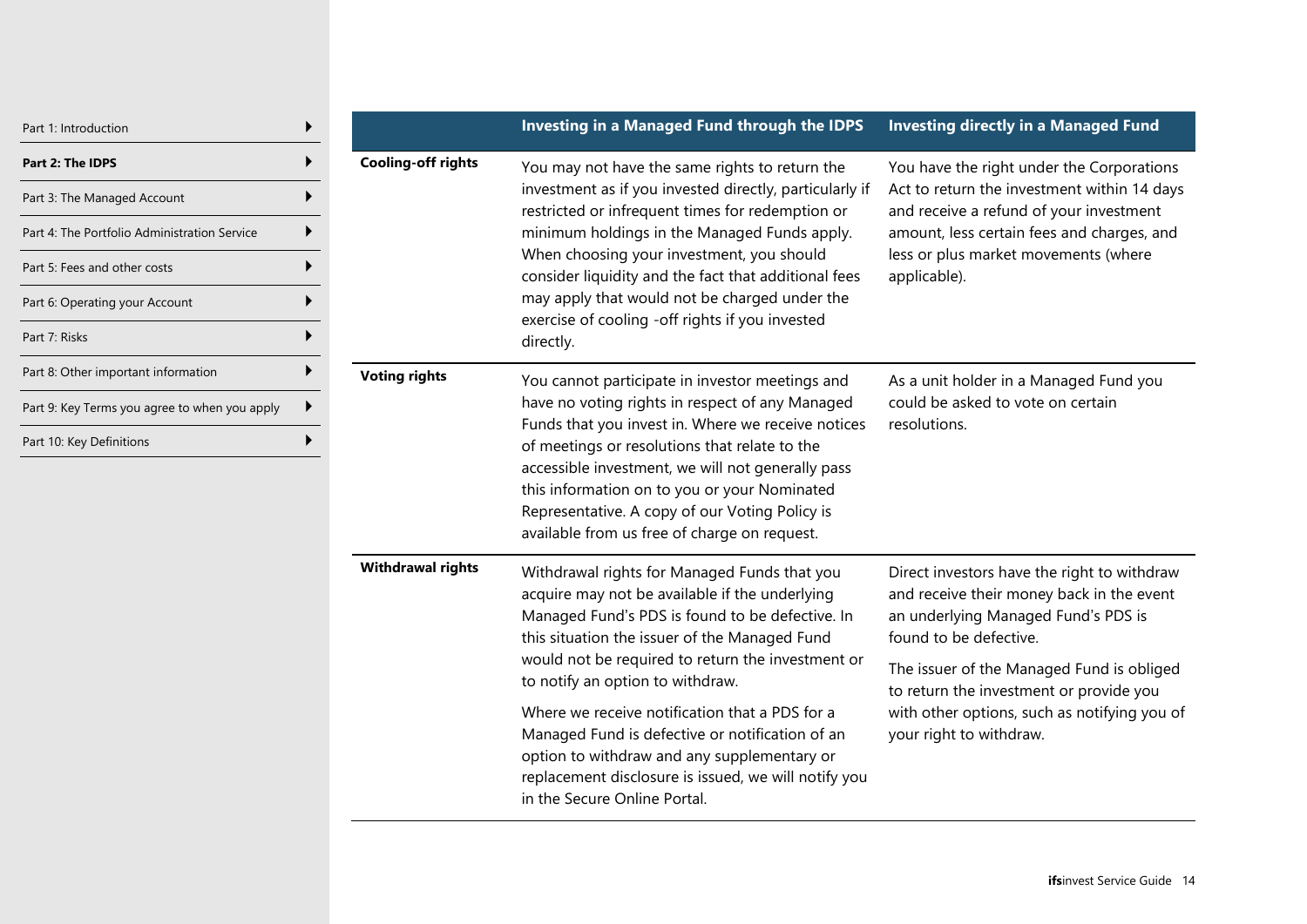| | Investing in a Managed Fund through the IDPS | Investing directly in a Managed Fund |
|---|---|---|
| **Cooling-off rights** | You may not have the same rights to return the investment as if you invested directly, particularly if restricted or infrequent times for redemption or minimum holdings in the Managed Funds apply. When choosing your investment, you should consider liquidity and the fact that additional fees may apply that would not be charged under the exercise of cooling -off rights if you invested directly. | You have the right under the Corporations Act to return the investment within 14 days and receive a refund of your investment amount, less certain fees and charges, and less or plus market movements (where applicable). |
| **Voting rights** | You cannot participate in investor meetings and have no voting rights in respect of any Managed Funds that you invest in. Where we receive notices of meetings or resolutions that relate to the accessible investment, we will not generally pass this information on to you or your Nominated Representative. A copy of our Voting Policy is available from us free of charge on request. | As a unit holder in a Managed Fund you could be asked to vote on certain resolutions. |
| **Withdrawal rights** | Withdrawal rights for Managed Funds that you acquire may not be available if the underlying Managed Fund's PDS is found to be defective. In this situation the issuer of the Managed Fund would not be required to return the investment or to notify an option to withdraw.<br><br>Where we receive notification that a PDS for a Managed Fund is defective or notification of an option to withdraw and any supplementary or replacement disclosure is issued, we will notify you in the Secure Online Portal. | Direct investors have the right to withdraw and receive their money back in the event an underlying Managed Fund's PDS is found to be defective.<br><br>The issuer of the Managed Fund is obliged to return the investment or provide you with other options, such as notifying you of your right to withdraw. |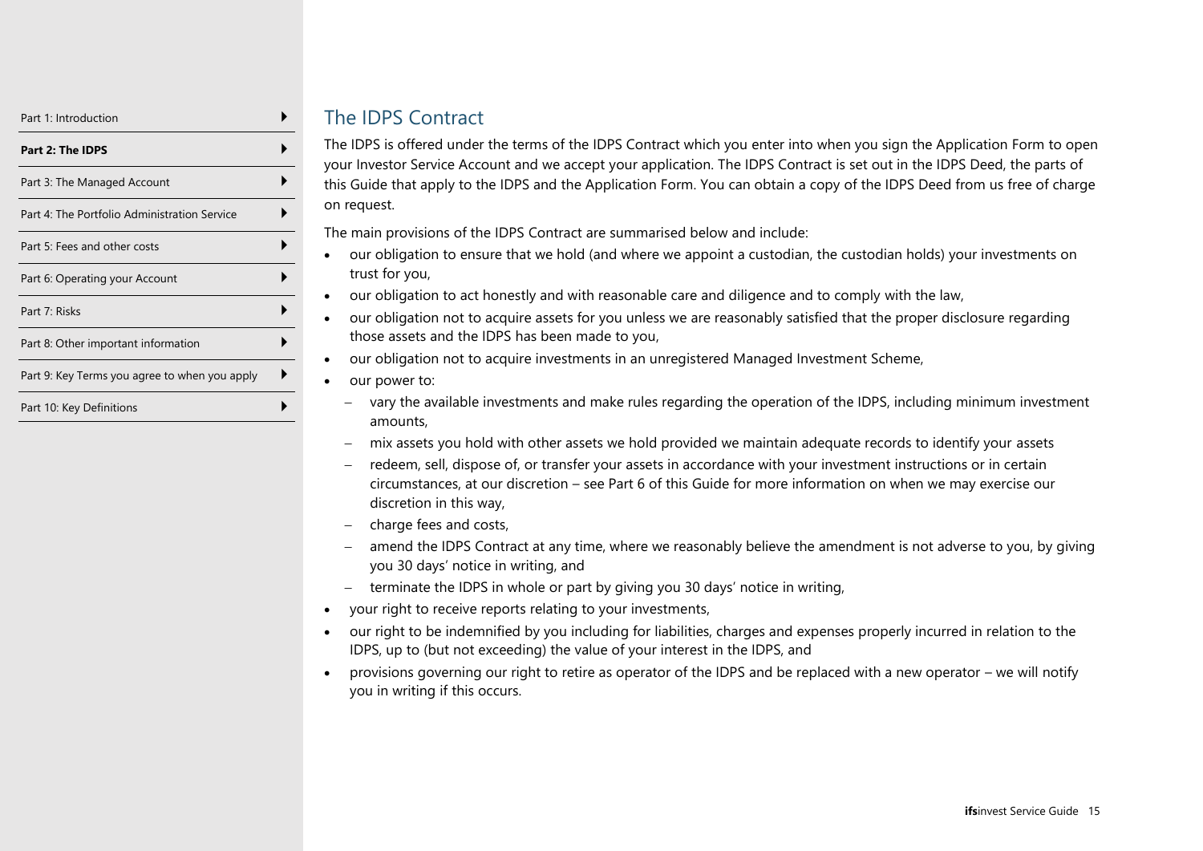## The IDPS Contract

The IDPS is offered under the terms of the IDPS Contract which you enter into when you sign the Application Form to open your Investor Service Account and we accept your application. The IDPS Contract is set out in the IDPS Deed, the parts of this Guide that apply to the IDPS and the Application Form. You can obtain a copy of the IDPS Deed from us free of charge on request.

The main provisions of the IDPS Contract are summarised below and include:

- our obligation to ensure that we hold (and where we appoint a custodian, the custodian holds) your investments on trust for you,
- our obligation to act honestly and with reasonable care and diligence and to comply with the law,
- our obligation not to acquire assets for you unless we are reasonably satisfied that the proper disclosure regarding those assets and the IDPS has been made to you,
- our obligation not to acquire investments in an unregistered Managed Investment Scheme,
- our power to:
  - vary the available investments and make rules regarding the operation of the IDPS, including minimum investment amounts,
  - mix assets you hold with other assets we hold provided we maintain adequate records to identify your assets
  - redeem, sell, dispose of, or transfer your assets in accordance with your investment instructions or in certain circumstances, at our discretion – see Part 6 of this Guide for more information on when we may exercise our discretion in this way,
  - charge fees and costs,
  - amend the IDPS Contract at any time, where we reasonably believe the amendment is not adverse to you, by giving you 30 days' notice in writing, and
  - terminate the IDPS in whole or part by giving you 30 days' notice in writing,
- your right to receive reports relating to your investments,
- our right to be indemnified by you including for liabilities, charges and expenses properly incurred in relation to the IDPS, up to (but not exceeding) the value of your interest in the IDPS, and
- provisions governing our right to retire as operator of the IDPS and be replaced with a new operator – we will notify you in writing if this occurs.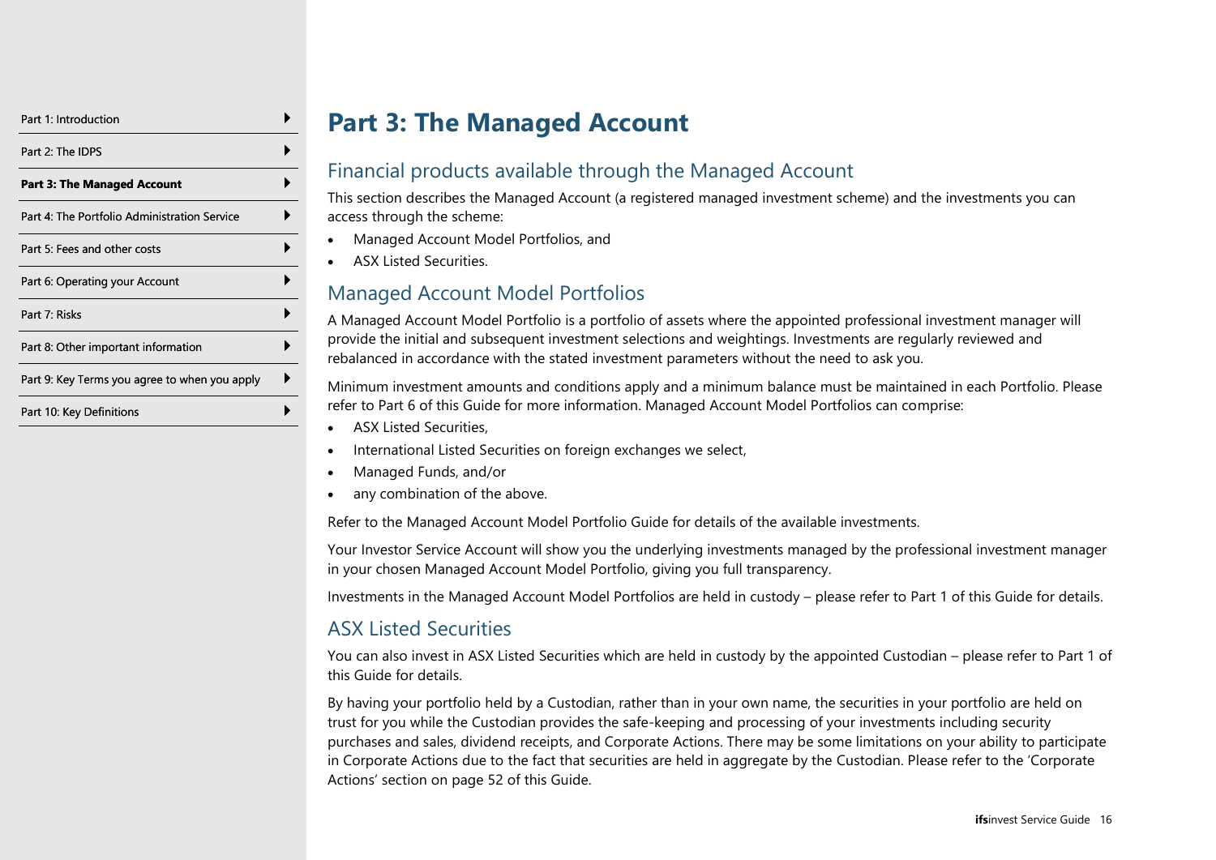# Part 3: The Managed Account

## Financial products available through the Managed Account

This section describes the Managed Account (a registered managed investment scheme) and the investments you can access through the scheme:

- Managed Account Model Portfolios, and
- ASX Listed Securities.

## Managed Account Model Portfolios

A Managed Account Model Portfolio is a portfolio of assets where the appointed professional investment manager will provide the initial and subsequent investment selections and weightings. Investments are regularly reviewed and rebalanced in accordance with the stated investment parameters without the need to ask you.

Minimum investment amounts and conditions apply and a minimum balance must be maintained in each Portfolio. Please refer to Part 6 of this Guide for more information. Managed Account Model Portfolios can comprise:

- ASX Listed Securities,
- International Listed Securities on foreign exchanges we select,
- Managed Funds, and/or
- any combination of the above.

Refer to the Managed Account Model Portfolio Guide for details of the available investments.

Your Investor Service Account will show you the underlying investments managed by the professional investment manager in your chosen Managed Account Model Portfolio, giving you full transparency.

Investments in the Managed Account Model Portfolios are held in custody – please refer to Part 1 of this Guide for details.

## ASX Listed Securities

You can also invest in ASX Listed Securities which are held in custody by the appointed Custodian – please refer to Part 1 of this Guide for details.

By having your portfolio held by a Custodian, rather than in your own name, the securities in your portfolio are held on trust for you while the Custodian provides the safe-keeping and processing of your investments including security purchases and sales, dividend receipts, and Corporate Actions. There may be some limitations on your ability to participate in Corporate Actions due to the fact that securities are held in aggregate by the Custodian. Please refer to the 'Corporate Actions' section on page 52 of this Guide.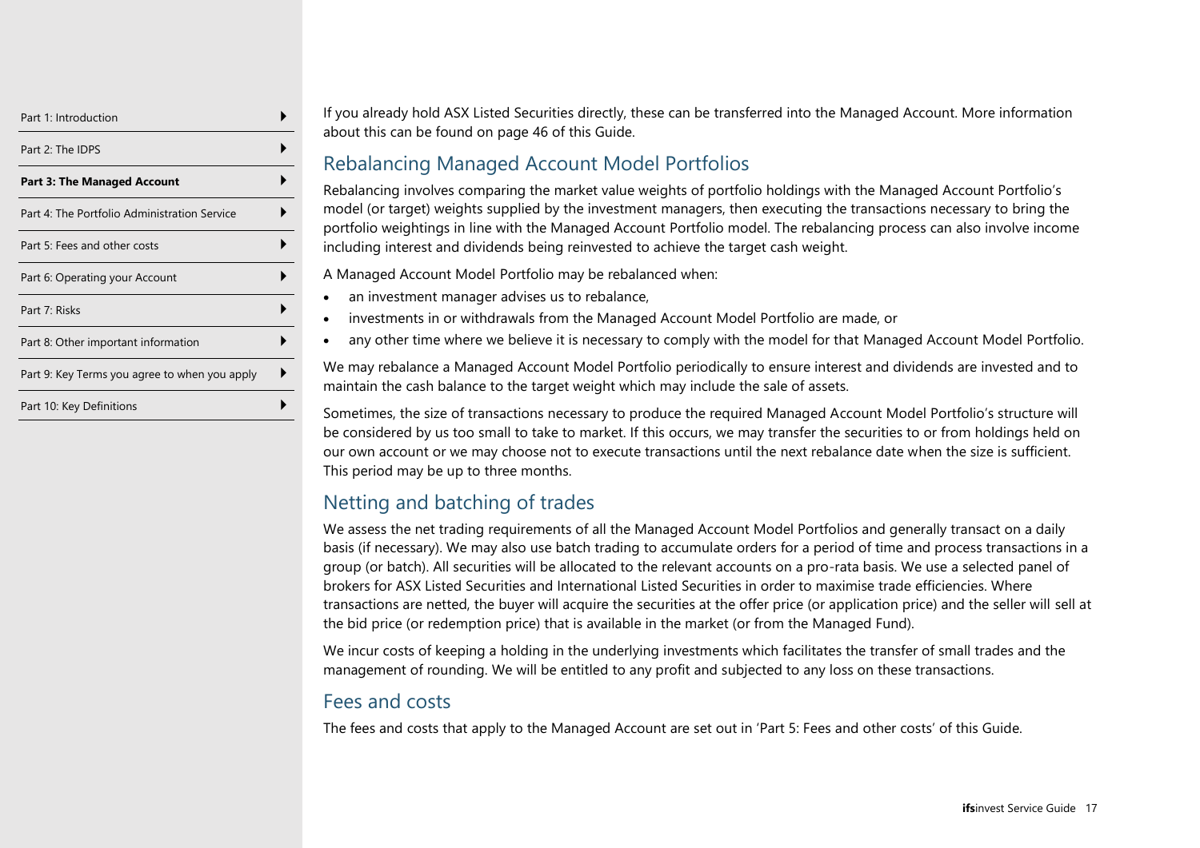If you already hold ASX Listed Securities directly, these can be transferred into the Managed Account. More information about this can be found on page 46 of this Guide.

## Rebalancing Managed Account Model Portfolios

Rebalancing involves comparing the market value weights of portfolio holdings with the Managed Account Portfolio's model (or target) weights supplied by the investment managers, then executing the transactions necessary to bring the portfolio weightings in line with the Managed Account Portfolio model. The rebalancing process can also involve income including interest and dividends being reinvested to achieve the target cash weight.

A Managed Account Model Portfolio may be rebalanced when:

- an investment manager advises us to rebalance,
- investments in or withdrawals from the Managed Account Model Portfolio are made, or
- any other time where we believe it is necessary to comply with the model for that Managed Account Model Portfolio.

We may rebalance a Managed Account Model Portfolio periodically to ensure interest and dividends are invested and to maintain the cash balance to the target weight which may include the sale of assets.

Sometimes, the size of transactions necessary to produce the required Managed Account Model Portfolio's structure will be considered by us too small to take to market. If this occurs, we may transfer the securities to or from holdings held on our own account or we may choose not to execute transactions until the next rebalance date when the size is sufficient. This period may be up to three months.

## Netting and batching of trades

We assess the net trading requirements of all the Managed Account Model Portfolios and generally transact on a daily basis (if necessary). We may also use batch trading to accumulate orders for a period of time and process transactions in a group (or batch). All securities will be allocated to the relevant accounts on a pro-rata basis. We use a selected panel of brokers for ASX Listed Securities and International Listed Securities in order to maximise trade efficiencies. Where transactions are netted, the buyer will acquire the securities at the offer price (or application price) and the seller will sell at the bid price (or redemption price) that is available in the market (or from the Managed Fund).

We incur costs of keeping a holding in the underlying investments which facilitates the transfer of small trades and the management of rounding. We will be entitled to any profit and subjected to any loss on these transactions.

## Fees and costs

The fees and costs that apply to the Managed Account are set out in 'Part 5: Fees and other costs' of this Guide.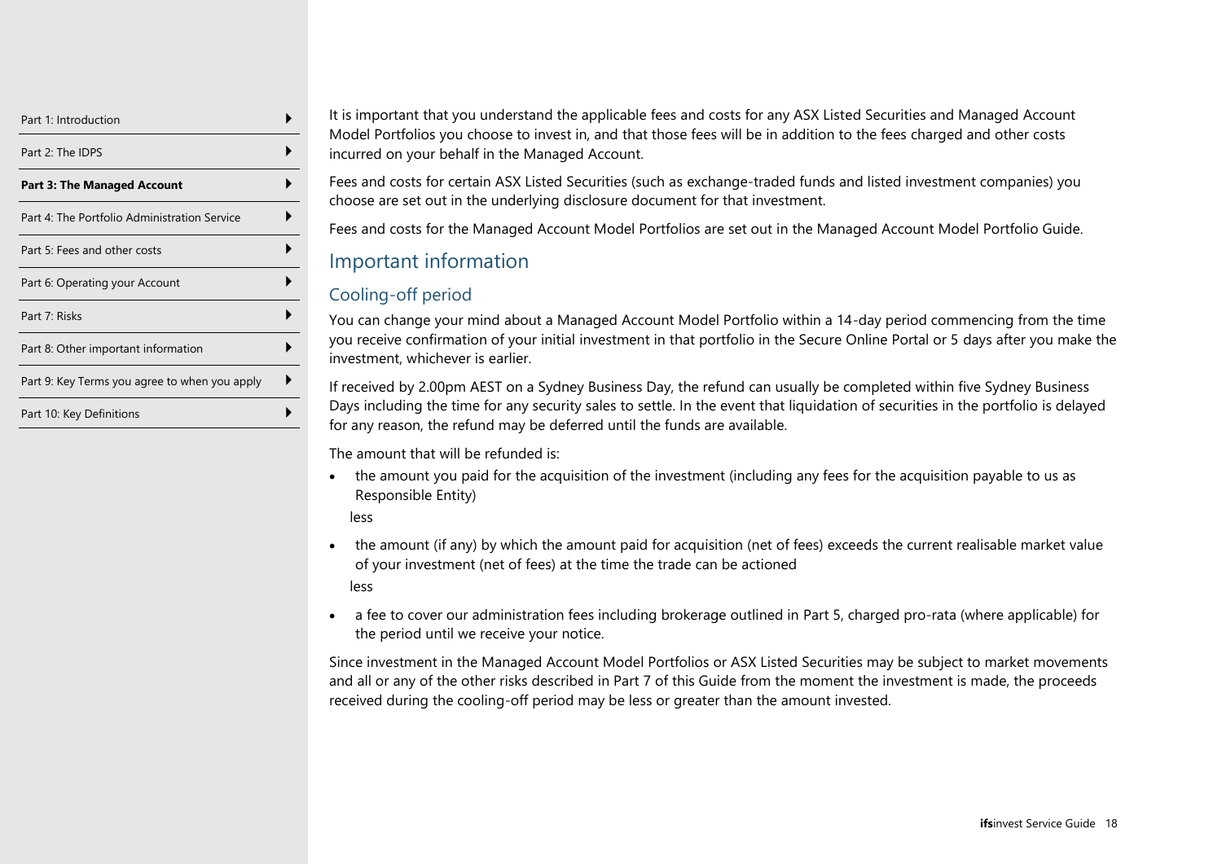It is important that you understand the applicable fees and costs for any ASX Listed Securities and Managed Account Model Portfolios you choose to invest in, and that those fees will be in addition to the fees charged and other costs incurred on your behalf in the Managed Account.

Fees and costs for certain ASX Listed Securities (such as exchange-traded funds and listed investment companies) you choose are set out in the underlying disclosure document for that investment.

Fees and costs for the Managed Account Model Portfolios are set out in the Managed Account Model Portfolio Guide.

## Important information

### Cooling-off period

You can change your mind about a Managed Account Model Portfolio within a 14-day period commencing from the time you receive confirmation of your initial investment in that portfolio in the Secure Online Portal or 5 days after you make the investment, whichever is earlier.

If received by 2.00pm AEST on a Sydney Business Day, the refund can usually be completed within five Sydney Business Days including the time for any security sales to settle. In the event that liquidation of securities in the portfolio is delayed for any reason, the refund may be deferred until the funds are available.

The amount that will be refunded is:

- the amount you paid for the acquisition of the investment (including any fees for the acquisition payable to us as Responsible Entity)

  less

- the amount (if any) by which the amount paid for acquisition (net of fees) exceeds the current realisable market value of your investment (net of fees) at the time the trade can be actioned

  less

- a fee to cover our administration fees including brokerage outlined in Part 5, charged pro-rata (where applicable) for the period until we receive your notice.

Since investment in the Managed Account Model Portfolios or ASX Listed Securities may be subject to market movements and all or any of the other risks described in Part 7 of this Guide from the moment the investment is made, the proceeds received during the cooling-off period may be less or greater than the amount invested.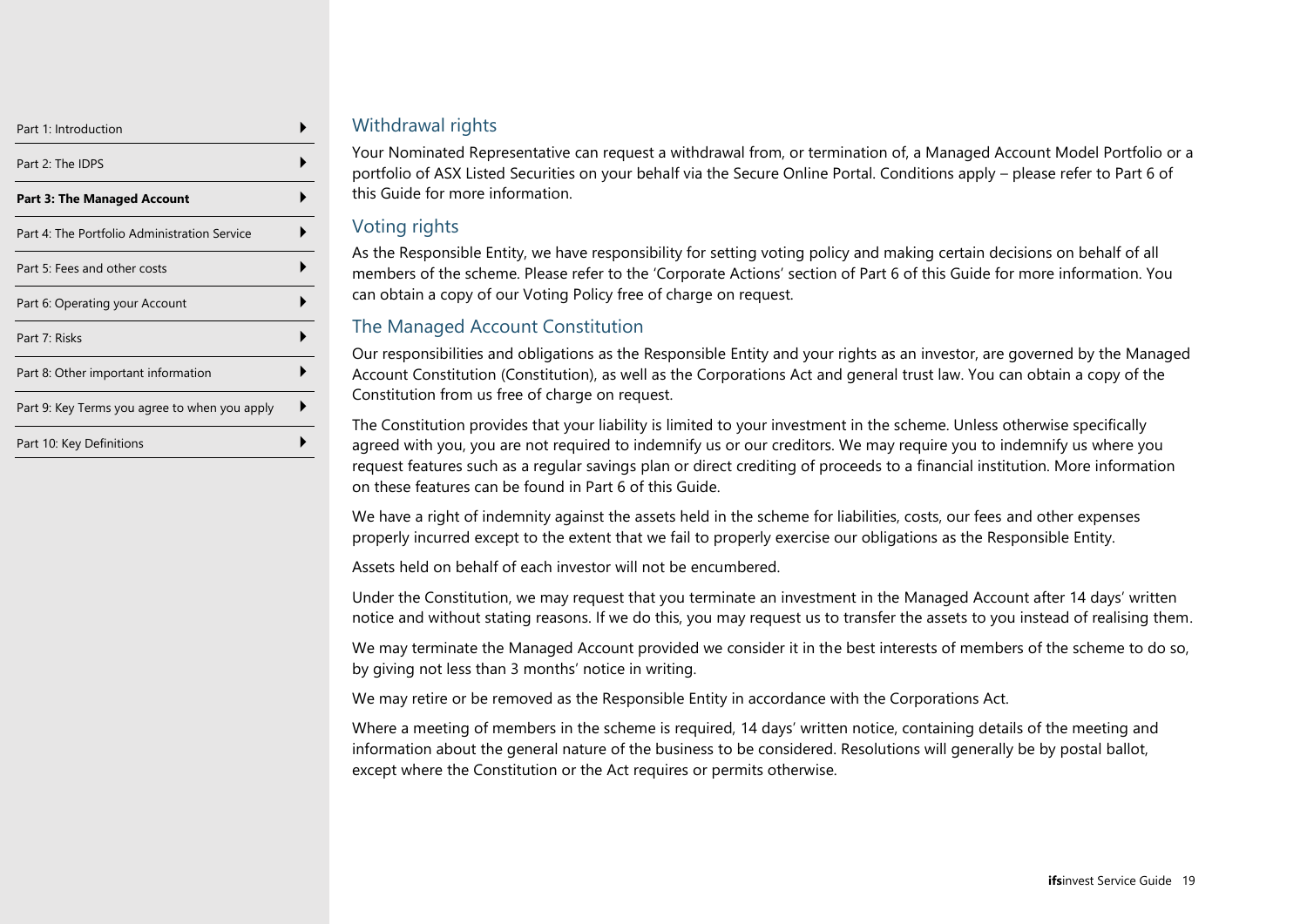## Withdrawal rights

Your Nominated Representative can request a withdrawal from, or termination of, a Managed Account Model Portfolio or a portfolio of ASX Listed Securities on your behalf via the Secure Online Portal. Conditions apply – please refer to Part 6 of this Guide for more information.

## Voting rights

As the Responsible Entity, we have responsibility for setting voting policy and making certain decisions on behalf of all members of the scheme. Please refer to the 'Corporate Actions' section of Part 6 of this Guide for more information. You can obtain a copy of our Voting Policy free of charge on request.

## The Managed Account Constitution

Our responsibilities and obligations as the Responsible Entity and your rights as an investor, are governed by the Managed Account Constitution (Constitution), as well as the Corporations Act and general trust law. You can obtain a copy of the Constitution from us free of charge on request.

The Constitution provides that your liability is limited to your investment in the scheme. Unless otherwise specifically agreed with you, you are not required to indemnify us or our creditors. We may require you to indemnify us where you request features such as a regular savings plan or direct crediting of proceeds to a financial institution. More information on these features can be found in Part 6 of this Guide.

We have a right of indemnity against the assets held in the scheme for liabilities, costs, our fees and other expenses properly incurred except to the extent that we fail to properly exercise our obligations as the Responsible Entity.

Assets held on behalf of each investor will not be encumbered.

Under the Constitution, we may request that you terminate an investment in the Managed Account after 14 days' written notice and without stating reasons. If we do this, you may request us to transfer the assets to you instead of realising them.

We may terminate the Managed Account provided we consider it in the best interests of members of the scheme to do so, by giving not less than 3 months' notice in writing.

We may retire or be removed as the Responsible Entity in accordance with the Corporations Act.

Where a meeting of members in the scheme is required, 14 days' written notice, containing details of the meeting and information about the general nature of the business to be considered. Resolutions will generally be by postal ballot, except where the Constitution or the Act requires or permits otherwise.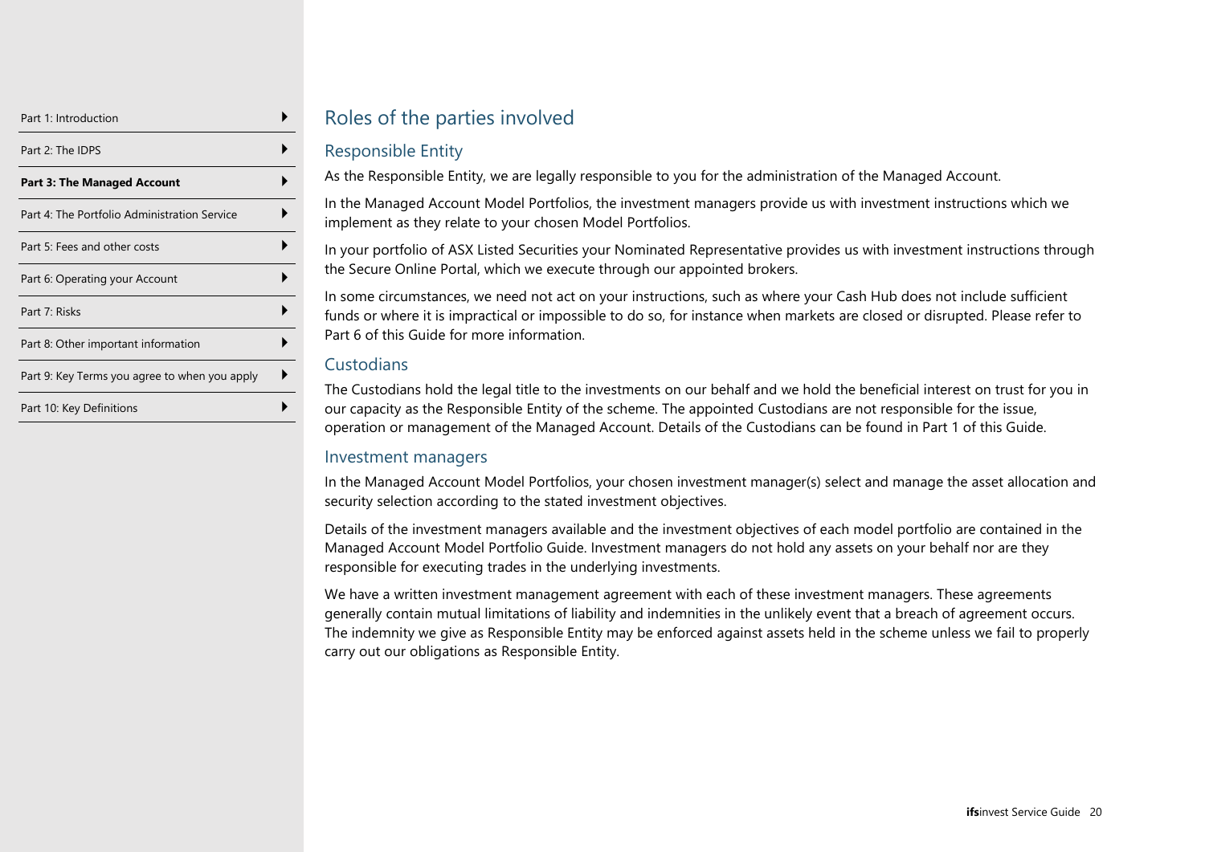# Roles of the parties involved

## Responsible Entity

As the Responsible Entity, we are legally responsible to you for the administration of the Managed Account.

In the Managed Account Model Portfolios, the investment managers provide us with investment instructions which we implement as they relate to your chosen Model Portfolios.

In your portfolio of ASX Listed Securities your Nominated Representative provides us with investment instructions through the Secure Online Portal, which we execute through our appointed brokers.

In some circumstances, we need not act on your instructions, such as where your Cash Hub does not include sufficient funds or where it is impractical or impossible to do so, for instance when markets are closed or disrupted. Please refer to Part 6 of this Guide for more information.

## Custodians

The Custodians hold the legal title to the investments on our behalf and we hold the beneficial interest on trust for you in our capacity as the Responsible Entity of the scheme. The appointed Custodians are not responsible for the issue, operation or management of the Managed Account. Details of the Custodians can be found in Part 1 of this Guide.

## Investment managers

In the Managed Account Model Portfolios, your chosen investment manager(s) select and manage the asset allocation and security selection according to the stated investment objectives.

Details of the investment managers available and the investment objectives of each model portfolio are contained in the Managed Account Model Portfolio Guide. Investment managers do not hold any assets on your behalf nor are they responsible for executing trades in the underlying investments.

We have a written investment management agreement with each of these investment managers. These agreements generally contain mutual limitations of liability and indemnities in the unlikely event that a breach of agreement occurs. The indemnity we give as Responsible Entity may be enforced against assets held in the scheme unless we fail to properly carry out our obligations as Responsible Entity.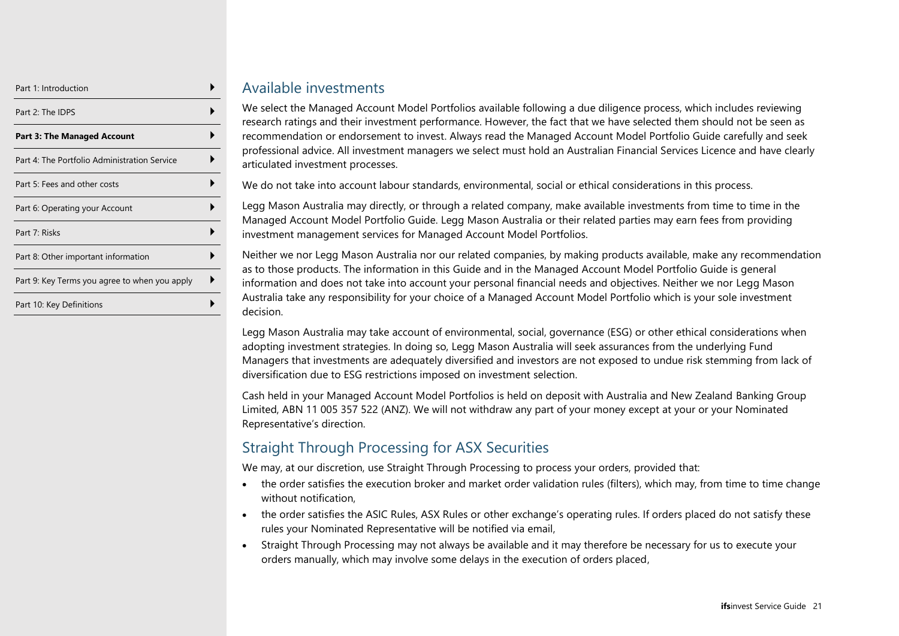## Available investments

We select the Managed Account Model Portfolios available following a due diligence process, which includes reviewing research ratings and their investment performance. However, the fact that we have selected them should not be seen as recommendation or endorsement to invest. Always read the Managed Account Model Portfolio Guide carefully and seek professional advice. All investment managers we select must hold an Australian Financial Services Licence and have clearly articulated investment processes.

We do not take into account labour standards, environmental, social or ethical considerations in this process.

Legg Mason Australia may directly, or through a related company, make available investments from time to time in the Managed Account Model Portfolio Guide. Legg Mason Australia or their related parties may earn fees from providing investment management services for Managed Account Model Portfolios.

Neither we nor Legg Mason Australia nor our related companies, by making products available, make any recommendation as to those products. The information in this Guide and in the Managed Account Model Portfolio Guide is general information and does not take into account your personal financial needs and objectives. Neither we nor Legg Mason Australia take any responsibility for your choice of a Managed Account Model Portfolio which is your sole investment decision.

Legg Mason Australia may take account of environmental, social, governance (ESG) or other ethical considerations when adopting investment strategies. In doing so, Legg Mason Australia will seek assurances from the underlying Fund Managers that investments are adequately diversified and investors are not exposed to undue risk stemming from lack of diversification due to ESG restrictions imposed on investment selection.

Cash held in your Managed Account Model Portfolios is held on deposit with Australia and New Zealand Banking Group Limited, ABN 11 005 357 522 (ANZ). We will not withdraw any part of your money except at your or your Nominated Representative's direction.

## Straight Through Processing for ASX Securities

We may, at our discretion, use Straight Through Processing to process your orders, provided that:

- the order satisfies the execution broker and market order validation rules (filters), which may, from time to time change without notification,
- the order satisfies the ASIC Rules, ASX Rules or other exchange's operating rules. If orders placed do not satisfy these rules your Nominated Representative will be notified via email,
- Straight Through Processing may not always be available and it may therefore be necessary for us to execute your orders manually, which may involve some delays in the execution of orders placed,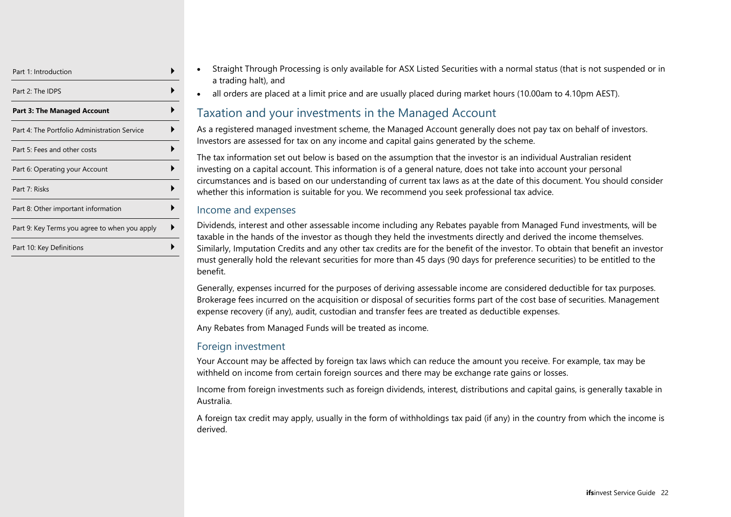- Straight Through Processing is only available for ASX Listed Securities with a normal status (that is not suspended or in a trading halt), and
- all orders are placed at a limit price and are usually placed during market hours (10.00am to 4.10pm AEST).

## Taxation and your investments in the Managed Account

As a registered managed investment scheme, the Managed Account generally does not pay tax on behalf of investors. Investors are assessed for tax on any income and capital gains generated by the scheme.

The tax information set out below is based on the assumption that the investor is an individual Australian resident investing on a capital account. This information is of a general nature, does not take into account your personal circumstances and is based on our understanding of current tax laws as at the date of this document. You should consider whether this information is suitable for you. We recommend you seek professional tax advice.

### Income and expenses

Dividends, interest and other assessable income including any Rebates payable from Managed Fund investments, will be taxable in the hands of the investor as though they held the investments directly and derived the income themselves. Similarly, Imputation Credits and any other tax credits are for the benefit of the investor. To obtain that benefit an investor must generally hold the relevant securities for more than 45 days (90 days for preference securities) to be entitled to the benefit.

Generally, expenses incurred for the purposes of deriving assessable income are considered deductible for tax purposes. Brokerage fees incurred on the acquisition or disposal of securities forms part of the cost base of securities. Management expense recovery (if any), audit, custodian and transfer fees are treated as deductible expenses.

Any Rebates from Managed Funds will be treated as income.

### Foreign investment

Your Account may be affected by foreign tax laws which can reduce the amount you receive. For example, tax may be withheld on income from certain foreign sources and there may be exchange rate gains or losses.

Income from foreign investments such as foreign dividends, interest, distributions and capital gains, is generally taxable in Australia.

A foreign tax credit may apply, usually in the form of withholdings tax paid (if any) in the country from which the income is derived.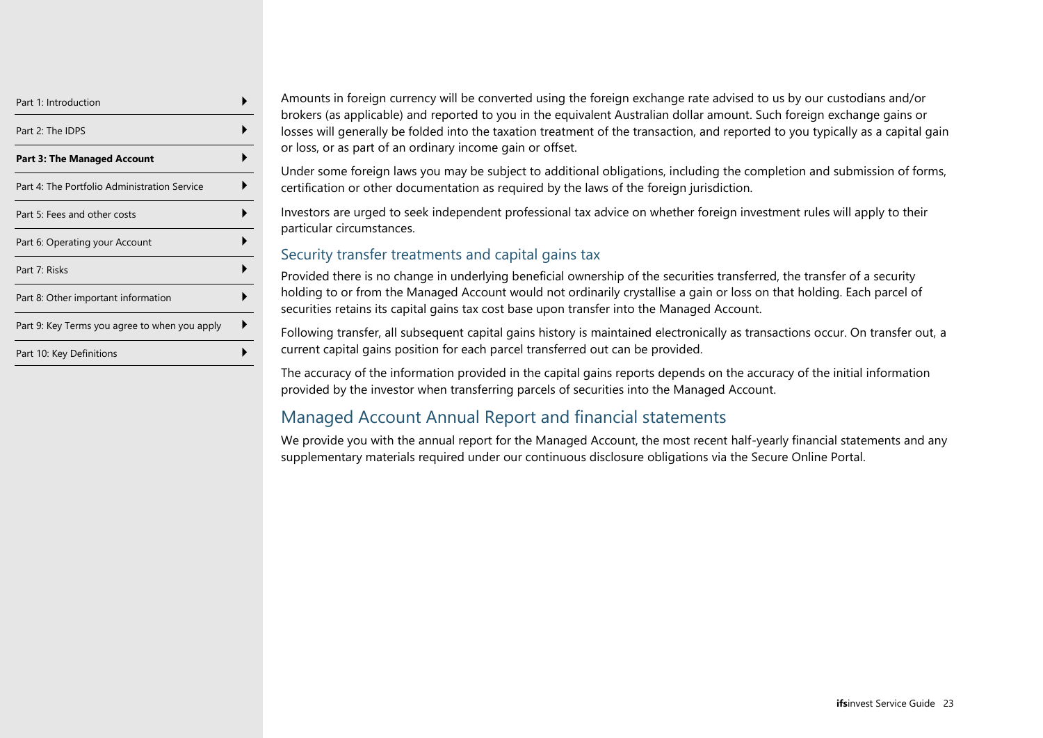Amounts in foreign currency will be converted using the foreign exchange rate advised to us by our custodians and/or brokers (as applicable) and reported to you in the equivalent Australian dollar amount. Such foreign exchange gains or losses will generally be folded into the taxation treatment of the transaction, and reported to you typically as a capital gain or loss, or as part of an ordinary income gain or offset.

Under some foreign laws you may be subject to additional obligations, including the completion and submission of forms, certification or other documentation as required by the laws of the foreign jurisdiction.

Investors are urged to seek independent professional tax advice on whether foreign investment rules will apply to their particular circumstances.

### Security transfer treatments and capital gains tax

Provided there is no change in underlying beneficial ownership of the securities transferred, the transfer of a security holding to or from the Managed Account would not ordinarily crystallise a gain or loss on that holding. Each parcel of securities retains its capital gains tax cost base upon transfer into the Managed Account.

Following transfer, all subsequent capital gains history is maintained electronically as transactions occur. On transfer out, a current capital gains position for each parcel transferred out can be provided.

The accuracy of the information provided in the capital gains reports depends on the accuracy of the initial information provided by the investor when transferring parcels of securities into the Managed Account.

## Managed Account Annual Report and financial statements

We provide you with the annual report for the Managed Account, the most recent half-yearly financial statements and any supplementary materials required under our continuous disclosure obligations via the Secure Online Portal.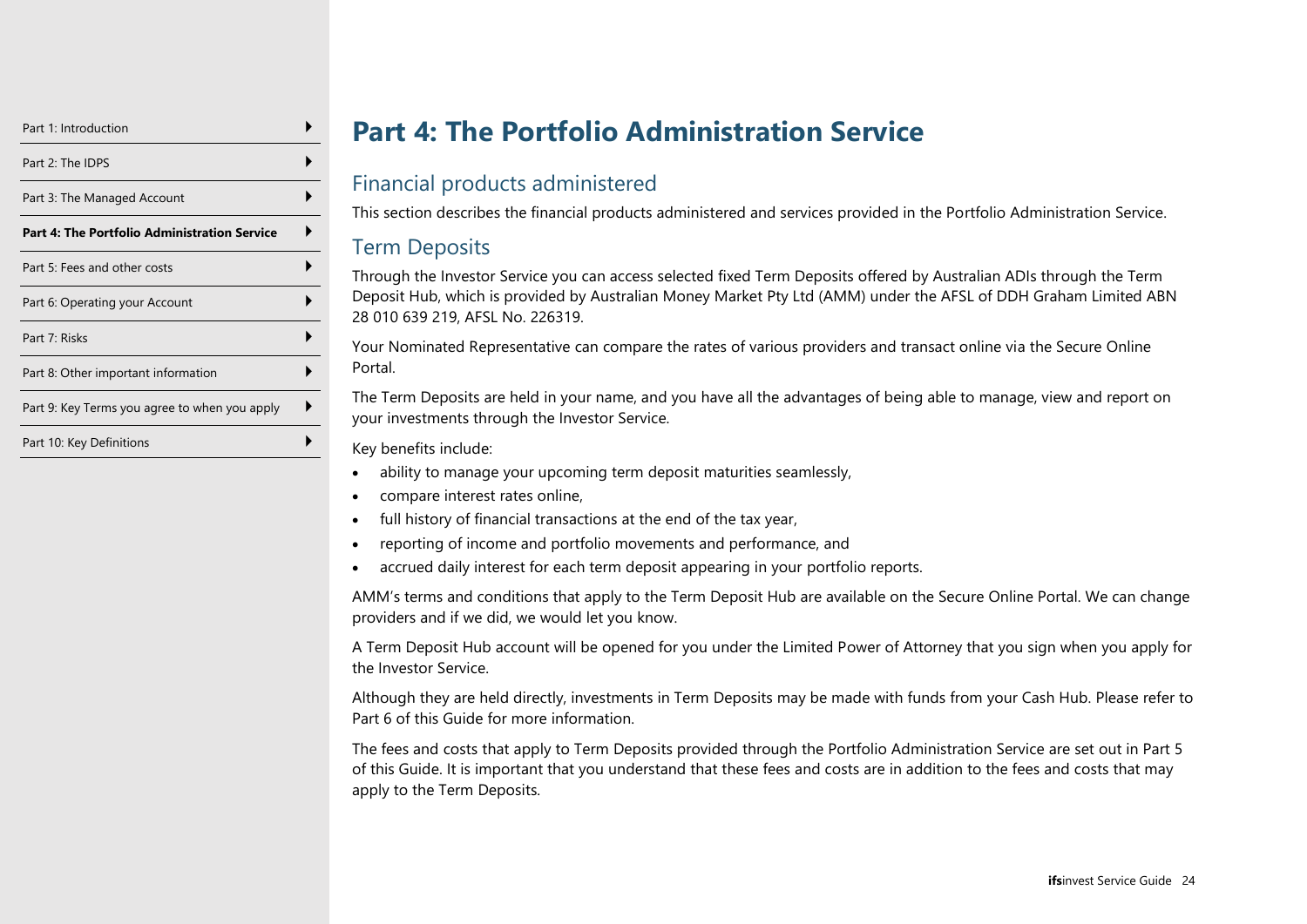# Part 4: The Portfolio Administration Service

## Financial products administered

This section describes the financial products administered and services provided in the Portfolio Administration Service.

## Term Deposits

Through the Investor Service you can access selected fixed Term Deposits offered by Australian ADIs through the Term Deposit Hub, which is provided by Australian Money Market Pty Ltd (AMM) under the AFSL of DDH Graham Limited ABN 28 010 639 219, AFSL No. 226319.

Your Nominated Representative can compare the rates of various providers and transact online via the Secure Online Portal.

The Term Deposits are held in your name, and you have all the advantages of being able to manage, view and report on your investments through the Investor Service.

Key benefits include:

- ability to manage your upcoming term deposit maturities seamlessly,
- compare interest rates online,
- full history of financial transactions at the end of the tax year,
- reporting of income and portfolio movements and performance, and
- accrued daily interest for each term deposit appearing in your portfolio reports.

AMM's terms and conditions that apply to the Term Deposit Hub are available on the Secure Online Portal. We can change providers and if we did, we would let you know.

A Term Deposit Hub account will be opened for you under the Limited Power of Attorney that you sign when you apply for the Investor Service.

Although they are held directly, investments in Term Deposits may be made with funds from your Cash Hub. Please refer to Part 6 of this Guide for more information.

The fees and costs that apply to Term Deposits provided through the Portfolio Administration Service are set out in Part 5 of this Guide. It is important that you understand that these fees and costs are in addition to the fees and costs that may apply to the Term Deposits.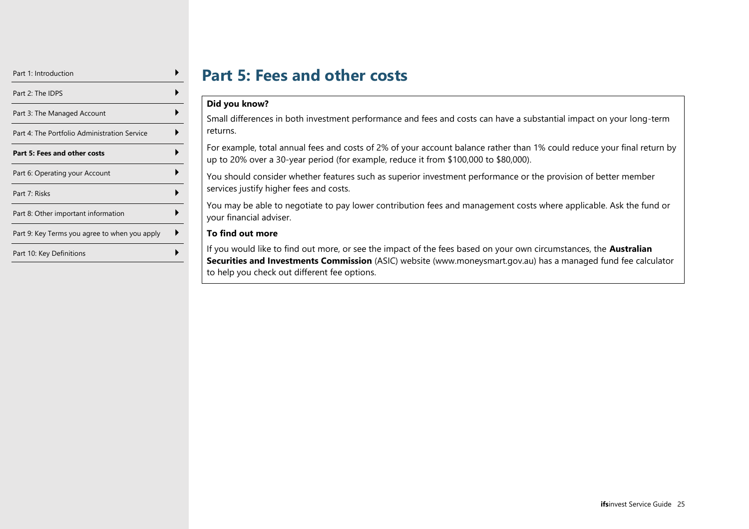# Part 5: Fees and other costs

**Did you know?**

Small differences in both investment performance and fees and costs can have a substantial impact on your long-term returns.

For example, total annual fees and costs of 2% of your account balance rather than 1% could reduce your final return by up to 20% over a 30-year period (for example, reduce it from $100,000 to $80,000).

You should consider whether features such as superior investment performance or the provision of better member services justify higher fees and costs.

You may be able to negotiate to pay lower contribution fees and management costs where applicable. Ask the fund or your financial adviser.

**To find out more**

If you would like to find out more, or see the impact of the fees based on your own circumstances, the **Australian Securities and Investments Commission** (ASIC) website (www.moneysmart.gov.au) has a managed fund fee calculator to help you check out different fee options.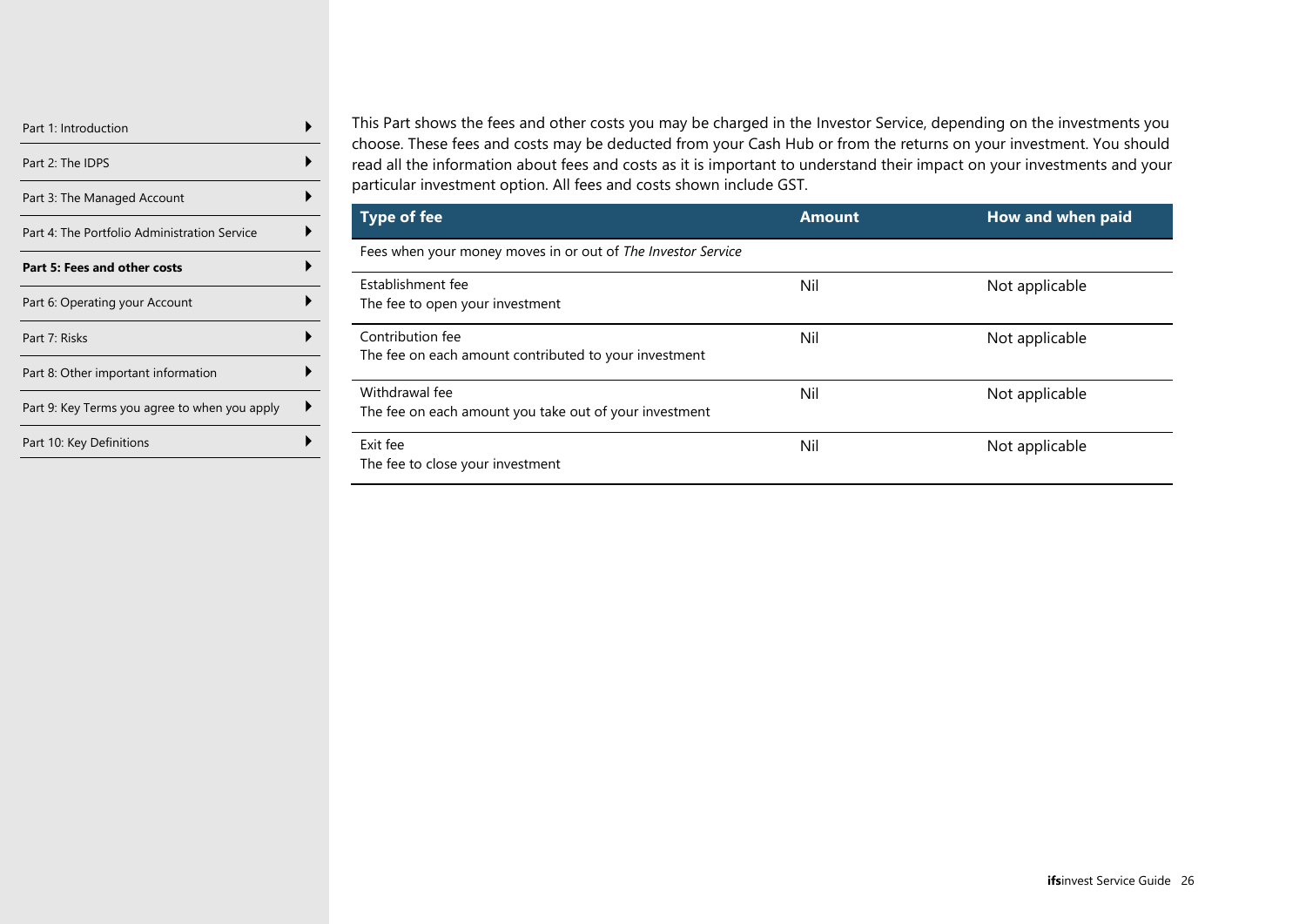This Part shows the fees and other costs you may be charged in the Investor Service, depending on the investments you choose. These fees and costs may be deducted from your Cash Hub or from the returns on your investment. You should read all the information about fees and costs as it is important to understand their impact on your investments and your particular investment option. All fees and costs shown include GST.

| Type of fee | Amount | How and when paid |
|---|---|---|
| Fees when your money moves in or out of *The Investor Service* | | |
| Establishment fee<br>The fee to open your investment | Nil | Not applicable |
| Contribution fee<br>The fee on each amount contributed to your investment | Nil | Not applicable |
| Withdrawal fee<br>The fee on each amount you take out of your investment | Nil | Not applicable |
| Exit fee<br>The fee to close your investment | Nil | Not applicable |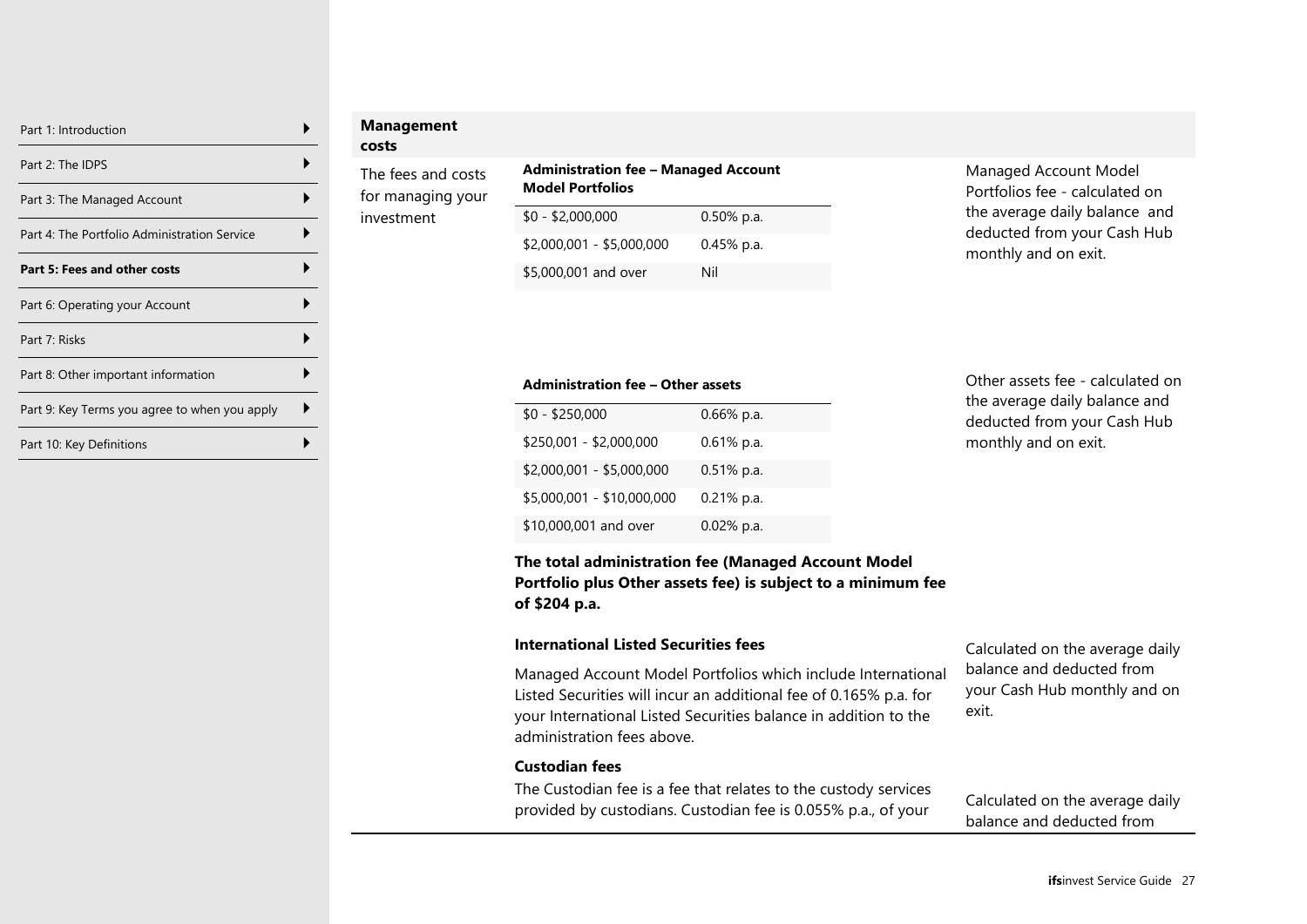### Management costs

The fees and costs for managing your investment

**Administration fee – Managed Account Model Portfolios**

| | |
|---|---|
| $0 - $2,000,000 | 0.50% p.a. |
| $2,000,001 - $5,000,000 | 0.45% p.a. |
| $5,000,001 and over | Nil |

Managed Account Model Portfolios fee - calculated on the average daily balance and deducted from your Cash Hub monthly and on exit.

**Administration fee – Other assets**

| | |
|---|---|
| $0 - $250,000 | 0.66% p.a. |
| $250,001 - $2,000,000 | 0.61% p.a. |
| $2,000,001 - $5,000,000 | 0.51% p.a. |
| $5,000,001 - $10,000,000 | 0.21% p.a. |
| $10,000,001 and over | 0.02% p.a. |

Other assets fee - calculated on the average daily balance and deducted from your Cash Hub monthly and on exit.

**The total administration fee (Managed Account Model Portfolio plus Other assets fee) is subject to a minimum fee of $204 p.a.**

**International Listed Securities fees**

Managed Account Model Portfolios which include International Listed Securities will incur an additional fee of 0.165% p.a. for your International Listed Securities balance in addition to the administration fees above.

Calculated on the average daily balance and deducted from your Cash Hub monthly and on exit.

**Custodian fees**

The Custodian fee is a fee that relates to the custody services provided by custodians. Custodian fee is 0.055% p.a., of your

Calculated on the average daily balance and deducted from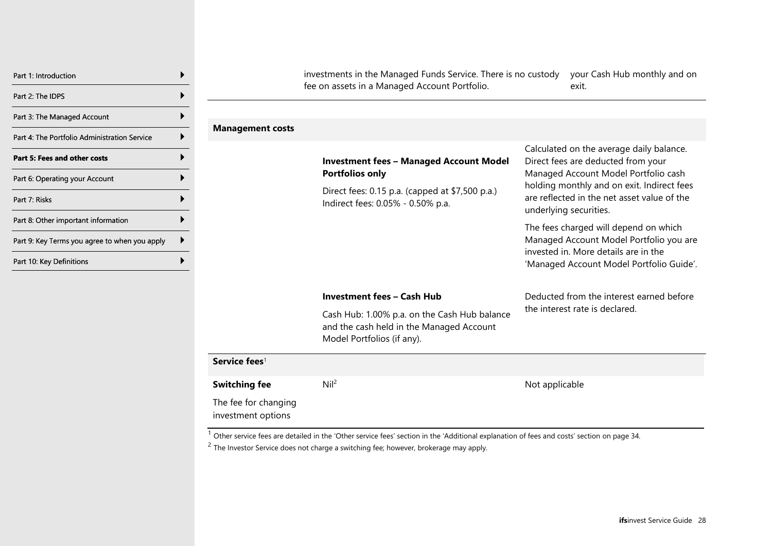| | | |
|---|---|---|
| | investments in the Managed Funds Service. There is no custody fee on assets in a Managed Account Portfolio. | your Cash Hub monthly and on exit. |
| **Management costs** | | |
| | **Investment fees – Managed Account Model Portfolios only**<br><br>Direct fees: 0.15 p.a. (capped at $7,500 p.a.)<br>Indirect fees: 0.05% - 0.50% p.a. | Calculated on the average daily balance. Direct fees are deducted from your Managed Account Model Portfolio cash holding monthly and on exit. Indirect fees are reflected in the net asset value of the underlying securities.<br><br>The fees charged will depend on which Managed Account Model Portfolio you are invested in. More details are in the 'Managed Account Model Portfolio Guide'. |
| | **Investment fees – Cash Hub**<br><br>Cash Hub: 1.00% p.a. on the Cash Hub balance and the cash held in the Managed Account Model Portfolios (if any). | Deducted from the interest earned before the interest rate is declared. |
| **Service fees**[1] | | |
| **Switching fee**<br><br>The fee for changing investment options | Nil[2] | Not applicable |

[1] Other service fees are detailed in the 'Other service fees' section in the 'Additional explanation of fees and costs' section on page 34.

[2] The Investor Service does not charge a switching fee; however, brokerage may apply.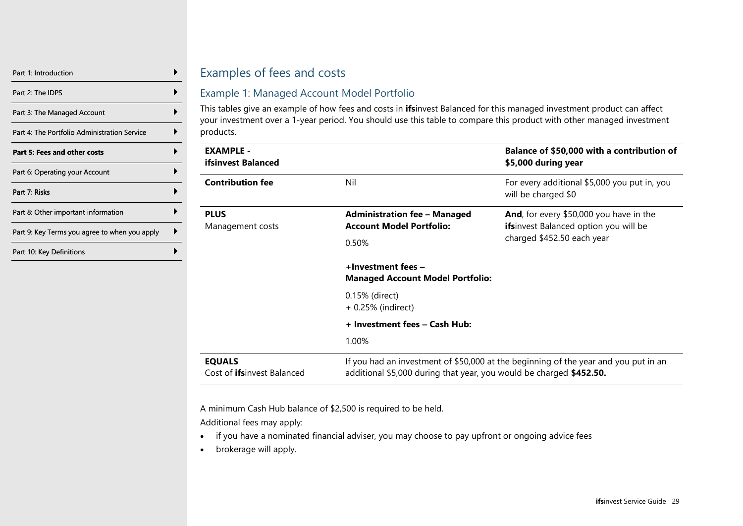## Examples of fees and costs

### Example 1: Managed Account Model Portfolio

This tables give an example of how fees and costs in **ifs**invest Balanced for this managed investment product can affect your investment over a 1-year period. You should use this table to compare this product with other managed investment products.

| **EXAMPLE - ifsinvest Balanced** | | **Balance of $50,000 with a contribution of $5,000 during year** |
|---|---|---|
| **Contribution fee** | Nil | For every additional $5,000 you put in, you will be charged $0 |
| **PLUS** Management costs | **Administration fee – Managed Account Model Portfolio:** 0.50% **+Investment fees – Managed Account Model Portfolio:** 0.15% (direct) + 0.25% (indirect) **+ Investment fees – Cash Hub:** 1.00% | **And**, for every $50,000 you have in the **ifs**invest Balanced option you will be charged $452.50 each year |
| **EQUALS** Cost of **ifs**invest Balanced | If you had an investment of $50,000 at the beginning of the year and you put in an additional $5,000 during that year, you would be charged **$452.50.** | |

A minimum Cash Hub balance of $2,500 is required to be held.

Additional fees may apply:

- if you have a nominated financial adviser, you may choose to pay upfront or ongoing advice fees
- brokerage will apply.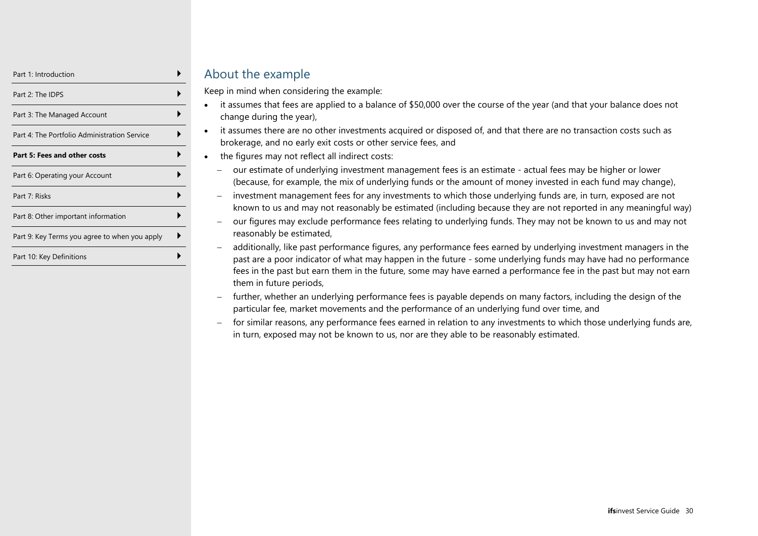## About the example

Keep in mind when considering the example:

- it assumes that fees are applied to a balance of $50,000 over the course of the year (and that your balance does not change during the year),
- it assumes there are no other investments acquired or disposed of, and that there are no transaction costs such as brokerage, and no early exit costs or other service fees, and
- the figures may not reflect all indirect costs:
  - our estimate of underlying investment management fees is an estimate - actual fees may be higher or lower (because, for example, the mix of underlying funds or the amount of money invested in each fund may change),
  - investment management fees for any investments to which those underlying funds are, in turn, exposed are not known to us and may not reasonably be estimated (including because they are not reported in any meaningful way)
  - our figures may exclude performance fees relating to underlying funds. They may not be known to us and may not reasonably be estimated,
  - additionally, like past performance figures, any performance fees earned by underlying investment managers in the past are a poor indicator of what may happen in the future - some underlying funds may have had no performance fees in the past but earn them in the future, some may have earned a performance fee in the past but may not earn them in future periods,
  - further, whether an underlying performance fees is payable depends on many factors, including the design of the particular fee, market movements and the performance of an underlying fund over time, and
  - for similar reasons, any performance fees earned in relation to any investments to which those underlying funds are, in turn, exposed may not be known to us, nor are they able to be reasonably estimated.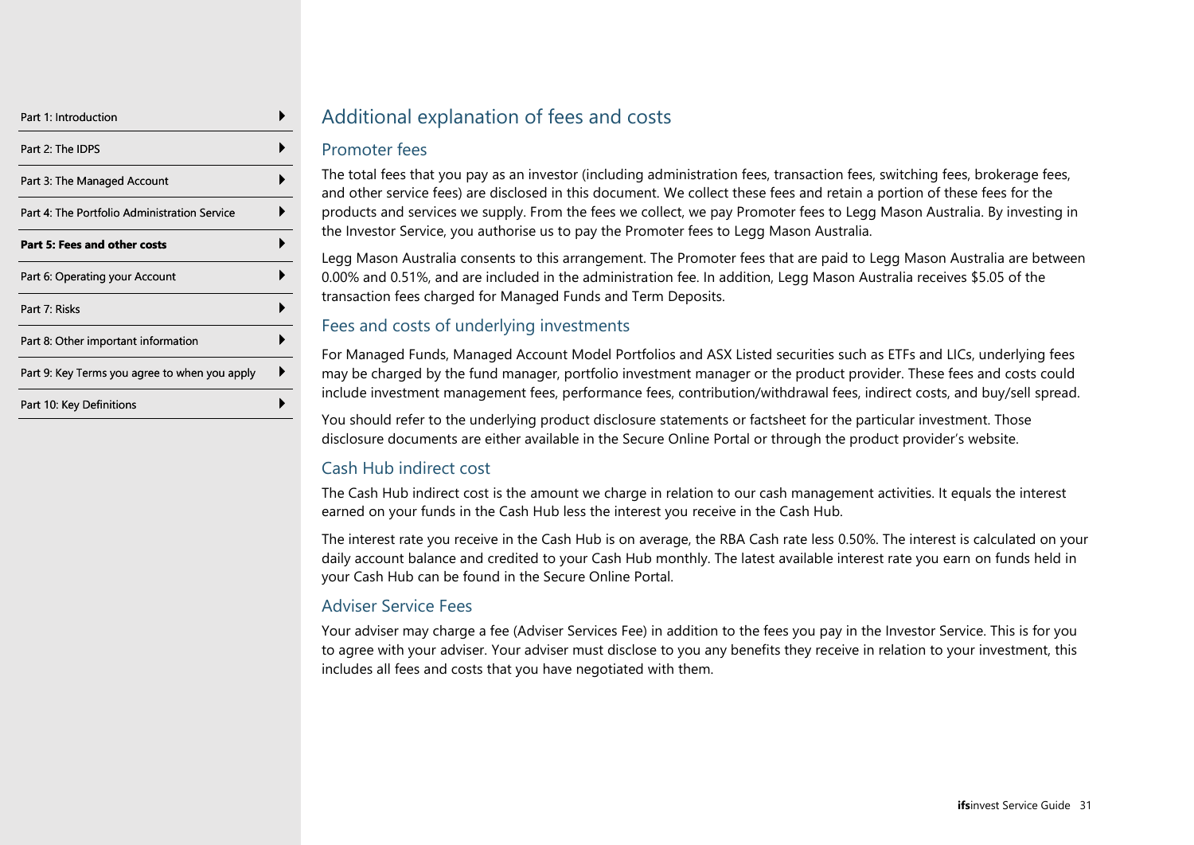## Additional explanation of fees and costs

### Promoter fees

The total fees that you pay as an investor (including administration fees, transaction fees, switching fees, brokerage fees, and other service fees) are disclosed in this document. We collect these fees and retain a portion of these fees for the products and services we supply. From the fees we collect, we pay Promoter fees to Legg Mason Australia. By investing in the Investor Service, you authorise us to pay the Promoter fees to Legg Mason Australia.

Legg Mason Australia consents to this arrangement. The Promoter fees that are paid to Legg Mason Australia are between 0.00% and 0.51%, and are included in the administration fee. In addition, Legg Mason Australia receives $5.05 of the transaction fees charged for Managed Funds and Term Deposits.

### Fees and costs of underlying investments

For Managed Funds, Managed Account Model Portfolios and ASX Listed securities such as ETFs and LICs, underlying fees may be charged by the fund manager, portfolio investment manager or the product provider. These fees and costs could include investment management fees, performance fees, contribution/withdrawal fees, indirect costs, and buy/sell spread.

You should refer to the underlying product disclosure statements or factsheet for the particular investment. Those disclosure documents are either available in the Secure Online Portal or through the product provider's website.

### Cash Hub indirect cost

The Cash Hub indirect cost is the amount we charge in relation to our cash management activities. It equals the interest earned on your funds in the Cash Hub less the interest you receive in the Cash Hub.

The interest rate you receive in the Cash Hub is on average, the RBA Cash rate less 0.50%. The interest is calculated on your daily account balance and credited to your Cash Hub monthly. The latest available interest rate you earn on funds held in your Cash Hub can be found in the Secure Online Portal.

### Adviser Service Fees

Your adviser may charge a fee (Adviser Services Fee) in addition to the fees you pay in the Investor Service. This is for you to agree with your adviser. Your adviser must disclose to you any benefits they receive in relation to your investment, this includes all fees and costs that you have negotiated with them.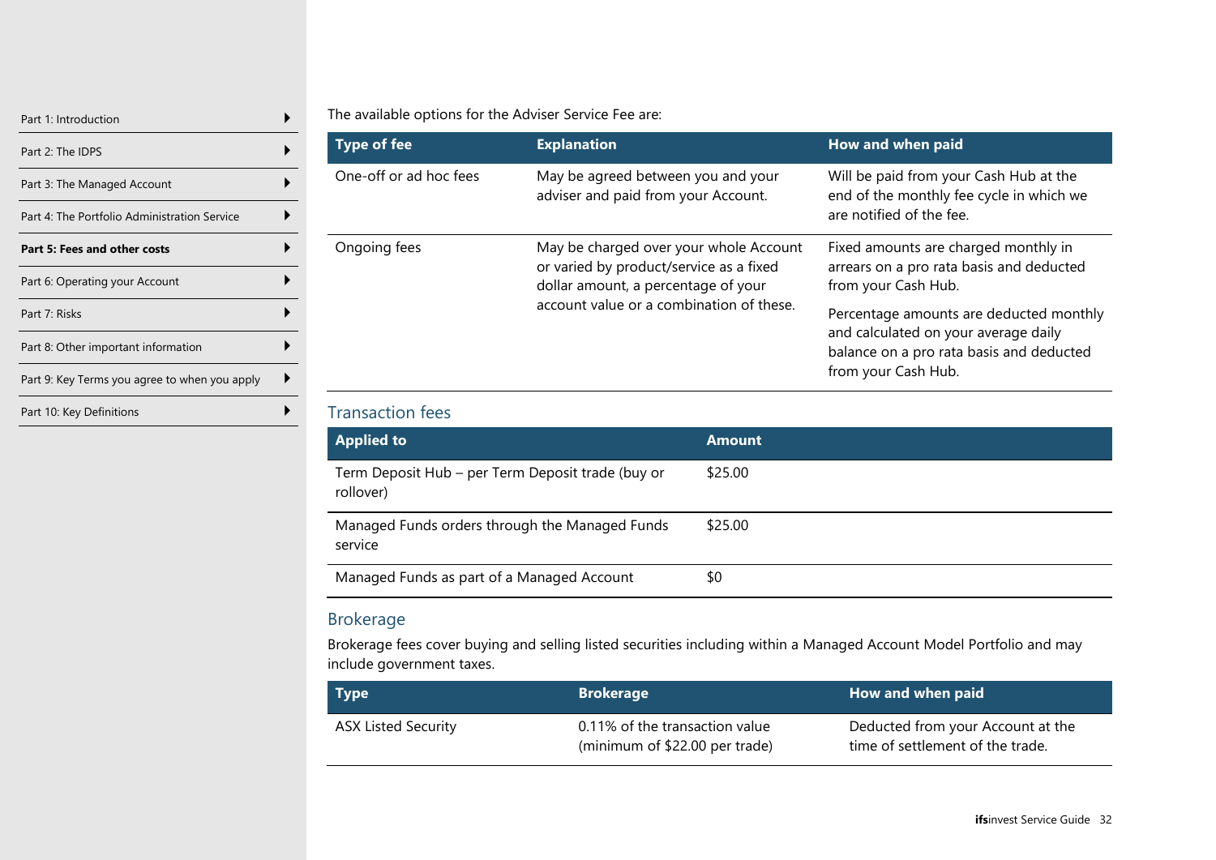The available options for the Adviser Service Fee are:

| Type of fee | Explanation | How and when paid |
| --- | --- | --- |
| One-off or ad hoc fees | May be agreed between you and your adviser and paid from your Account. | Will be paid from your Cash Hub at the end of the monthly fee cycle in which we are notified of the fee. |
| Ongoing fees | May be charged over your whole Account or varied by product/service as a fixed dollar amount, a percentage of your account value or a combination of these. | Fixed amounts are charged monthly in arrears on a pro rata basis and deducted from your Cash Hub.<br><br>Percentage amounts are deducted monthly and calculated on your average daily balance on a pro rata basis and deducted from your Cash Hub. |

## Transaction fees

| Applied to | Amount |
| --- | --- |
| Term Deposit Hub – per Term Deposit trade (buy or rollover) | $25.00 |
| Managed Funds orders through the Managed Funds service | $25.00 |
| Managed Funds as part of a Managed Account | $0 |

## Brokerage

Brokerage fees cover buying and selling listed securities including within a Managed Account Model Portfolio and may include government taxes.

| Type | Brokerage | How and when paid |
| --- | --- | --- |
| ASX Listed Security | 0.11% of the transaction value (minimum of $22.00 per trade) | Deducted from your Account at the time of settlement of the trade. |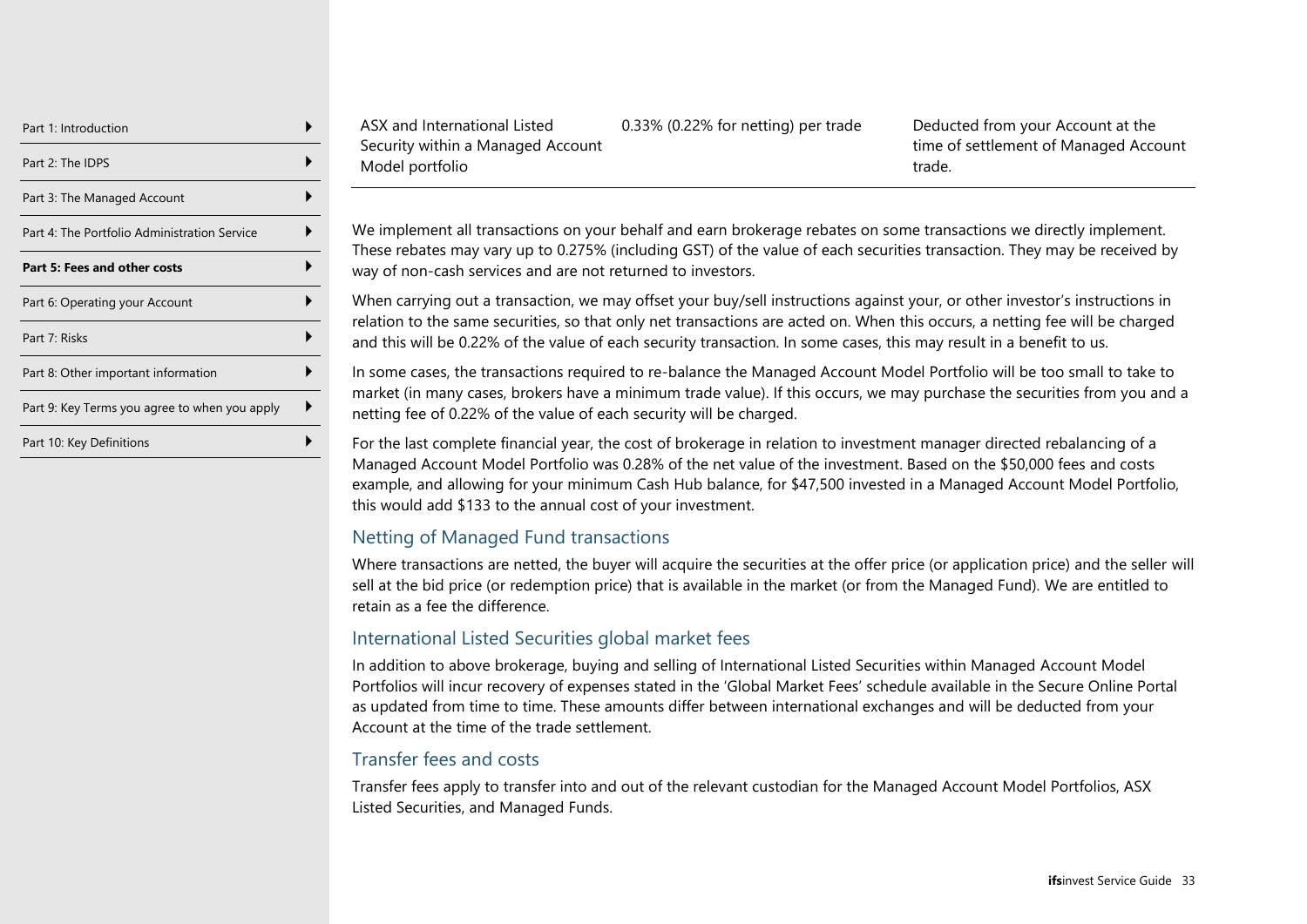| | | |
|---|---|---|
| ASX and International Listed Security within a Managed Account Model portfolio | 0.33% (0.22% for netting) per trade | Deducted from your Account at the time of settlement of Managed Account trade. |

We implement all transactions on your behalf and earn brokerage rebates on some transactions we directly implement. These rebates may vary up to 0.275% (including GST) of the value of each securities transaction. They may be received by way of non-cash services and are not returned to investors.

When carrying out a transaction, we may offset your buy/sell instructions against your, or other investor's instructions in relation to the same securities, so that only net transactions are acted on. When this occurs, a netting fee will be charged and this will be 0.22% of the value of each security transaction. In some cases, this may result in a benefit to us.

In some cases, the transactions required to re-balance the Managed Account Model Portfolio will be too small to take to market (in many cases, brokers have a minimum trade value). If this occurs, we may purchase the securities from you and a netting fee of 0.22% of the value of each security will be charged.

For the last complete financial year, the cost of brokerage in relation to investment manager directed rebalancing of a Managed Account Model Portfolio was 0.28% of the net value of the investment. Based on the $50,000 fees and costs example, and allowing for your minimum Cash Hub balance, for $47,500 invested in a Managed Account Model Portfolio, this would add $133 to the annual cost of your investment.

## Netting of Managed Fund transactions

Where transactions are netted, the buyer will acquire the securities at the offer price (or application price) and the seller will sell at the bid price (or redemption price) that is available in the market (or from the Managed Fund). We are entitled to retain as a fee the difference.

## International Listed Securities global market fees

In addition to above brokerage, buying and selling of International Listed Securities within Managed Account Model Portfolios will incur recovery of expenses stated in the 'Global Market Fees' schedule available in the Secure Online Portal as updated from time to time. These amounts differ between international exchanges and will be deducted from your Account at the time of the trade settlement.

## Transfer fees and costs

Transfer fees apply to transfer into and out of the relevant custodian for the Managed Account Model Portfolios, ASX Listed Securities, and Managed Funds.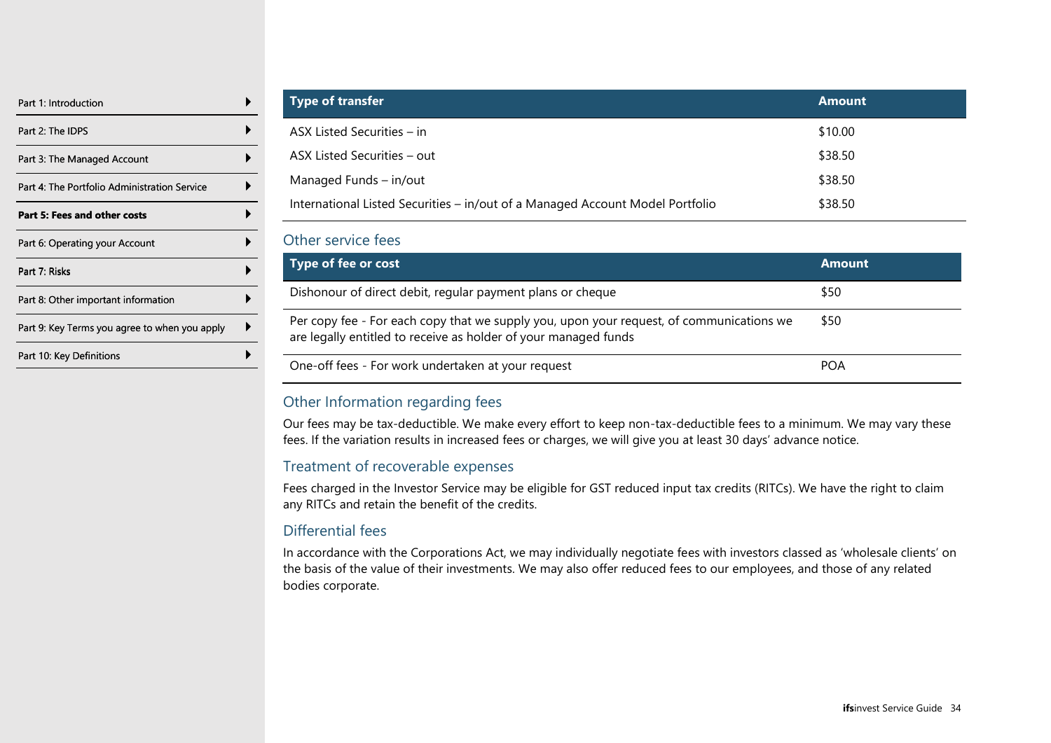| Type of transfer | Amount |
| --- | --- |
| ASX Listed Securities – in | $10.00 |
| ASX Listed Securities – out | $38.50 |
| Managed Funds – in/out | $38.50 |
| International Listed Securities – in/out of a Managed Account Model Portfolio | $38.50 |

## Other service fees

| Type of fee or cost | Amount |
| --- | --- |
| Dishonour of direct debit, regular payment plans or cheque | $50 |
| Per copy fee - For each copy that we supply you, upon your request, of communications we are legally entitled to receive as holder of your managed funds | $50 |
| One-off fees - For work undertaken at your request | POA |

## Other Information regarding fees

Our fees may be tax-deductible. We make every effort to keep non-tax-deductible fees to a minimum. We may vary these fees. If the variation results in increased fees or charges, we will give you at least 30 days' advance notice.

## Treatment of recoverable expenses

Fees charged in the Investor Service may be eligible for GST reduced input tax credits (RITCs). We have the right to claim any RITCs and retain the benefit of the credits.

## Differential fees

In accordance with the Corporations Act, we may individually negotiate fees with investors classed as 'wholesale clients' on the basis of the value of their investments. We may also offer reduced fees to our employees, and those of any related bodies corporate.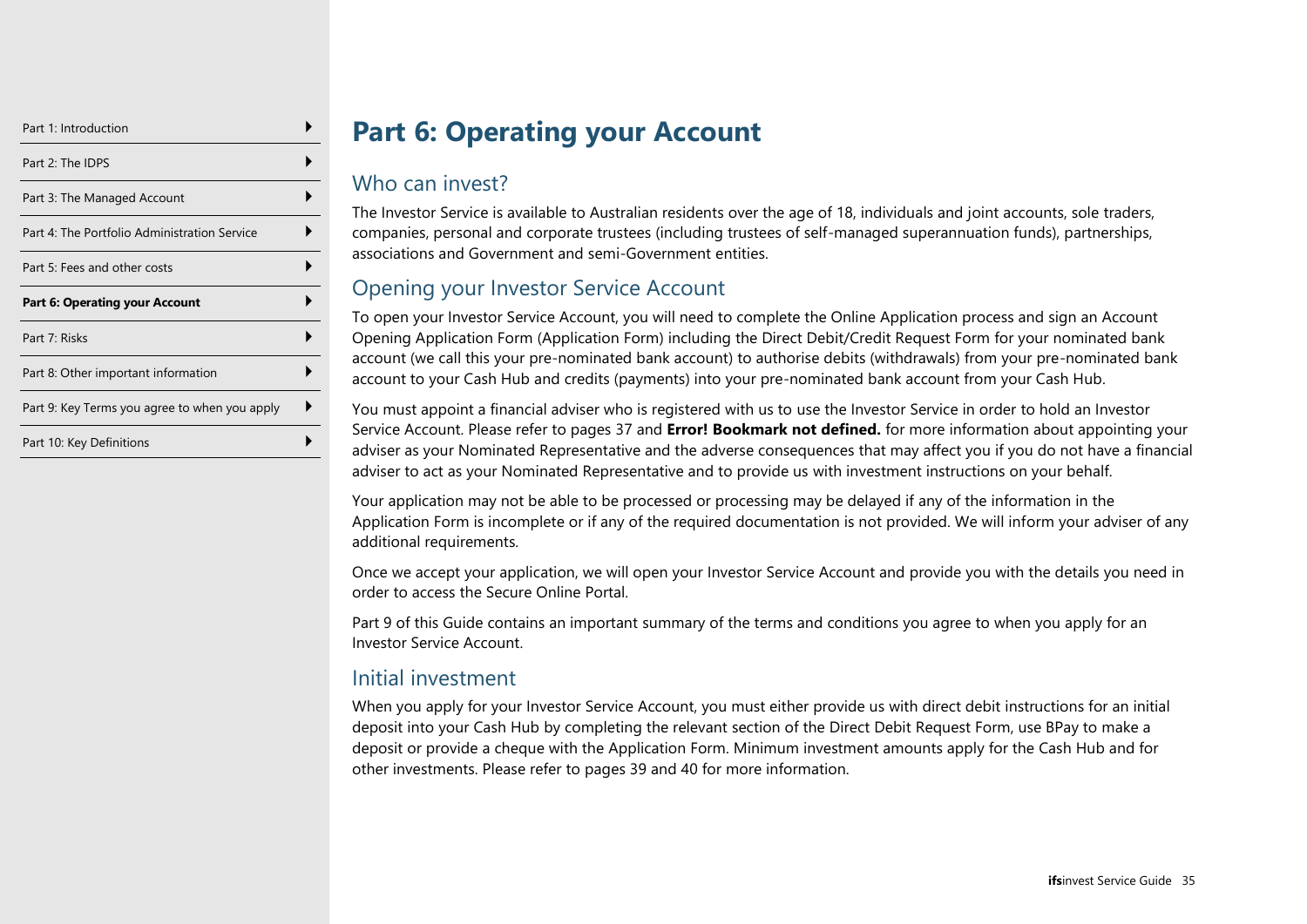# Part 6: Operating your Account

## Who can invest?

The Investor Service is available to Australian residents over the age of 18, individuals and joint accounts, sole traders, companies, personal and corporate trustees (including trustees of self-managed superannuation funds), partnerships, associations and Government and semi-Government entities.

## Opening your Investor Service Account

To open your Investor Service Account, you will need to complete the Online Application process and sign an Account Opening Application Form (Application Form) including the Direct Debit/Credit Request Form for your nominated bank account (we call this your pre-nominated bank account) to authorise debits (withdrawals) from your pre-nominated bank account to your Cash Hub and credits (payments) into your pre-nominated bank account from your Cash Hub.

You must appoint a financial adviser who is registered with us to use the Investor Service in order to hold an Investor Service Account. Please refer to pages 37 and **Error! Bookmark not defined.** for more information about appointing your adviser as your Nominated Representative and the adverse consequences that may affect you if you do not have a financial adviser to act as your Nominated Representative and to provide us with investment instructions on your behalf.

Your application may not be able to be processed or processing may be delayed if any of the information in the Application Form is incomplete or if any of the required documentation is not provided. We will inform your adviser of any additional requirements.

Once we accept your application, we will open your Investor Service Account and provide you with the details you need in order to access the Secure Online Portal.

Part 9 of this Guide contains an important summary of the terms and conditions you agree to when you apply for an Investor Service Account.

## Initial investment

When you apply for your Investor Service Account, you must either provide us with direct debit instructions for an initial deposit into your Cash Hub by completing the relevant section of the Direct Debit Request Form, use BPay to make a deposit or provide a cheque with the Application Form. Minimum investment amounts apply for the Cash Hub and for other investments. Please refer to pages 39 and 40 for more information.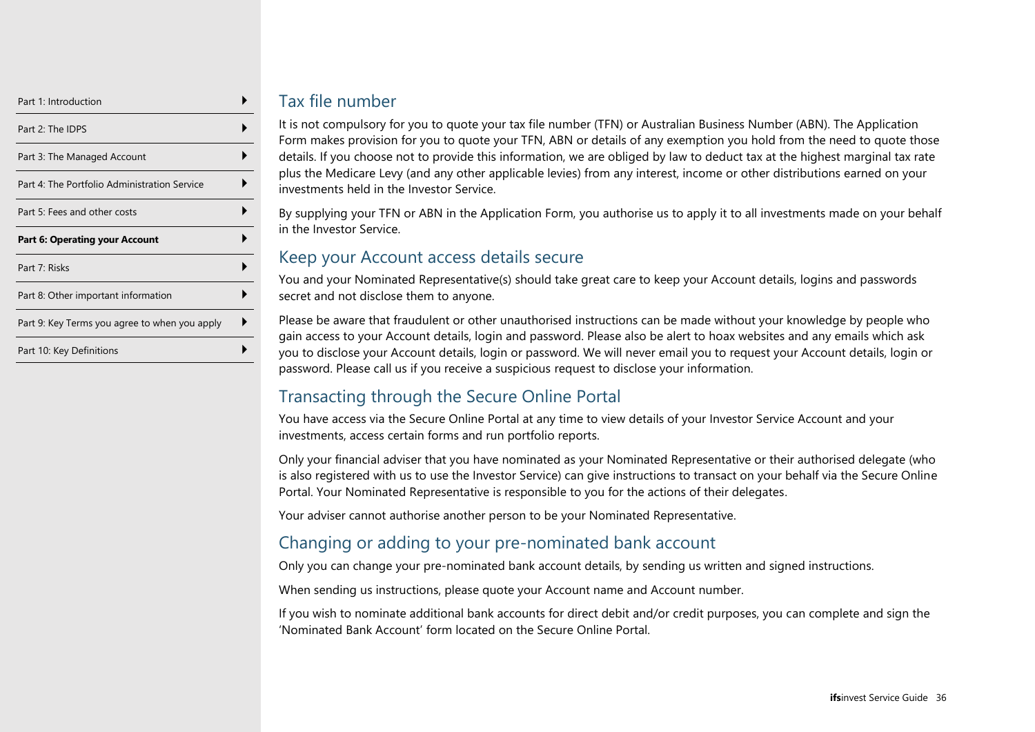## Tax file number

It is not compulsory for you to quote your tax file number (TFN) or Australian Business Number (ABN). The Application Form makes provision for you to quote your TFN, ABN or details of any exemption you hold from the need to quote those details. If you choose not to provide this information, we are obliged by law to deduct tax at the highest marginal tax rate plus the Medicare Levy (and any other applicable levies) from any interest, income or other distributions earned on your investments held in the Investor Service.

By supplying your TFN or ABN in the Application Form, you authorise us to apply it to all investments made on your behalf in the Investor Service.

## Keep your Account access details secure

You and your Nominated Representative(s) should take great care to keep your Account details, logins and passwords secret and not disclose them to anyone.

Please be aware that fraudulent or other unauthorised instructions can be made without your knowledge by people who gain access to your Account details, login and password. Please also be alert to hoax websites and any emails which ask you to disclose your Account details, login or password. We will never email you to request your Account details, login or password. Please call us if you receive a suspicious request to disclose your information.

## Transacting through the Secure Online Portal

You have access via the Secure Online Portal at any time to view details of your Investor Service Account and your investments, access certain forms and run portfolio reports.

Only your financial adviser that you have nominated as your Nominated Representative or their authorised delegate (who is also registered with us to use the Investor Service) can give instructions to transact on your behalf via the Secure Online Portal. Your Nominated Representative is responsible to you for the actions of their delegates.

Your adviser cannot authorise another person to be your Nominated Representative.

## Changing or adding to your pre-nominated bank account

Only you can change your pre-nominated bank account details, by sending us written and signed instructions.

When sending us instructions, please quote your Account name and Account number.

If you wish to nominate additional bank accounts for direct debit and/or credit purposes, you can complete and sign the 'Nominated Bank Account' form located on the Secure Online Portal.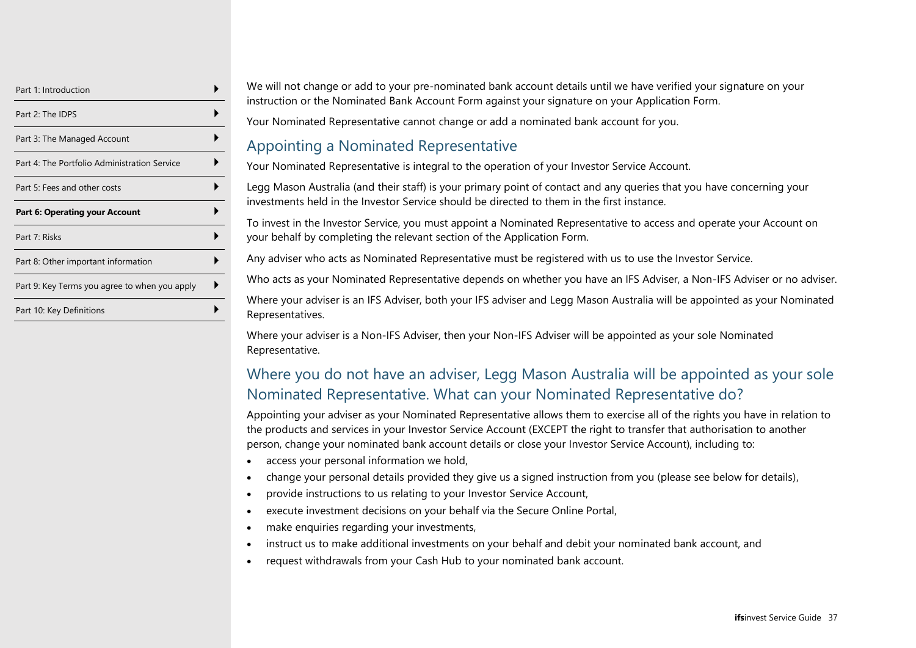We will not change or add to your pre-nominated bank account details until we have verified your signature on your instruction or the Nominated Bank Account Form against your signature on your Application Form.

Your Nominated Representative cannot change or add a nominated bank account for you.

## Appointing a Nominated Representative

Your Nominated Representative is integral to the operation of your Investor Service Account.

Legg Mason Australia (and their staff) is your primary point of contact and any queries that you have concerning your investments held in the Investor Service should be directed to them in the first instance.

To invest in the Investor Service, you must appoint a Nominated Representative to access and operate your Account on your behalf by completing the relevant section of the Application Form.

Any adviser who acts as Nominated Representative must be registered with us to use the Investor Service.

Who acts as your Nominated Representative depends on whether you have an IFS Adviser, a Non-IFS Adviser or no adviser.

Where your adviser is an IFS Adviser, both your IFS adviser and Legg Mason Australia will be appointed as your Nominated Representatives.

Where your adviser is a Non-IFS Adviser, then your Non-IFS Adviser will be appointed as your sole Nominated Representative.

## Where you do not have an adviser, Legg Mason Australia will be appointed as your sole Nominated Representative. What can your Nominated Representative do?

Appointing your adviser as your Nominated Representative allows them to exercise all of the rights you have in relation to the products and services in your Investor Service Account (EXCEPT the right to transfer that authorisation to another person, change your nominated bank account details or close your Investor Service Account), including to:

- access your personal information we hold,
- change your personal details provided they give us a signed instruction from you (please see below for details),
- provide instructions to us relating to your Investor Service Account,
- execute investment decisions on your behalf via the Secure Online Portal,
- make enquiries regarding your investments,
- instruct us to make additional investments on your behalf and debit your nominated bank account, and
- request withdrawals from your Cash Hub to your nominated bank account.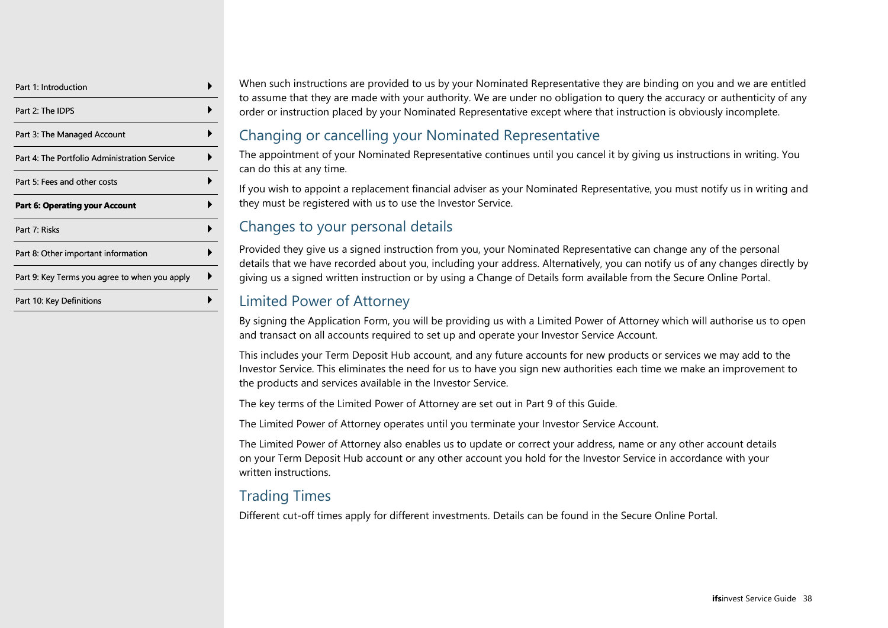When such instructions are provided to us by your Nominated Representative they are binding on you and we are entitled to assume that they are made with your authority. We are under no obligation to query the accuracy or authenticity of any order or instruction placed by your Nominated Representative except where that instruction is obviously incomplete.

## Changing or cancelling your Nominated Representative

The appointment of your Nominated Representative continues until you cancel it by giving us instructions in writing. You can do this at any time.

If you wish to appoint a replacement financial adviser as your Nominated Representative, you must notify us in writing and they must be registered with us to use the Investor Service.

## Changes to your personal details

Provided they give us a signed instruction from you, your Nominated Representative can change any of the personal details that we have recorded about you, including your address. Alternatively, you can notify us of any changes directly by giving us a signed written instruction or by using a Change of Details form available from the Secure Online Portal.

## Limited Power of Attorney

By signing the Application Form, you will be providing us with a Limited Power of Attorney which will authorise us to open and transact on all accounts required to set up and operate your Investor Service Account.

This includes your Term Deposit Hub account, and any future accounts for new products or services we may add to the Investor Service. This eliminates the need for us to have you sign new authorities each time we make an improvement to the products and services available in the Investor Service.

The key terms of the Limited Power of Attorney are set out in Part 9 of this Guide.

The Limited Power of Attorney operates until you terminate your Investor Service Account.

The Limited Power of Attorney also enables us to update or correct your address, name or any other account details on your Term Deposit Hub account or any other account you hold for the Investor Service in accordance with your written instructions.

## Trading Times

Different cut-off times apply for different investments. Details can be found in the Secure Online Portal.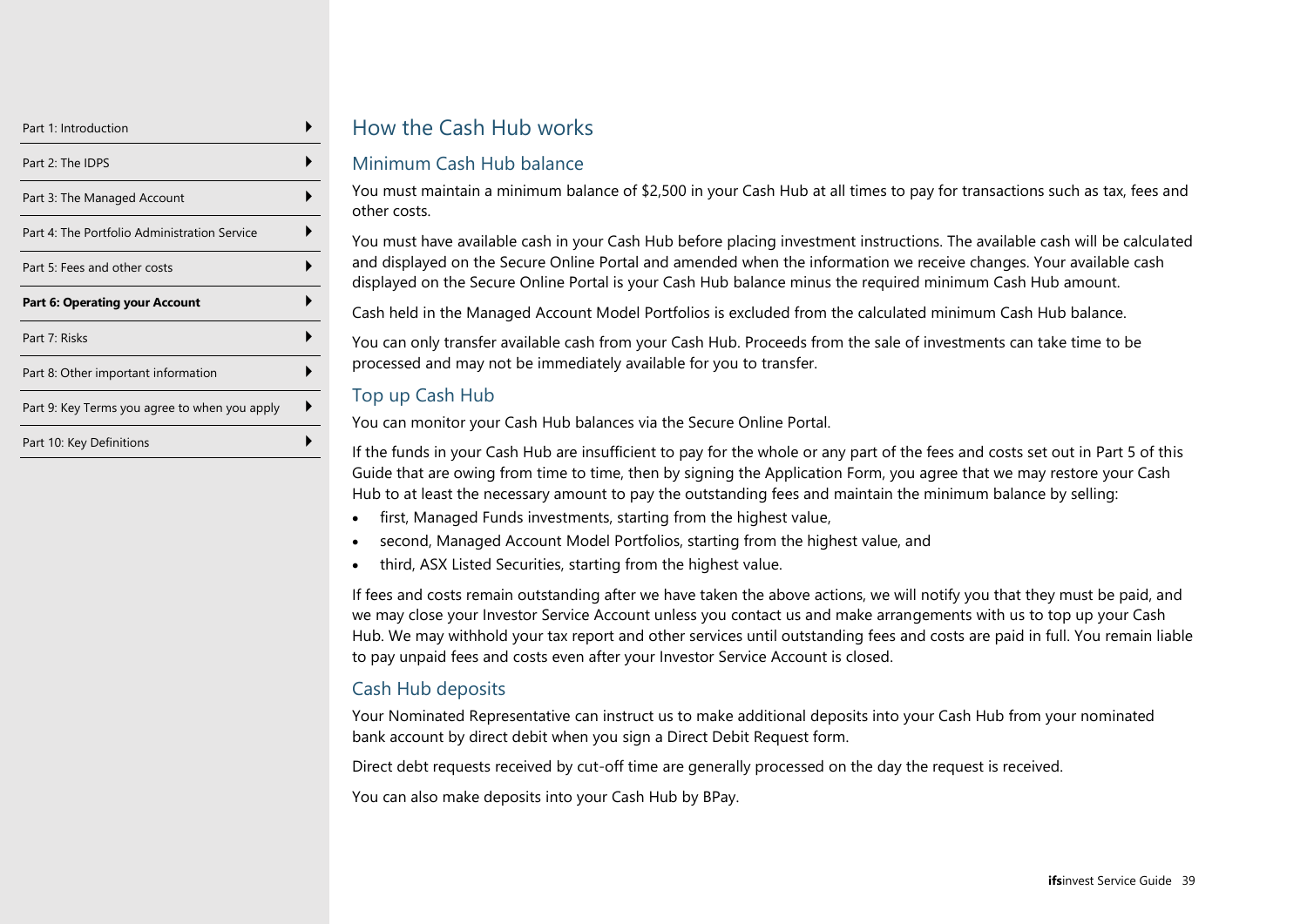## How the Cash Hub works

### Minimum Cash Hub balance

You must maintain a minimum balance of $2,500 in your Cash Hub at all times to pay for transactions such as tax, fees and other costs.

You must have available cash in your Cash Hub before placing investment instructions. The available cash will be calculated and displayed on the Secure Online Portal and amended when the information we receive changes. Your available cash displayed on the Secure Online Portal is your Cash Hub balance minus the required minimum Cash Hub amount.

Cash held in the Managed Account Model Portfolios is excluded from the calculated minimum Cash Hub balance.

You can only transfer available cash from your Cash Hub. Proceeds from the sale of investments can take time to be processed and may not be immediately available for you to transfer.

### Top up Cash Hub

You can monitor your Cash Hub balances via the Secure Online Portal.

If the funds in your Cash Hub are insufficient to pay for the whole or any part of the fees and costs set out in Part 5 of this Guide that are owing from time to time, then by signing the Application Form, you agree that we may restore your Cash Hub to at least the necessary amount to pay the outstanding fees and maintain the minimum balance by selling:

- first, Managed Funds investments, starting from the highest value,
- second, Managed Account Model Portfolios, starting from the highest value, and
- third, ASX Listed Securities, starting from the highest value.

If fees and costs remain outstanding after we have taken the above actions, we will notify you that they must be paid, and we may close your Investor Service Account unless you contact us and make arrangements with us to top up your Cash Hub. We may withhold your tax report and other services until outstanding fees and costs are paid in full. You remain liable to pay unpaid fees and costs even after your Investor Service Account is closed.

### Cash Hub deposits

Your Nominated Representative can instruct us to make additional deposits into your Cash Hub from your nominated bank account by direct debit when you sign a Direct Debit Request form.

Direct debt requests received by cut-off time are generally processed on the day the request is received.

You can also make deposits into your Cash Hub by BPay.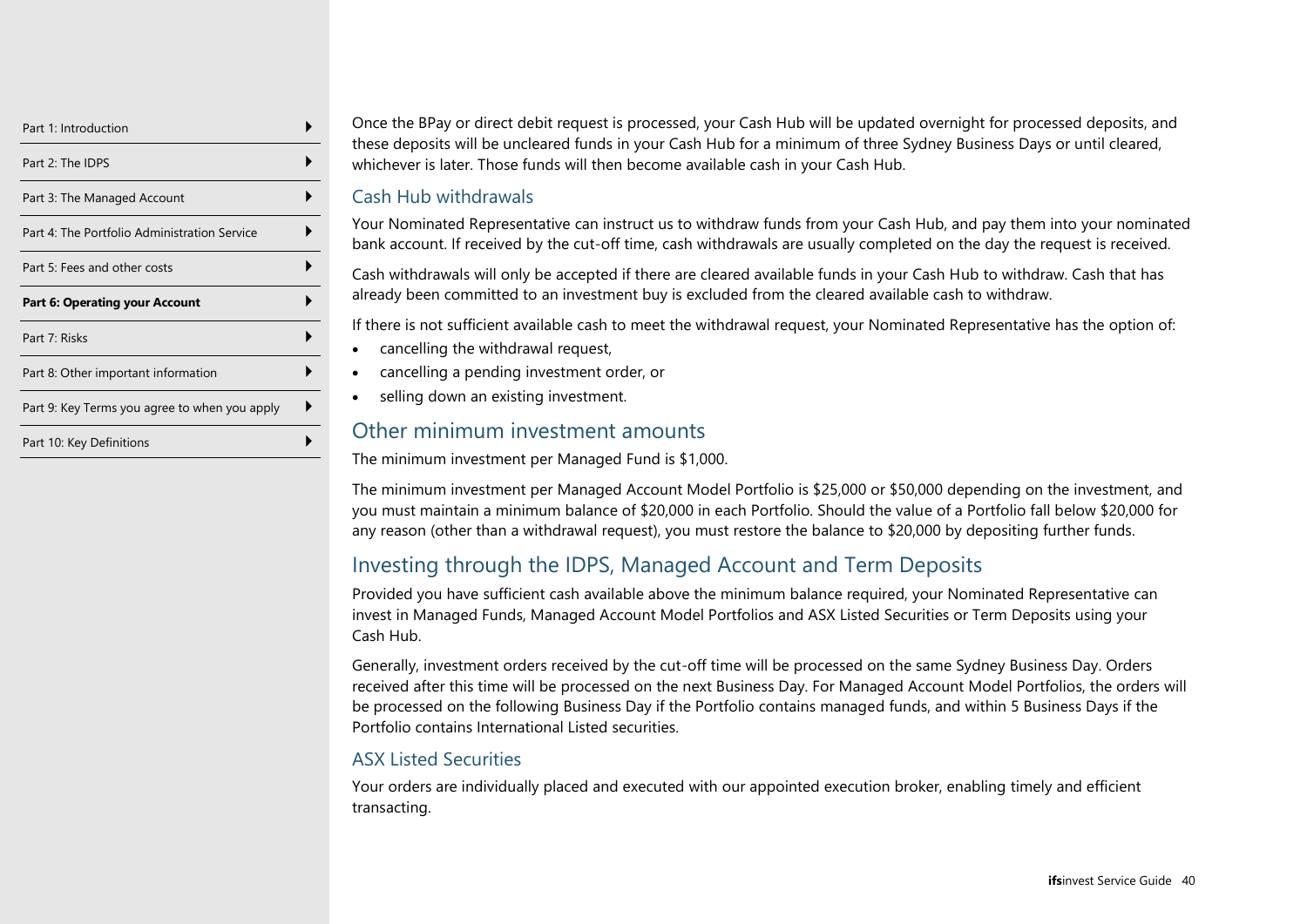Once the BPay or direct debit request is processed, your Cash Hub will be updated overnight for processed deposits, and these deposits will be uncleared funds in your Cash Hub for a minimum of three Sydney Business Days or until cleared, whichever is later. Those funds will then become available cash in your Cash Hub.

### Cash Hub withdrawals

Your Nominated Representative can instruct us to withdraw funds from your Cash Hub, and pay them into your nominated bank account. If received by the cut-off time, cash withdrawals are usually completed on the day the request is received.

Cash withdrawals will only be accepted if there are cleared available funds in your Cash Hub to withdraw. Cash that has already been committed to an investment buy is excluded from the cleared available cash to withdraw.

If there is not sufficient available cash to meet the withdrawal request, your Nominated Representative has the option of:

- cancelling the withdrawal request,
- cancelling a pending investment order, or
- selling down an existing investment.

## Other minimum investment amounts

The minimum investment per Managed Fund is $1,000.

The minimum investment per Managed Account Model Portfolio is $25,000 or $50,000 depending on the investment, and you must maintain a minimum balance of $20,000 in each Portfolio. Should the value of a Portfolio fall below $20,000 for any reason (other than a withdrawal request), you must restore the balance to $20,000 by depositing further funds.

## Investing through the IDPS, Managed Account and Term Deposits

Provided you have sufficient cash available above the minimum balance required, your Nominated Representative can invest in Managed Funds, Managed Account Model Portfolios and ASX Listed Securities or Term Deposits using your Cash Hub.

Generally, investment orders received by the cut-off time will be processed on the same Sydney Business Day. Orders received after this time will be processed on the next Business Day. For Managed Account Model Portfolios, the orders will be processed on the following Business Day if the Portfolio contains managed funds, and within 5 Business Days if the Portfolio contains International Listed securities.

### ASX Listed Securities

Your orders are individually placed and executed with our appointed execution broker, enabling timely and efficient transacting.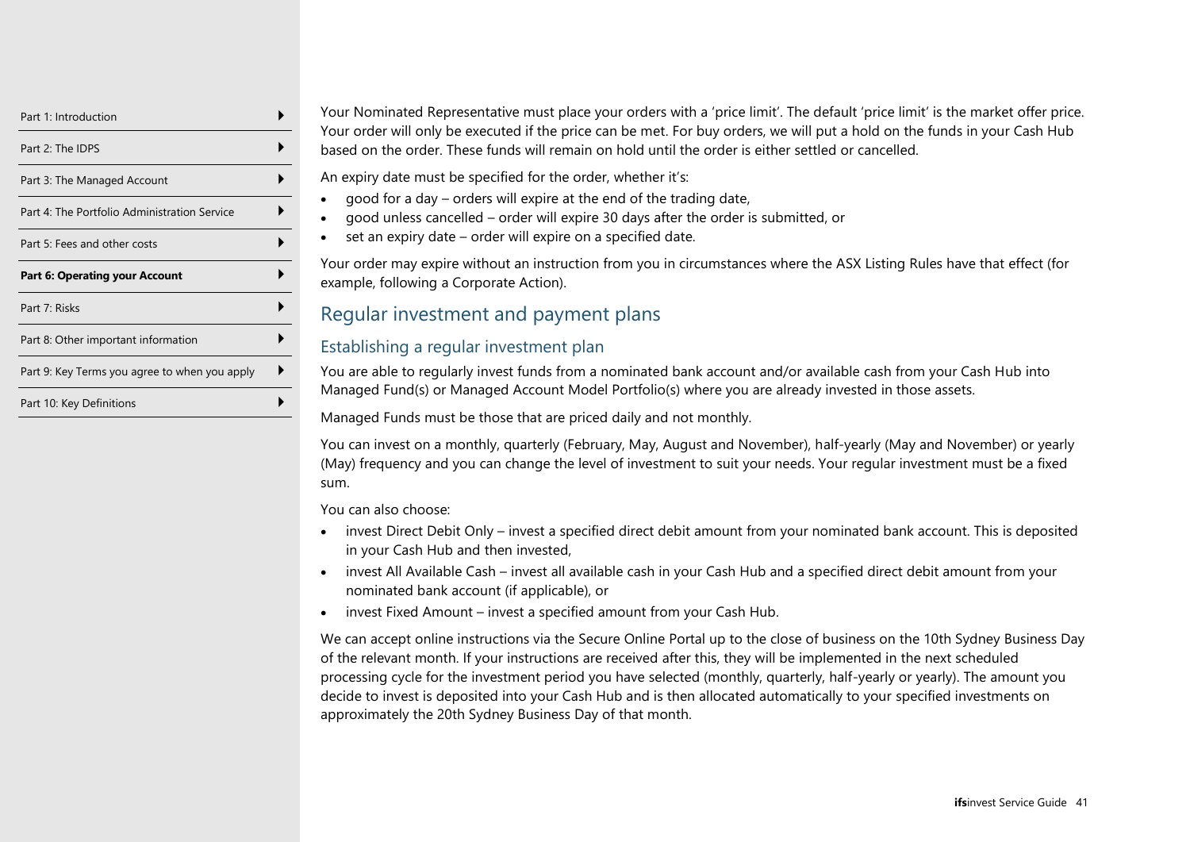Your Nominated Representative must place your orders with a 'price limit'. The default 'price limit' is the market offer price. Your order will only be executed if the price can be met. For buy orders, we will put a hold on the funds in your Cash Hub based on the order. These funds will remain on hold until the order is either settled or cancelled.

An expiry date must be specified for the order, whether it's:

- good for a day – orders will expire at the end of the trading date,
- good unless cancelled – order will expire 30 days after the order is submitted, or
- set an expiry date – order will expire on a specified date.

Your order may expire without an instruction from you in circumstances where the ASX Listing Rules have that effect (for example, following a Corporate Action).

## Regular investment and payment plans

### Establishing a regular investment plan

You are able to regularly invest funds from a nominated bank account and/or available cash from your Cash Hub into Managed Fund(s) or Managed Account Model Portfolio(s) where you are already invested in those assets.

Managed Funds must be those that are priced daily and not monthly.

You can invest on a monthly, quarterly (February, May, August and November), half-yearly (May and November) or yearly (May) frequency and you can change the level of investment to suit your needs. Your regular investment must be a fixed sum.

You can also choose:

- invest Direct Debit Only – invest a specified direct debit amount from your nominated bank account. This is deposited in your Cash Hub and then invested,
- invest All Available Cash – invest all available cash in your Cash Hub and a specified direct debit amount from your nominated bank account (if applicable), or
- invest Fixed Amount – invest a specified amount from your Cash Hub.

We can accept online instructions via the Secure Online Portal up to the close of business on the 10th Sydney Business Day of the relevant month. If your instructions are received after this, they will be implemented in the next scheduled processing cycle for the investment period you have selected (monthly, quarterly, half-yearly or yearly). The amount you decide to invest is deposited into your Cash Hub and is then allocated automatically to your specified investments on approximately the 20th Sydney Business Day of that month.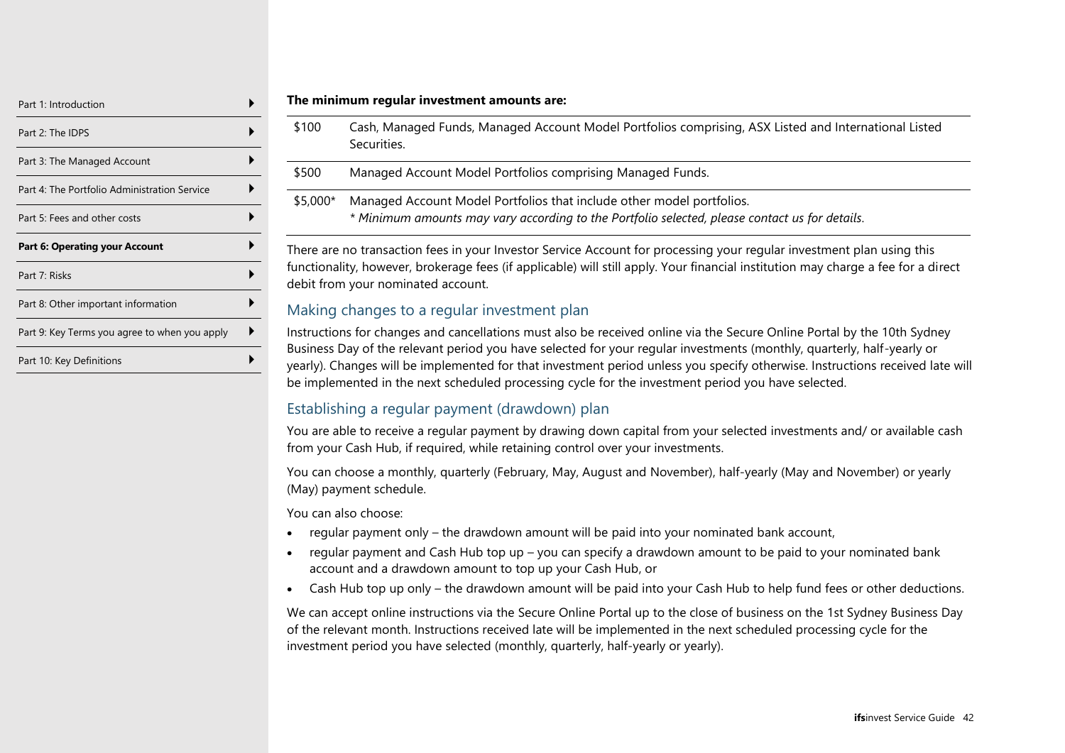**The minimum regular investment amounts are:**

| | |
|---|---|
| $100 | Cash, Managed Funds, Managed Account Model Portfolios comprising, ASX Listed and International Listed Securities. |
| $500 | Managed Account Model Portfolios comprising Managed Funds. |
| $5,000* | Managed Account Model Portfolios that include other model portfolios.<br>*\* Minimum amounts may vary according to the Portfolio selected, please contact us for details.* |

There are no transaction fees in your Investor Service Account for processing your regular investment plan using this functionality, however, brokerage fees (if applicable) will still apply. Your financial institution may charge a fee for a direct debit from your nominated account.

## Making changes to a regular investment plan

Instructions for changes and cancellations must also be received online via the Secure Online Portal by the 10th Sydney Business Day of the relevant period you have selected for your regular investments (monthly, quarterly, half-yearly or yearly). Changes will be implemented for that investment period unless you specify otherwise. Instructions received late will be implemented in the next scheduled processing cycle for the investment period you have selected.

## Establishing a regular payment (drawdown) plan

You are able to receive a regular payment by drawing down capital from your selected investments and/ or available cash from your Cash Hub, if required, while retaining control over your investments.

You can choose a monthly, quarterly (February, May, August and November), half-yearly (May and November) or yearly (May) payment schedule.

You can also choose:

- regular payment only – the drawdown amount will be paid into your nominated bank account,
- regular payment and Cash Hub top up – you can specify a drawdown amount to be paid to your nominated bank account and a drawdown amount to top up your Cash Hub, or
- Cash Hub top up only – the drawdown amount will be paid into your Cash Hub to help fund fees or other deductions.

We can accept online instructions via the Secure Online Portal up to the close of business on the 1st Sydney Business Day of the relevant month. Instructions received late will be implemented in the next scheduled processing cycle for the investment period you have selected (monthly, quarterly, half-yearly or yearly).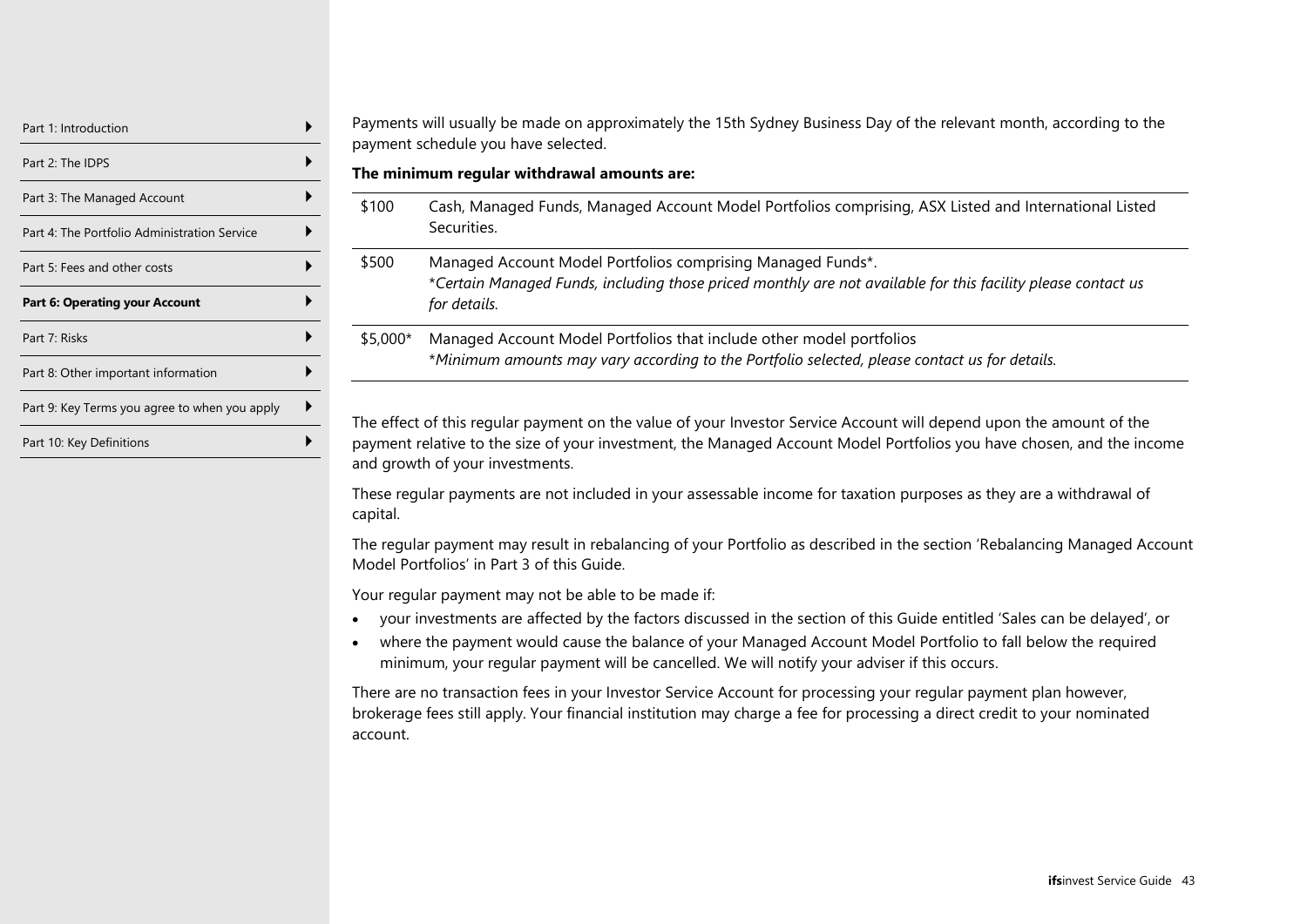Payments will usually be made on approximately the 15th Sydney Business Day of the relevant month, according to the payment schedule you have selected.

**The minimum regular withdrawal amounts are:**

| | |
|---|---|
| $100 | Cash, Managed Funds, Managed Account Model Portfolios comprising, ASX Listed and International Listed Securities. |
| $500 | Managed Account Model Portfolios comprising Managed Funds*. *\*Certain Managed Funds, including those priced monthly are not available for this facility please contact us for details.* |
| $5,000* | Managed Account Model Portfolios that include other model portfolios *\*Minimum amounts may vary according to the Portfolio selected, please contact us for details.* |

The effect of this regular payment on the value of your Investor Service Account will depend upon the amount of the payment relative to the size of your investment, the Managed Account Model Portfolios you have chosen, and the income and growth of your investments.

These regular payments are not included in your assessable income for taxation purposes as they are a withdrawal of capital.

The regular payment may result in rebalancing of your Portfolio as described in the section 'Rebalancing Managed Account Model Portfolios' in Part 3 of this Guide.

Your regular payment may not be able to be made if:

- your investments are affected by the factors discussed in the section of this Guide entitled 'Sales can be delayed', or
- where the payment would cause the balance of your Managed Account Model Portfolio to fall below the required minimum, your regular payment will be cancelled. We will notify your adviser if this occurs.

There are no transaction fees in your Investor Service Account for processing your regular payment plan however, brokerage fees still apply. Your financial institution may charge a fee for processing a direct credit to your nominated account.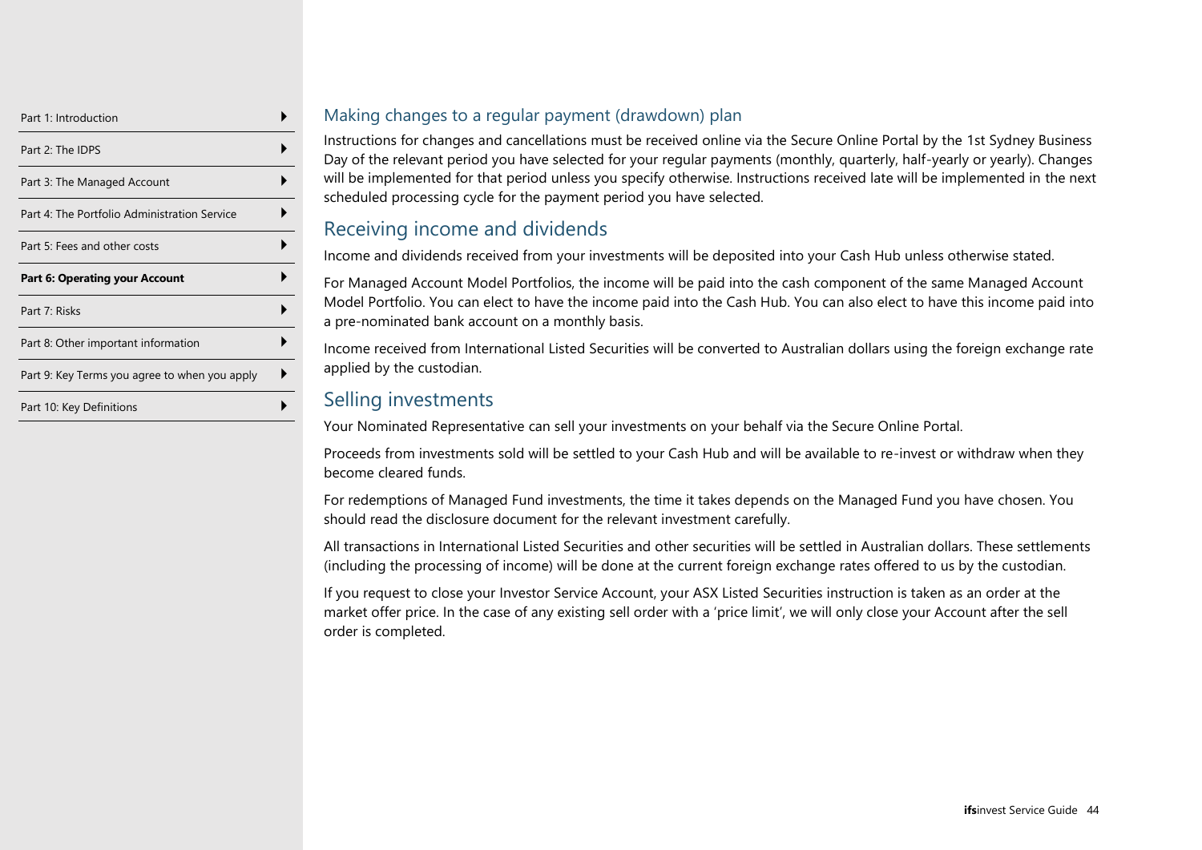## Making changes to a regular payment (drawdown) plan

Instructions for changes and cancellations must be received online via the Secure Online Portal by the 1st Sydney Business Day of the relevant period you have selected for your regular payments (monthly, quarterly, half-yearly or yearly). Changes will be implemented for that period unless you specify otherwise. Instructions received late will be implemented in the next scheduled processing cycle for the payment period you have selected.

## Receiving income and dividends

Income and dividends received from your investments will be deposited into your Cash Hub unless otherwise stated.

For Managed Account Model Portfolios, the income will be paid into the cash component of the same Managed Account Model Portfolio. You can elect to have the income paid into the Cash Hub. You can also elect to have this income paid into a pre-nominated bank account on a monthly basis.

Income received from International Listed Securities will be converted to Australian dollars using the foreign exchange rate applied by the custodian.

## Selling investments

Your Nominated Representative can sell your investments on your behalf via the Secure Online Portal.

Proceeds from investments sold will be settled to your Cash Hub and will be available to re-invest or withdraw when they become cleared funds.

For redemptions of Managed Fund investments, the time it takes depends on the Managed Fund you have chosen. You should read the disclosure document for the relevant investment carefully.

All transactions in International Listed Securities and other securities will be settled in Australian dollars. These settlements (including the processing of income) will be done at the current foreign exchange rates offered to us by the custodian.

If you request to close your Investor Service Account, your ASX Listed Securities instruction is taken as an order at the market offer price. In the case of any existing sell order with a 'price limit', we will only close your Account after the sell order is completed.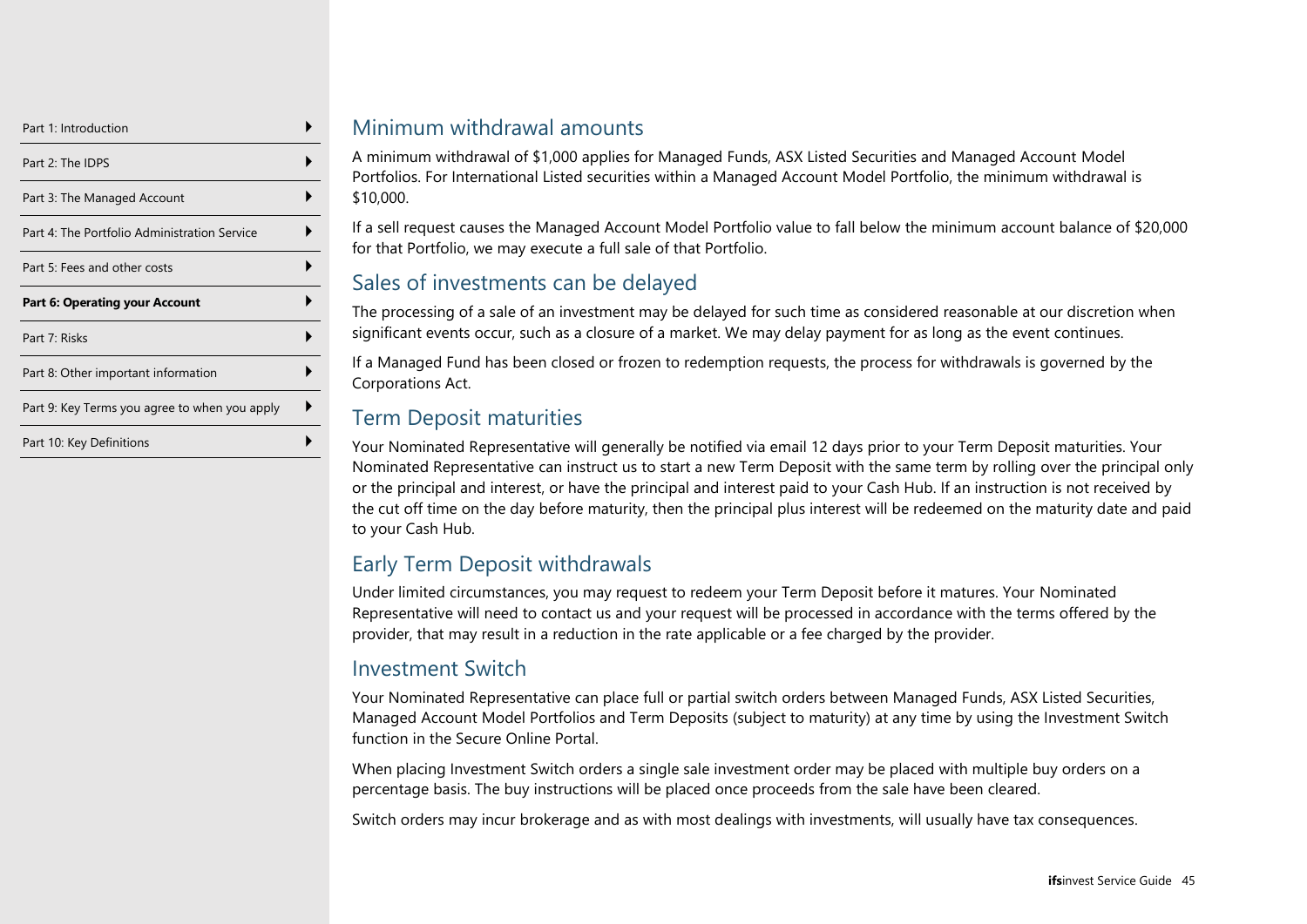## Minimum withdrawal amounts

A minimum withdrawal of $1,000 applies for Managed Funds, ASX Listed Securities and Managed Account Model Portfolios. For International Listed securities within a Managed Account Model Portfolio, the minimum withdrawal is $10,000.

If a sell request causes the Managed Account Model Portfolio value to fall below the minimum account balance of $20,000 for that Portfolio, we may execute a full sale of that Portfolio.

## Sales of investments can be delayed

The processing of a sale of an investment may be delayed for such time as considered reasonable at our discretion when significant events occur, such as a closure of a market. We may delay payment for as long as the event continues.

If a Managed Fund has been closed or frozen to redemption requests, the process for withdrawals is governed by the Corporations Act.

## Term Deposit maturities

Your Nominated Representative will generally be notified via email 12 days prior to your Term Deposit maturities. Your Nominated Representative can instruct us to start a new Term Deposit with the same term by rolling over the principal only or the principal and interest, or have the principal and interest paid to your Cash Hub. If an instruction is not received by the cut off time on the day before maturity, then the principal plus interest will be redeemed on the maturity date and paid to your Cash Hub.

## Early Term Deposit withdrawals

Under limited circumstances, you may request to redeem your Term Deposit before it matures. Your Nominated Representative will need to contact us and your request will be processed in accordance with the terms offered by the provider, that may result in a reduction in the rate applicable or a fee charged by the provider.

## Investment Switch

Your Nominated Representative can place full or partial switch orders between Managed Funds, ASX Listed Securities, Managed Account Model Portfolios and Term Deposits (subject to maturity) at any time by using the Investment Switch function in the Secure Online Portal.

When placing Investment Switch orders a single sale investment order may be placed with multiple buy orders on a percentage basis. The buy instructions will be placed once proceeds from the sale have been cleared.

Switch orders may incur brokerage and as with most dealings with investments, will usually have tax consequences.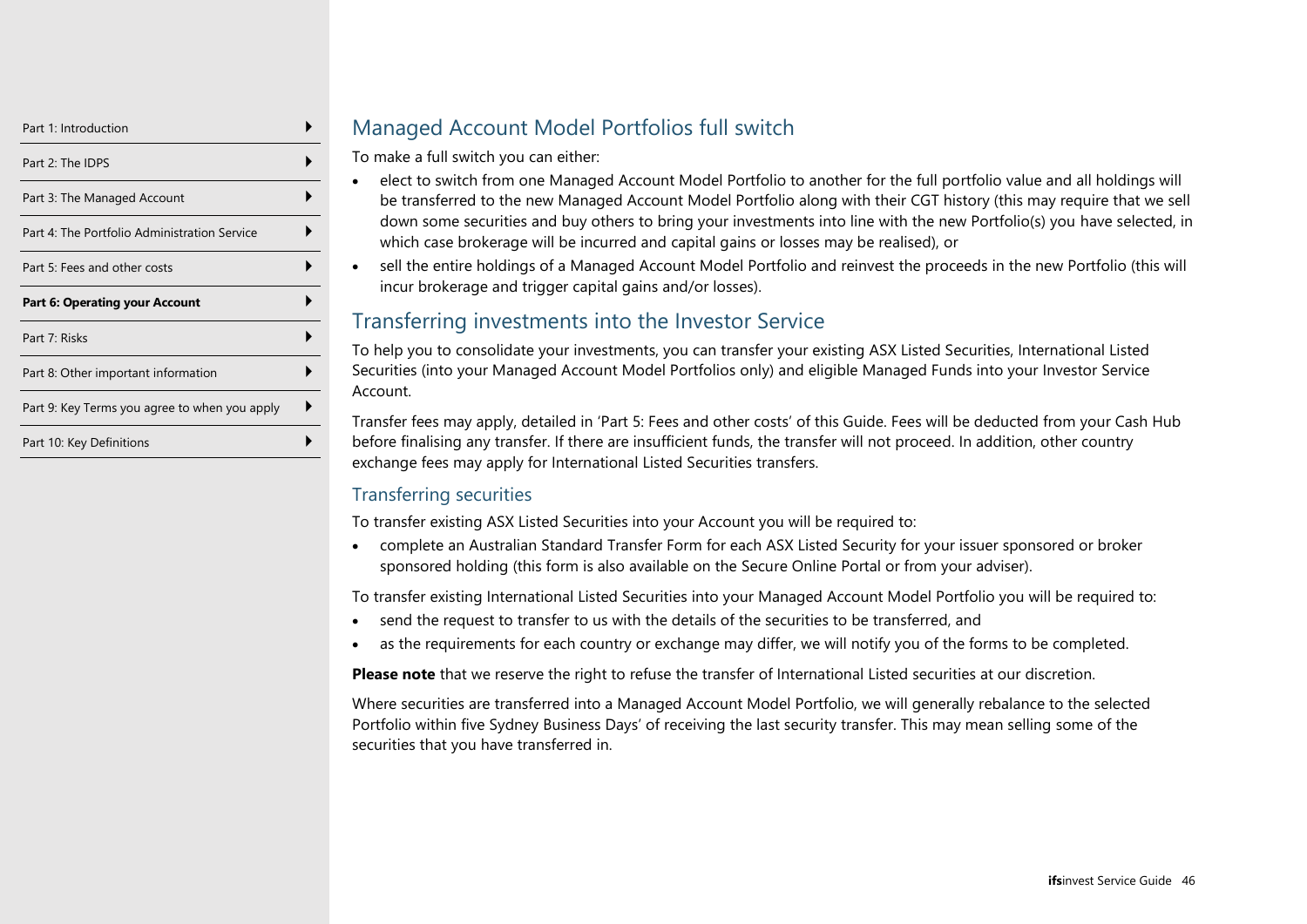## Managed Account Model Portfolios full switch

To make a full switch you can either:

- elect to switch from one Managed Account Model Portfolio to another for the full portfolio value and all holdings will be transferred to the new Managed Account Model Portfolio along with their CGT history (this may require that we sell down some securities and buy others to bring your investments into line with the new Portfolio(s) you have selected, in which case brokerage will be incurred and capital gains or losses may be realised), or
- sell the entire holdings of a Managed Account Model Portfolio and reinvest the proceeds in the new Portfolio (this will incur brokerage and trigger capital gains and/or losses).

## Transferring investments into the Investor Service

To help you to consolidate your investments, you can transfer your existing ASX Listed Securities, International Listed Securities (into your Managed Account Model Portfolios only) and eligible Managed Funds into your Investor Service Account.

Transfer fees may apply, detailed in 'Part 5: Fees and other costs' of this Guide. Fees will be deducted from your Cash Hub before finalising any transfer. If there are insufficient funds, the transfer will not proceed. In addition, other country exchange fees may apply for International Listed Securities transfers.

### Transferring securities

To transfer existing ASX Listed Securities into your Account you will be required to:

- complete an Australian Standard Transfer Form for each ASX Listed Security for your issuer sponsored or broker sponsored holding (this form is also available on the Secure Online Portal or from your adviser).

To transfer existing International Listed Securities into your Managed Account Model Portfolio you will be required to:

- send the request to transfer to us with the details of the securities to be transferred, and
- as the requirements for each country or exchange may differ, we will notify you of the forms to be completed.

**Please note** that we reserve the right to refuse the transfer of International Listed securities at our discretion.

Where securities are transferred into a Managed Account Model Portfolio, we will generally rebalance to the selected Portfolio within five Sydney Business Days' of receiving the last security transfer. This may mean selling some of the securities that you have transferred in.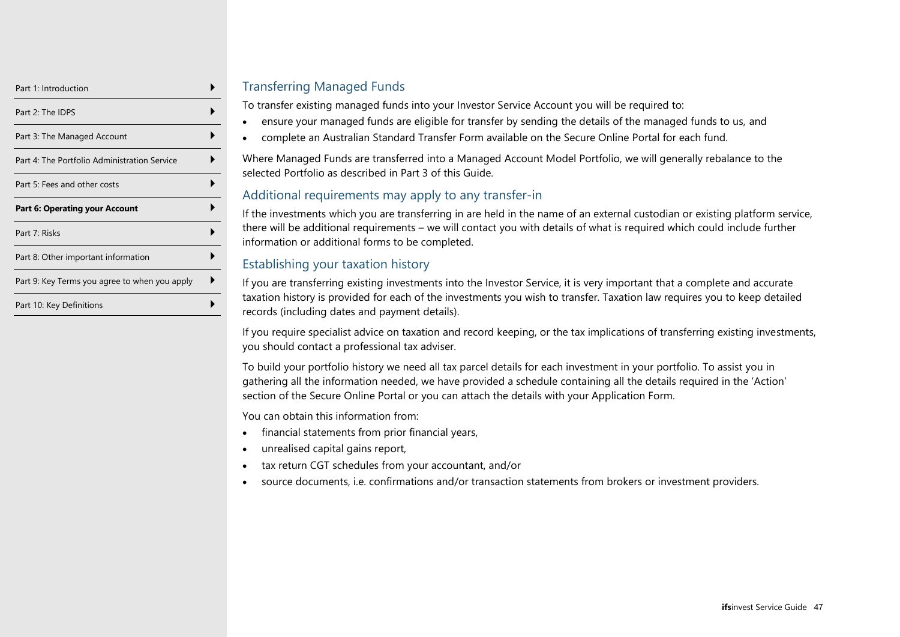## Transferring Managed Funds

To transfer existing managed funds into your Investor Service Account you will be required to:

- ensure your managed funds are eligible for transfer by sending the details of the managed funds to us, and
- complete an Australian Standard Transfer Form available on the Secure Online Portal for each fund.

Where Managed Funds are transferred into a Managed Account Model Portfolio, we will generally rebalance to the selected Portfolio as described in Part 3 of this Guide.

## Additional requirements may apply to any transfer-in

If the investments which you are transferring in are held in the name of an external custodian or existing platform service, there will be additional requirements – we will contact you with details of what is required which could include further information or additional forms to be completed.

## Establishing your taxation history

If you are transferring existing investments into the Investor Service, it is very important that a complete and accurate taxation history is provided for each of the investments you wish to transfer. Taxation law requires you to keep detailed records (including dates and payment details).

If you require specialist advice on taxation and record keeping, or the tax implications of transferring existing investments, you should contact a professional tax adviser.

To build your portfolio history we need all tax parcel details for each investment in your portfolio. To assist you in gathering all the information needed, we have provided a schedule containing all the details required in the 'Action' section of the Secure Online Portal or you can attach the details with your Application Form.

You can obtain this information from:

- financial statements from prior financial years,
- unrealised capital gains report,
- tax return CGT schedules from your accountant, and/or
- source documents, i.e. confirmations and/or transaction statements from brokers or investment providers.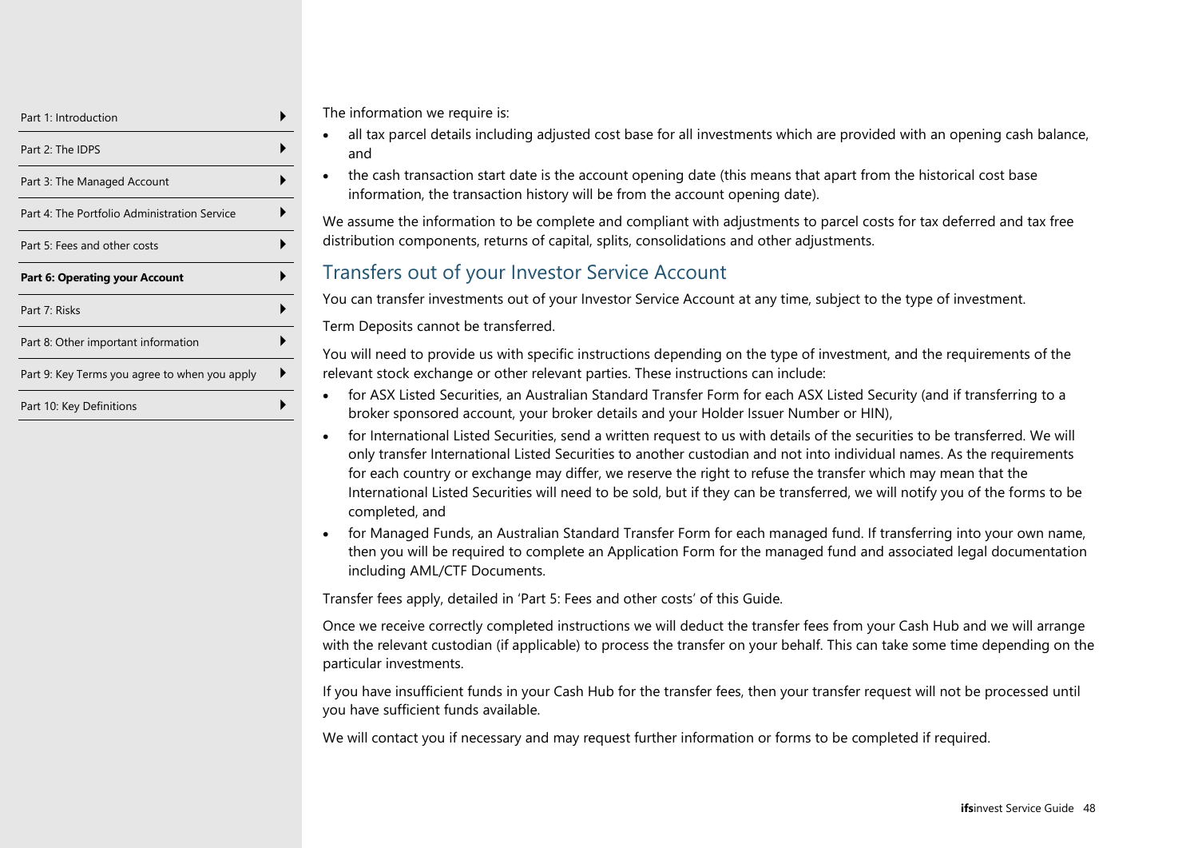The information we require is:

- all tax parcel details including adjusted cost base for all investments which are provided with an opening cash balance, and
- the cash transaction start date is the account opening date (this means that apart from the historical cost base information, the transaction history will be from the account opening date).

We assume the information to be complete and compliant with adjustments to parcel costs for tax deferred and tax free distribution components, returns of capital, splits, consolidations and other adjustments.

## Transfers out of your Investor Service Account

You can transfer investments out of your Investor Service Account at any time, subject to the type of investment.

Term Deposits cannot be transferred.

You will need to provide us with specific instructions depending on the type of investment, and the requirements of the relevant stock exchange or other relevant parties. These instructions can include:

- for ASX Listed Securities, an Australian Standard Transfer Form for each ASX Listed Security (and if transferring to a broker sponsored account, your broker details and your Holder Issuer Number or HIN),
- for International Listed Securities, send a written request to us with details of the securities to be transferred. We will only transfer International Listed Securities to another custodian and not into individual names. As the requirements for each country or exchange may differ, we reserve the right to refuse the transfer which may mean that the International Listed Securities will need to be sold, but if they can be transferred, we will notify you of the forms to be completed, and
- for Managed Funds, an Australian Standard Transfer Form for each managed fund. If transferring into your own name, then you will be required to complete an Application Form for the managed fund and associated legal documentation including AML/CTF Documents.

Transfer fees apply, detailed in 'Part 5: Fees and other costs' of this Guide.

Once we receive correctly completed instructions we will deduct the transfer fees from your Cash Hub and we will arrange with the relevant custodian (if applicable) to process the transfer on your behalf. This can take some time depending on the particular investments.

If you have insufficient funds in your Cash Hub for the transfer fees, then your transfer request will not be processed until you have sufficient funds available.

We will contact you if necessary and may request further information or forms to be completed if required.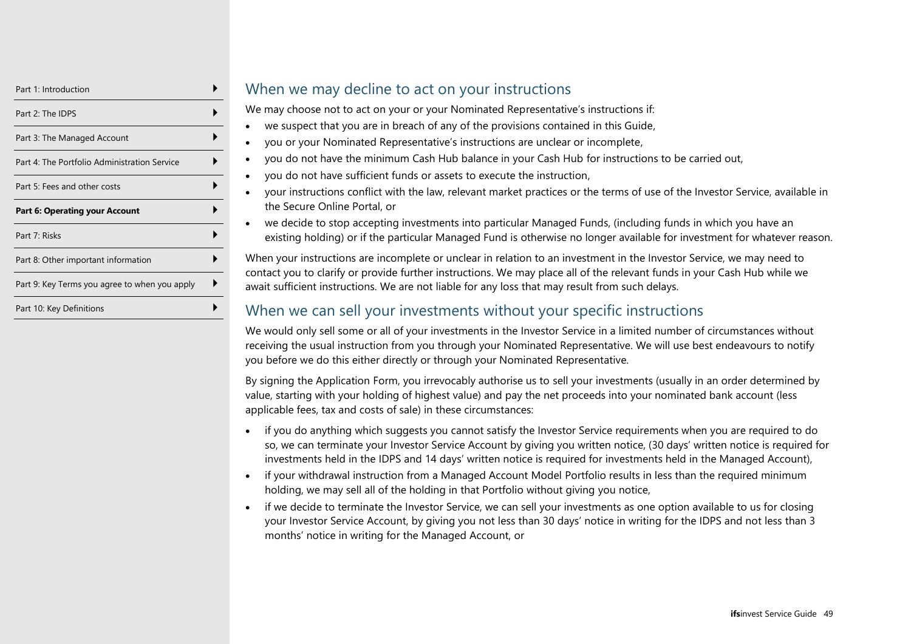## When we may decline to act on your instructions

We may choose not to act on your or your Nominated Representative's instructions if:

- we suspect that you are in breach of any of the provisions contained in this Guide,
- you or your Nominated Representative's instructions are unclear or incomplete,
- you do not have the minimum Cash Hub balance in your Cash Hub for instructions to be carried out,
- you do not have sufficient funds or assets to execute the instruction,
- your instructions conflict with the law, relevant market practices or the terms of use of the Investor Service, available in the Secure Online Portal, or
- we decide to stop accepting investments into particular Managed Funds, (including funds in which you have an existing holding) or if the particular Managed Fund is otherwise no longer available for investment for whatever reason.

When your instructions are incomplete or unclear in relation to an investment in the Investor Service, we may need to contact you to clarify or provide further instructions. We may place all of the relevant funds in your Cash Hub while we await sufficient instructions. We are not liable for any loss that may result from such delays.

## When we can sell your investments without your specific instructions

We would only sell some or all of your investments in the Investor Service in a limited number of circumstances without receiving the usual instruction from you through your Nominated Representative. We will use best endeavours to notify you before we do this either directly or through your Nominated Representative.

By signing the Application Form, you irrevocably authorise us to sell your investments (usually in an order determined by value, starting with your holding of highest value) and pay the net proceeds into your nominated bank account (less applicable fees, tax and costs of sale) in these circumstances:

- if you do anything which suggests you cannot satisfy the Investor Service requirements when you are required to do so, we can terminate your Investor Service Account by giving you written notice, (30 days' written notice is required for investments held in the IDPS and 14 days' written notice is required for investments held in the Managed Account),
- if your withdrawal instruction from a Managed Account Model Portfolio results in less than the required minimum holding, we may sell all of the holding in that Portfolio without giving you notice,
- if we decide to terminate the Investor Service, we can sell your investments as one option available to us for closing your Investor Service Account, by giving you not less than 30 days' notice in writing for the IDPS and not less than 3 months' notice in writing for the Managed Account, or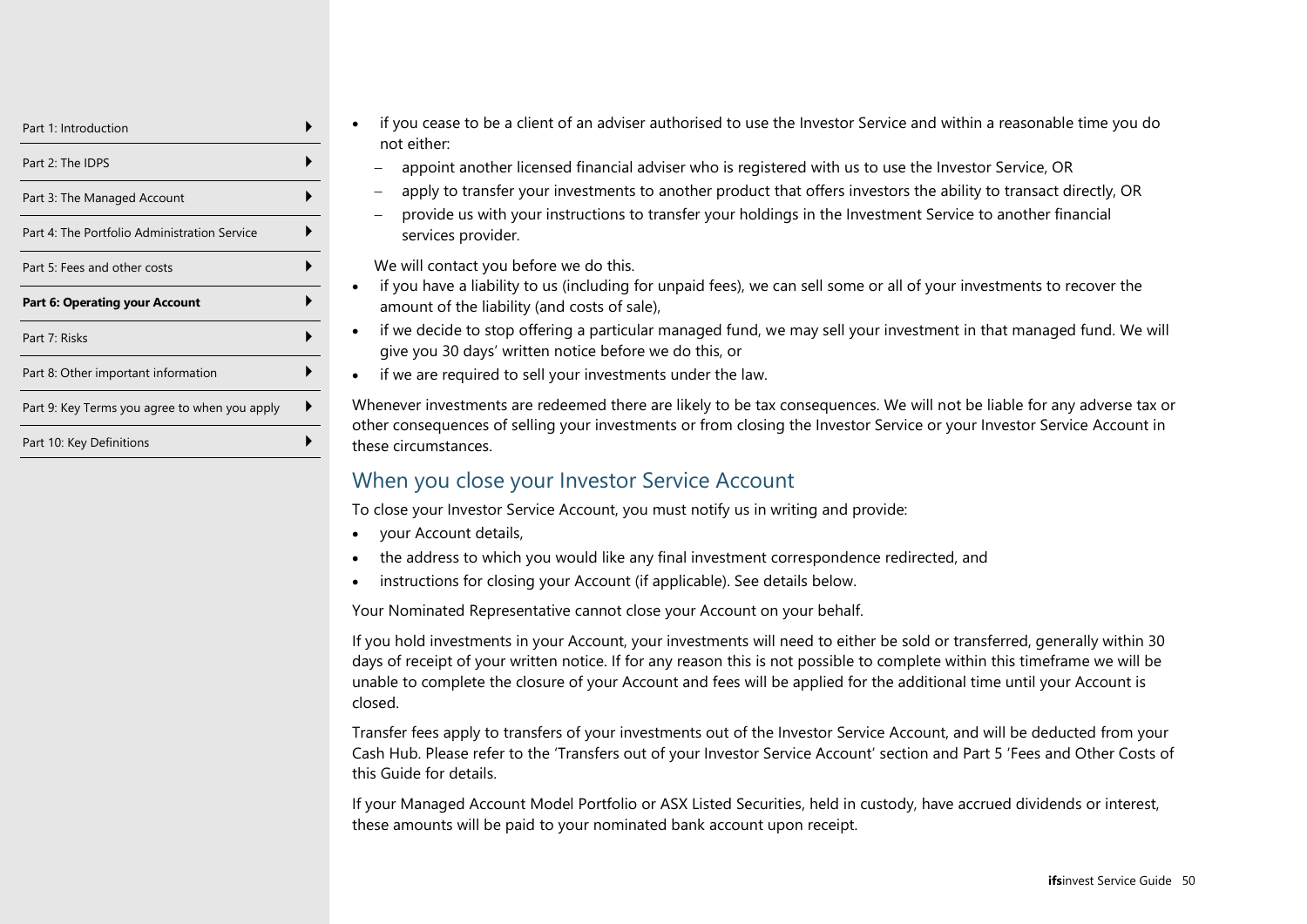- if you cease to be a client of an adviser authorised to use the Investor Service and within a reasonable time you do not either:
  - appoint another licensed financial adviser who is registered with us to use the Investor Service, OR
  - apply to transfer your investments to another product that offers investors the ability to transact directly, OR
  - provide us with your instructions to transfer your holdings in the Investment Service to another financial services provider.

  We will contact you before we do this.
- if you have a liability to us (including for unpaid fees), we can sell some or all of your investments to recover the amount of the liability (and costs of sale),
- if we decide to stop offering a particular managed fund, we may sell your investment in that managed fund. We will give you 30 days' written notice before we do this, or
- if we are required to sell your investments under the law.

Whenever investments are redeemed there are likely to be tax consequences. We will not be liable for any adverse tax or other consequences of selling your investments or from closing the Investor Service or your Investor Service Account in these circumstances.

## When you close your Investor Service Account

To close your Investor Service Account, you must notify us in writing and provide:

- your Account details,
- the address to which you would like any final investment correspondence redirected, and
- instructions for closing your Account (if applicable). See details below.

Your Nominated Representative cannot close your Account on your behalf.

If you hold investments in your Account, your investments will need to either be sold or transferred, generally within 30 days of receipt of your written notice. If for any reason this is not possible to complete within this timeframe we will be unable to complete the closure of your Account and fees will be applied for the additional time until your Account is closed.

Transfer fees apply to transfers of your investments out of the Investor Service Account, and will be deducted from your Cash Hub. Please refer to the 'Transfers out of your Investor Service Account' section and Part 5 'Fees and Other Costs of this Guide for details.

If your Managed Account Model Portfolio or ASX Listed Securities, held in custody, have accrued dividends or interest, these amounts will be paid to your nominated bank account upon receipt.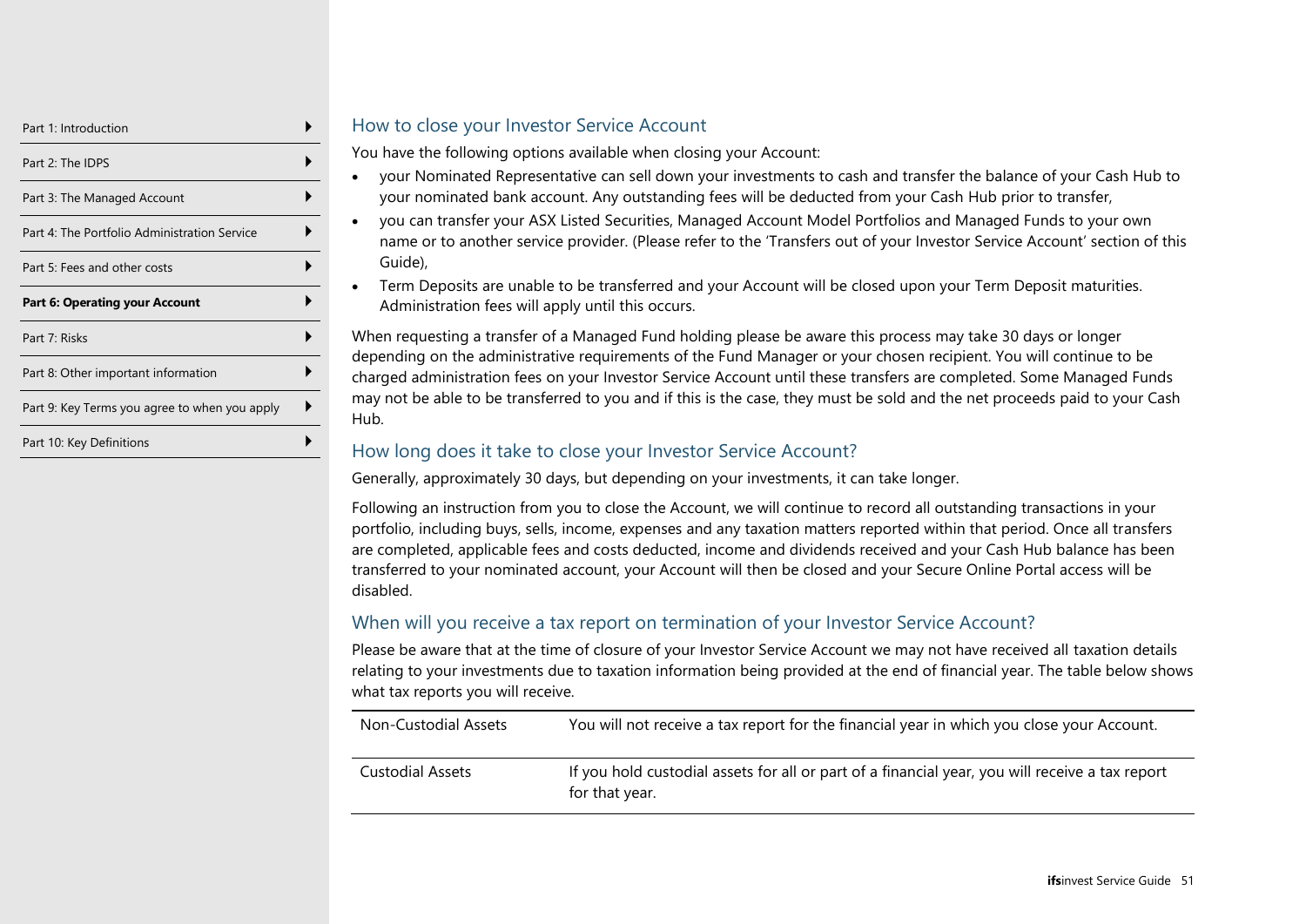## How to close your Investor Service Account

You have the following options available when closing your Account:

- your Nominated Representative can sell down your investments to cash and transfer the balance of your Cash Hub to your nominated bank account. Any outstanding fees will be deducted from your Cash Hub prior to transfer,
- you can transfer your ASX Listed Securities, Managed Account Model Portfolios and Managed Funds to your own name or to another service provider. (Please refer to the 'Transfers out of your Investor Service Account' section of this Guide),
- Term Deposits are unable to be transferred and your Account will be closed upon your Term Deposit maturities. Administration fees will apply until this occurs.

When requesting a transfer of a Managed Fund holding please be aware this process may take 30 days or longer depending on the administrative requirements of the Fund Manager or your chosen recipient. You will continue to be charged administration fees on your Investor Service Account until these transfers are completed. Some Managed Funds may not be able to be transferred to you and if this is the case, they must be sold and the net proceeds paid to your Cash Hub.

## How long does it take to close your Investor Service Account?

Generally, approximately 30 days, but depending on your investments, it can take longer.

Following an instruction from you to close the Account, we will continue to record all outstanding transactions in your portfolio, including buys, sells, income, expenses and any taxation matters reported within that period. Once all transfers are completed, applicable fees and costs deducted, income and dividends received and your Cash Hub balance has been transferred to your nominated account, your Account will then be closed and your Secure Online Portal access will be disabled.

## When will you receive a tax report on termination of your Investor Service Account?

Please be aware that at the time of closure of your Investor Service Account we may not have received all taxation details relating to your investments due to taxation information being provided at the end of financial year. The table below shows what tax reports you will receive.

| | |
|---|---|
| Non-Custodial Assets | You will not receive a tax report for the financial year in which you close your Account. |
| Custodial Assets | If you hold custodial assets for all or part of a financial year, you will receive a tax report for that year. |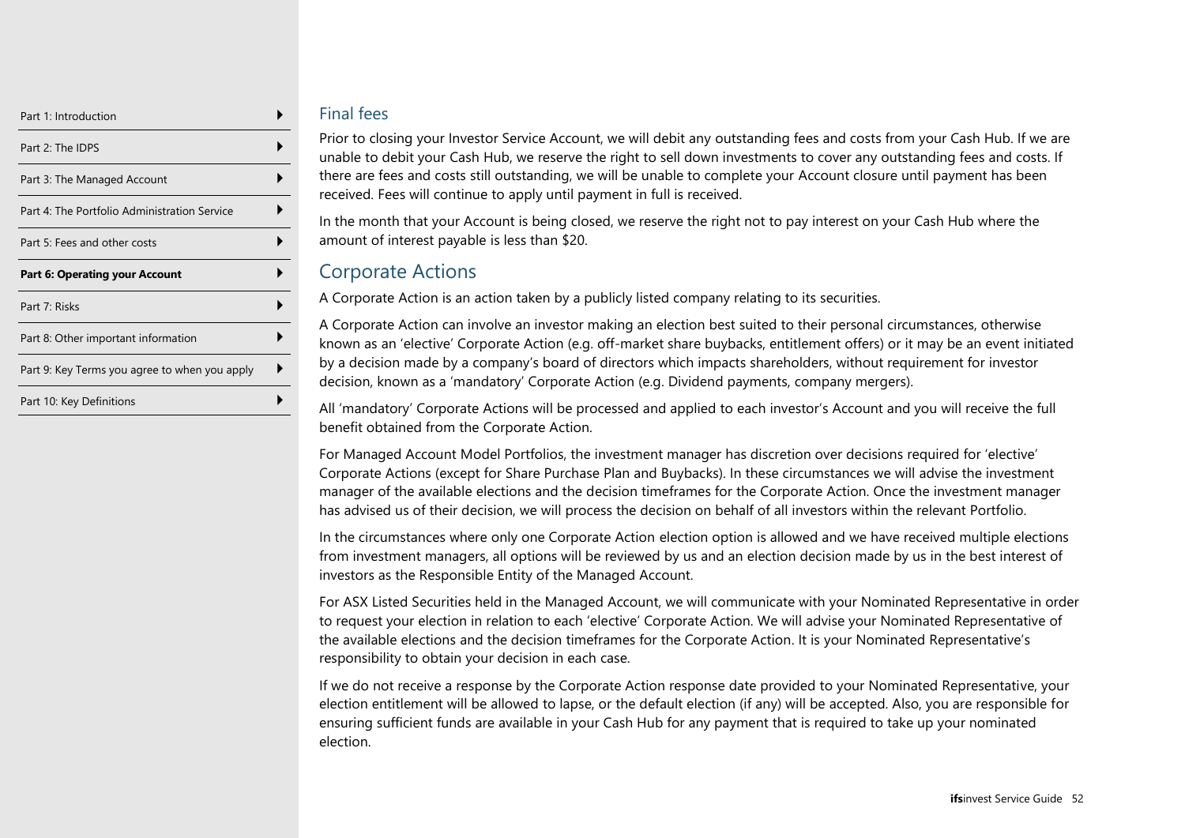## Final fees

Prior to closing your Investor Service Account, we will debit any outstanding fees and costs from your Cash Hub. If we are unable to debit your Cash Hub, we reserve the right to sell down investments to cover any outstanding fees and costs. If there are fees and costs still outstanding, we will be unable to complete your Account closure until payment has been received. Fees will continue to apply until payment in full is received.

In the month that your Account is being closed, we reserve the right not to pay interest on your Cash Hub where the amount of interest payable is less than $20.

# Corporate Actions

A Corporate Action is an action taken by a publicly listed company relating to its securities.

A Corporate Action can involve an investor making an election best suited to their personal circumstances, otherwise known as an 'elective' Corporate Action (e.g. off-market share buybacks, entitlement offers) or it may be an event initiated by a decision made by a company's board of directors which impacts shareholders, without requirement for investor decision, known as a 'mandatory' Corporate Action (e.g. Dividend payments, company mergers).

All 'mandatory' Corporate Actions will be processed and applied to each investor's Account and you will receive the full benefit obtained from the Corporate Action.

For Managed Account Model Portfolios, the investment manager has discretion over decisions required for 'elective' Corporate Actions (except for Share Purchase Plan and Buybacks). In these circumstances we will advise the investment manager of the available elections and the decision timeframes for the Corporate Action. Once the investment manager has advised us of their decision, we will process the decision on behalf of all investors within the relevant Portfolio.

In the circumstances where only one Corporate Action election option is allowed and we have received multiple elections from investment managers, all options will be reviewed by us and an election decision made by us in the best interest of investors as the Responsible Entity of the Managed Account.

For ASX Listed Securities held in the Managed Account, we will communicate with your Nominated Representative in order to request your election in relation to each 'elective' Corporate Action. We will advise your Nominated Representative of the available elections and the decision timeframes for the Corporate Action. It is your Nominated Representative's responsibility to obtain your decision in each case.

If we do not receive a response by the Corporate Action response date provided to your Nominated Representative, your election entitlement will be allowed to lapse, or the default election (if any) will be accepted. Also, you are responsible for ensuring sufficient funds are available in your Cash Hub for any payment that is required to take up your nominated election.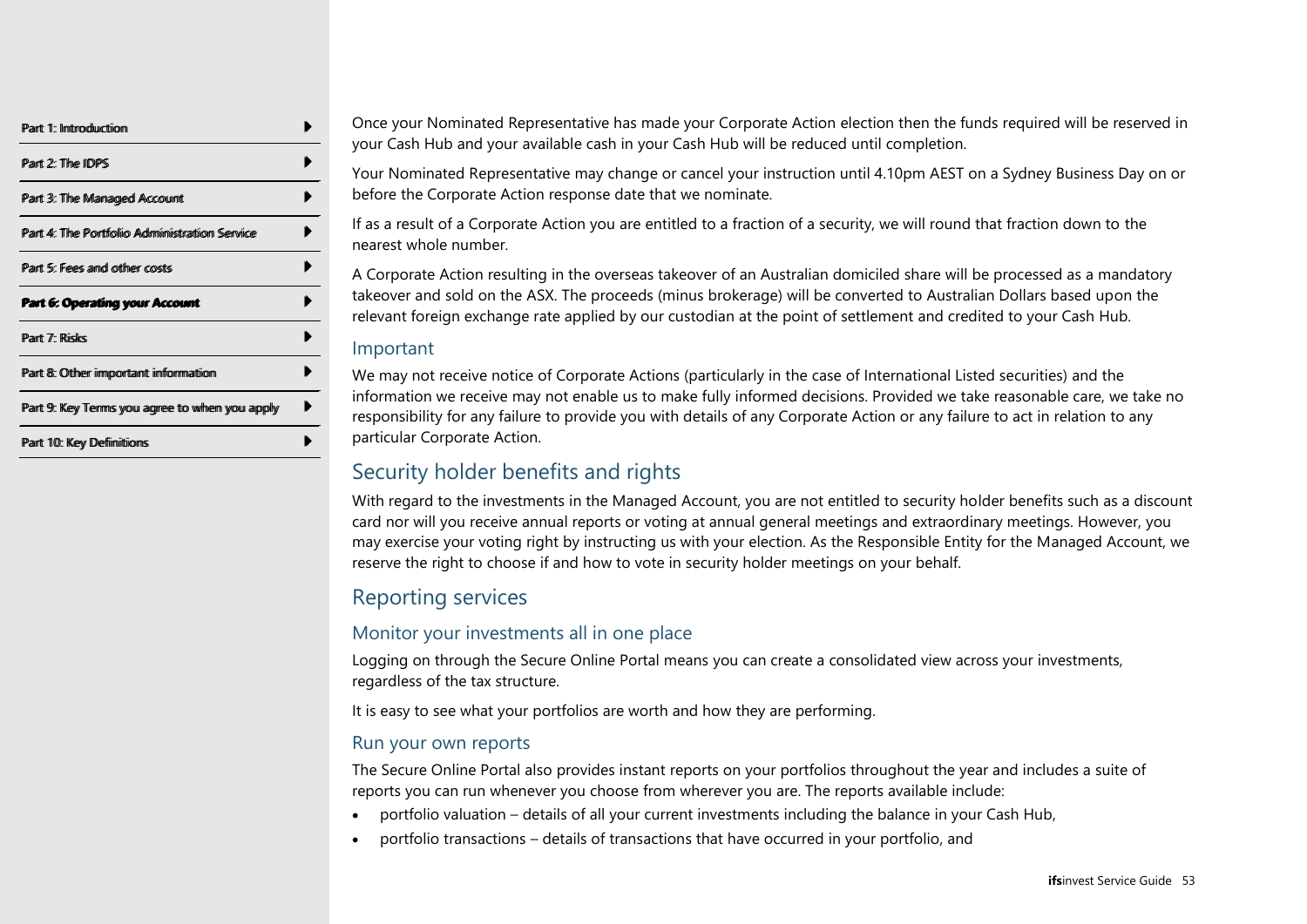Once your Nominated Representative has made your Corporate Action election then the funds required will be reserved in your Cash Hub and your available cash in your Cash Hub will be reduced until completion.

Your Nominated Representative may change or cancel your instruction until 4.10pm AEST on a Sydney Business Day on or before the Corporate Action response date that we nominate.

If as a result of a Corporate Action you are entitled to a fraction of a security, we will round that fraction down to the nearest whole number.

A Corporate Action resulting in the overseas takeover of an Australian domiciled share will be processed as a mandatory takeover and sold on the ASX. The proceeds (minus brokerage) will be converted to Australian Dollars based upon the relevant foreign exchange rate applied by our custodian at the point of settlement and credited to your Cash Hub.

### Important

We may not receive notice of Corporate Actions (particularly in the case of International Listed securities) and the information we receive may not enable us to make fully informed decisions. Provided we take reasonable care, we take no responsibility for any failure to provide you with details of any Corporate Action or any failure to act in relation to any particular Corporate Action.

## Security holder benefits and rights

With regard to the investments in the Managed Account, you are not entitled to security holder benefits such as a discount card nor will you receive annual reports or voting at annual general meetings and extraordinary meetings. However, you may exercise your voting right by instructing us with your election. As the Responsible Entity for the Managed Account, we reserve the right to choose if and how to vote in security holder meetings on your behalf.

## Reporting services

### Monitor your investments all in one place

Logging on through the Secure Online Portal means you can create a consolidated view across your investments, regardless of the tax structure.

It is easy to see what your portfolios are worth and how they are performing.

### Run your own reports

The Secure Online Portal also provides instant reports on your portfolios throughout the year and includes a suite of reports you can run whenever you choose from wherever you are. The reports available include:

- portfolio valuation – details of all your current investments including the balance in your Cash Hub,
- portfolio transactions – details of transactions that have occurred in your portfolio, and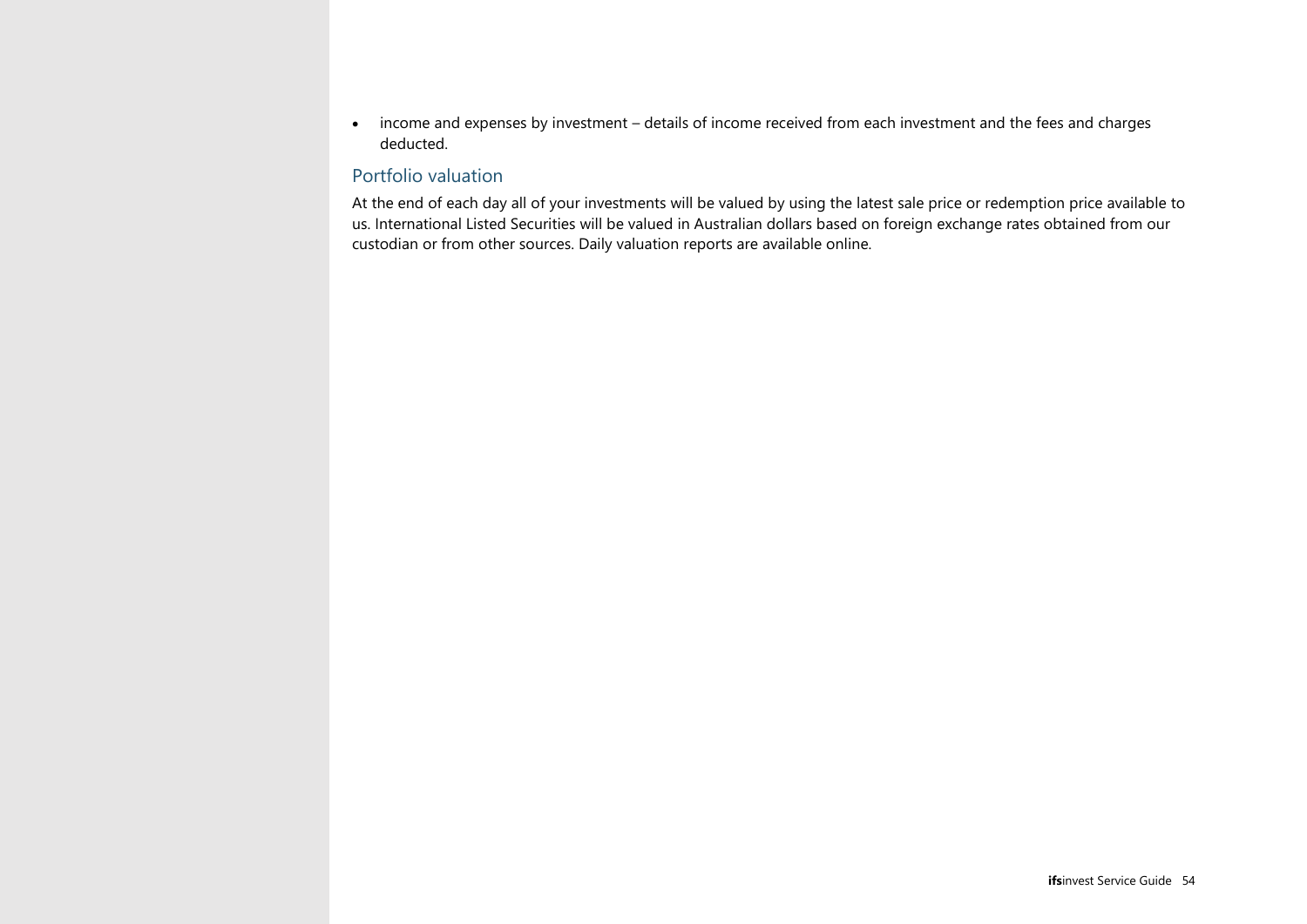- income and expenses by investment – details of income received from each investment and the fees and charges deducted.

## Portfolio valuation

At the end of each day all of your investments will be valued by using the latest sale price or redemption price available to us. International Listed Securities will be valued in Australian dollars based on foreign exchange rates obtained from our custodian or from other sources. Daily valuation reports are available online.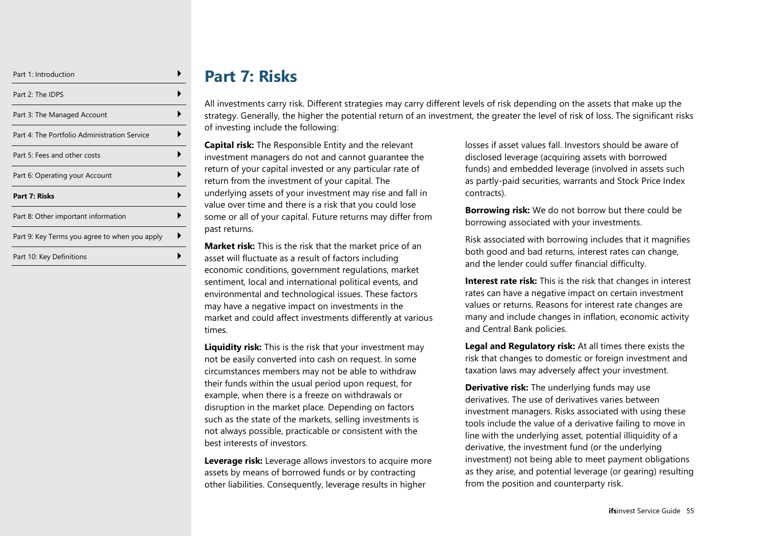# Part 7: Risks

All investments carry risk. Different strategies may carry different levels of risk depending on the assets that make up the strategy. Generally, the higher the potential return of an investment, the greater the level of risk of loss. The significant risks of investing include the following:

**Capital risk:** The Responsible Entity and the relevant investment managers do not and cannot guarantee the return of your capital invested or any particular rate of return from the investment of your capital. The underlying assets of your investment may rise and fall in value over time and there is a risk that you could lose some or all of your capital. Future returns may differ from past returns.

**Market risk:** This is the risk that the market price of an asset will fluctuate as a result of factors including economic conditions, government regulations, market sentiment, local and international political events, and environmental and technological issues. These factors may have a negative impact on investments in the market and could affect investments differently at various times.

**Liquidity risk:** This is the risk that your investment may not be easily converted into cash on request. In some circumstances members may not be able to withdraw their funds within the usual period upon request, for example, when there is a freeze on withdrawals or disruption in the market place. Depending on factors such as the state of the markets, selling investments is not always possible, practicable or consistent with the best interests of investors.

**Leverage risk:** Leverage allows investors to acquire more assets by means of borrowed funds or by contracting other liabilities. Consequently, leverage results in higher losses if asset values fall. Investors should be aware of disclosed leverage (acquiring assets with borrowed funds) and embedded leverage (involved in assets such as partly-paid securities, warrants and Stock Price Index contracts).

**Borrowing risk:** We do not borrow but there could be borrowing associated with your investments.

Risk associated with borrowing includes that it magnifies both good and bad returns, interest rates can change, and the lender could suffer financial difficulty.

**Interest rate risk:** This is the risk that changes in interest rates can have a negative impact on certain investment values or returns. Reasons for interest rate changes are many and include changes in inflation, economic activity and Central Bank policies.

**Legal and Regulatory risk:** At all times there exists the risk that changes to domestic or foreign investment and taxation laws may adversely affect your investment.

**Derivative risk:** The underlying funds may use derivatives. The use of derivatives varies between investment managers. Risks associated with using these tools include the value of a derivative failing to move in line with the underlying asset, potential illiquidity of a derivative, the investment fund (or the underlying investment) not being able to meet payment obligations as they arise, and potential leverage (or gearing) resulting from the position and counterparty risk.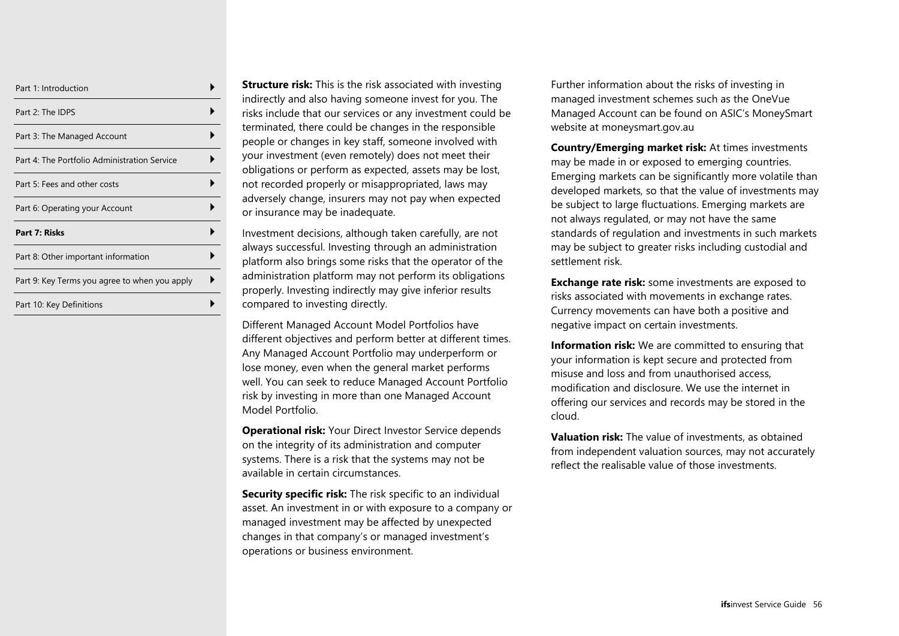**Structure risk:** This is the risk associated with investing indirectly and also having someone invest for you. The risks include that our services or any investment could be terminated, there could be changes in the responsible people or changes in key staff, someone involved with your investment (even remotely) does not meet their obligations or perform as expected, assets may be lost, not recorded properly or misappropriated, laws may adversely change, insurers may not pay when expected or insurance may be inadequate.

Investment decisions, although taken carefully, are not always successful. Investing through an administration platform also brings some risks that the operator of the administration platform may not perform its obligations properly. Investing indirectly may give inferior results compared to investing directly.

Different Managed Account Model Portfolios have different objectives and perform better at different times. Any Managed Account Portfolio may underperform or lose money, even when the general market performs well. You can seek to reduce Managed Account Portfolio risk by investing in more than one Managed Account Model Portfolio.

**Operational risk:** Your Direct Investor Service depends on the integrity of its administration and computer systems. There is a risk that the systems may not be available in certain circumstances.

**Security specific risk:** The risk specific to an individual asset. An investment in or with exposure to a company or managed investment may be affected by unexpected changes in that company's or managed investment's operations or business environment.

Further information about the risks of investing in managed investment schemes such as the OneVue Managed Account can be found on ASIC's MoneySmart website at moneysmart.gov.au

**Country/Emerging market risk:** At times investments may be made in or exposed to emerging countries. Emerging markets can be significantly more volatile than developed markets, so that the value of investments may be subject to large fluctuations. Emerging markets are not always regulated, or may not have the same standards of regulation and investments in such markets may be subject to greater risks including custodial and settlement risk.

**Exchange rate risk:** some investments are exposed to risks associated with movements in exchange rates. Currency movements can have both a positive and negative impact on certain investments.

**Information risk:** We are committed to ensuring that your information is kept secure and protected from misuse and loss and from unauthorised access, modification and disclosure. We use the internet in offering our services and records may be stored in the cloud.

**Valuation risk:** The value of investments, as obtained from independent valuation sources, may not accurately reflect the realisable value of those investments.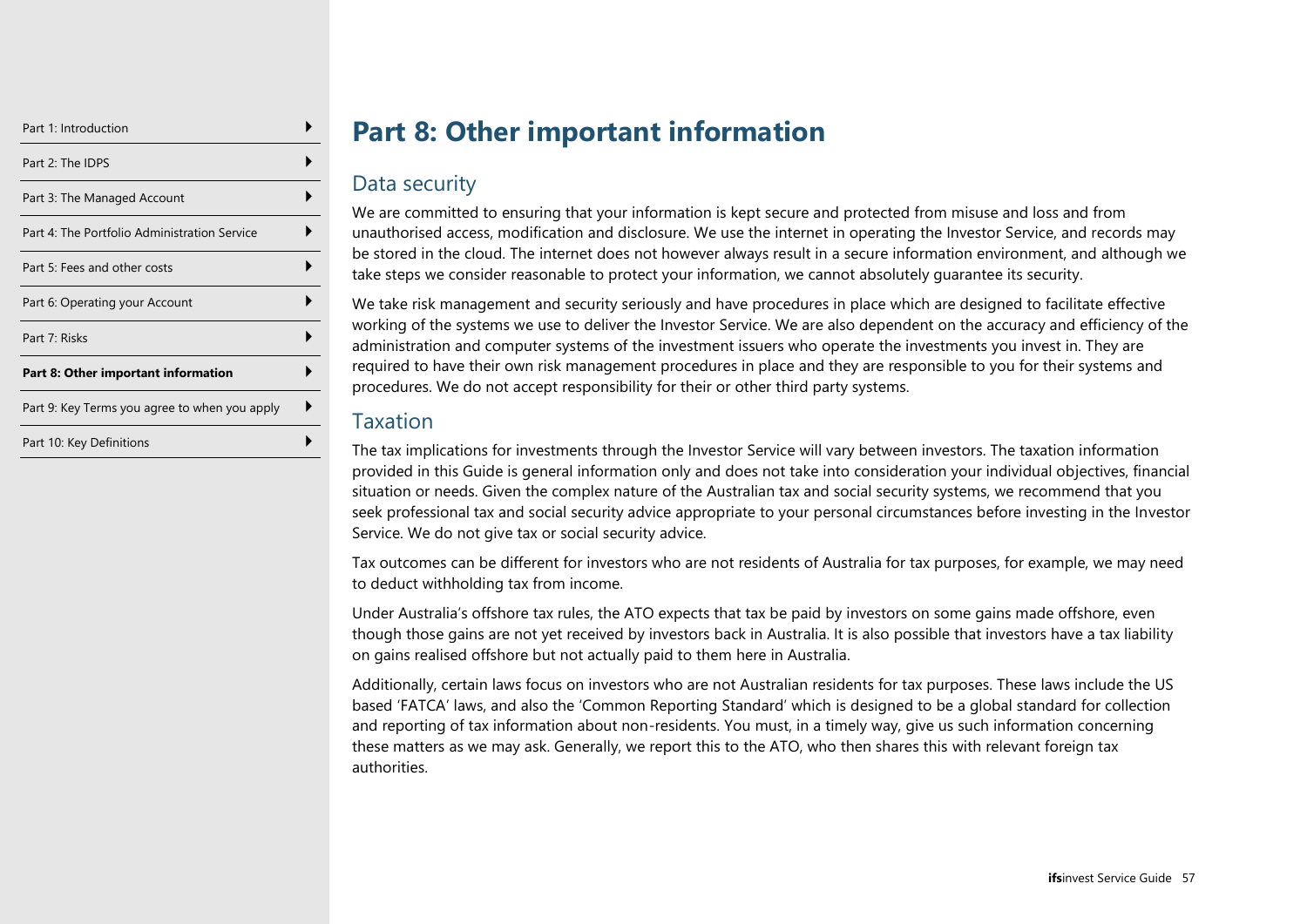# Part 8: Other important information

## Data security

We are committed to ensuring that your information is kept secure and protected from misuse and loss and from unauthorised access, modification and disclosure. We use the internet in operating the Investor Service, and records may be stored in the cloud. The internet does not however always result in a secure information environment, and although we take steps we consider reasonable to protect your information, we cannot absolutely guarantee its security.

We take risk management and security seriously and have procedures in place which are designed to facilitate effective working of the systems we use to deliver the Investor Service. We are also dependent on the accuracy and efficiency of the administration and computer systems of the investment issuers who operate the investments you invest in. They are required to have their own risk management procedures in place and they are responsible to you for their systems and procedures. We do not accept responsibility for their or other third party systems.

## Taxation

The tax implications for investments through the Investor Service will vary between investors. The taxation information provided in this Guide is general information only and does not take into consideration your individual objectives, financial situation or needs. Given the complex nature of the Australian tax and social security systems, we recommend that you seek professional tax and social security advice appropriate to your personal circumstances before investing in the Investor Service. We do not give tax or social security advice.

Tax outcomes can be different for investors who are not residents of Australia for tax purposes, for example, we may need to deduct withholding tax from income.

Under Australia's offshore tax rules, the ATO expects that tax be paid by investors on some gains made offshore, even though those gains are not yet received by investors back in Australia. It is also possible that investors have a tax liability on gains realised offshore but not actually paid to them here in Australia.

Additionally, certain laws focus on investors who are not Australian residents for tax purposes. These laws include the US based 'FATCA' laws, and also the 'Common Reporting Standard' which is designed to be a global standard for collection and reporting of tax information about non-residents. You must, in a timely way, give us such information concerning these matters as we may ask. Generally, we report this to the ATO, who then shares this with relevant foreign tax authorities.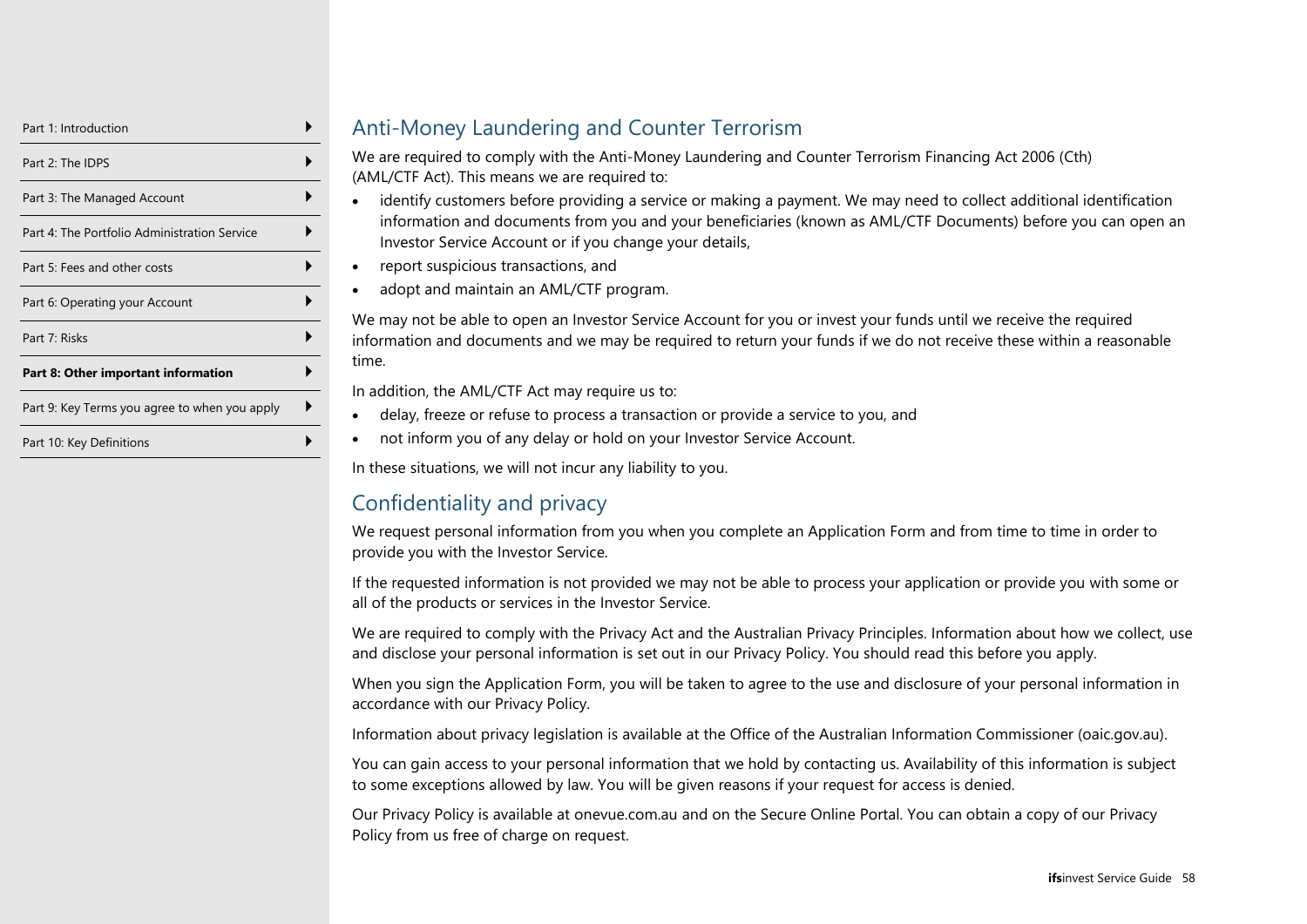## Anti-Money Laundering and Counter Terrorism

We are required to comply with the Anti-Money Laundering and Counter Terrorism Financing Act 2006 (Cth) (AML/CTF Act). This means we are required to:

- identify customers before providing a service or making a payment. We may need to collect additional identification information and documents from you and your beneficiaries (known as AML/CTF Documents) before you can open an Investor Service Account or if you change your details,
- report suspicious transactions, and
- adopt and maintain an AML/CTF program.

We may not be able to open an Investor Service Account for you or invest your funds until we receive the required information and documents and we may be required to return your funds if we do not receive these within a reasonable time.

In addition, the AML/CTF Act may require us to:

- delay, freeze or refuse to process a transaction or provide a service to you, and
- not inform you of any delay or hold on your Investor Service Account.

In these situations, we will not incur any liability to you.

## Confidentiality and privacy

We request personal information from you when you complete an Application Form and from time to time in order to provide you with the Investor Service.

If the requested information is not provided we may not be able to process your application or provide you with some or all of the products or services in the Investor Service.

We are required to comply with the Privacy Act and the Australian Privacy Principles. Information about how we collect, use and disclose your personal information is set out in our Privacy Policy. You should read this before you apply.

When you sign the Application Form, you will be taken to agree to the use and disclosure of your personal information in accordance with our Privacy Policy.

Information about privacy legislation is available at the Office of the Australian Information Commissioner (oaic.gov.au).

You can gain access to your personal information that we hold by contacting us. Availability of this information is subject to some exceptions allowed by law. You will be given reasons if your request for access is denied.

Our Privacy Policy is available at onevue.com.au and on the Secure Online Portal. You can obtain a copy of our Privacy Policy from us free of charge on request.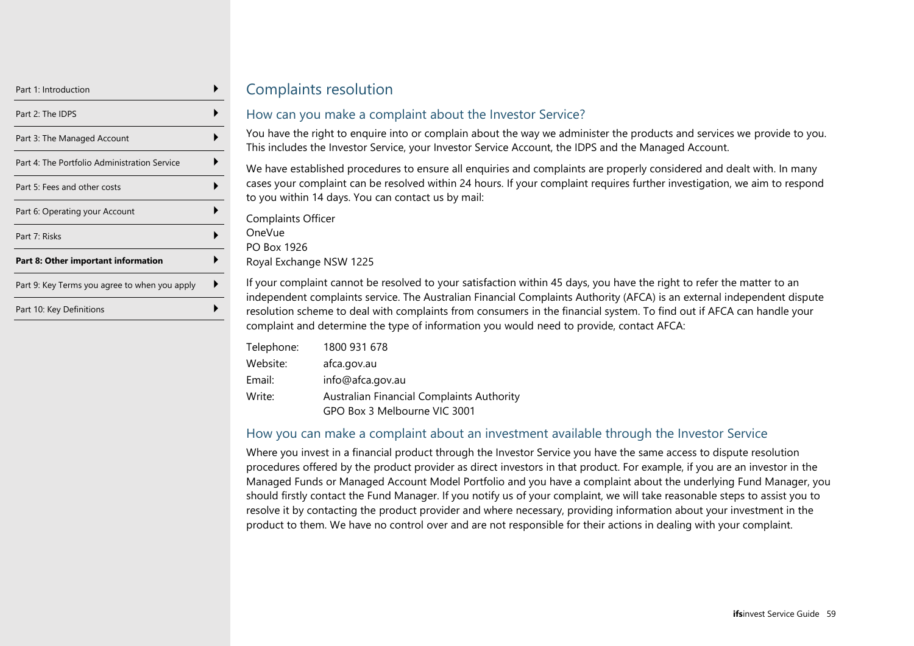## Complaints resolution

### How can you make a complaint about the Investor Service?

You have the right to enquire into or complain about the way we administer the products and services we provide to you. This includes the Investor Service, your Investor Service Account, the IDPS and the Managed Account.

We have established procedures to ensure all enquiries and complaints are properly considered and dealt with. In many cases your complaint can be resolved within 24 hours. If your complaint requires further investigation, we aim to respond to you within 14 days. You can contact us by mail:

Complaints Officer
OneVue
PO Box 1926
Royal Exchange NSW 1225

If your complaint cannot be resolved to your satisfaction within 45 days, you have the right to refer the matter to an independent complaints service. The Australian Financial Complaints Authority (AFCA) is an external independent dispute resolution scheme to deal with complaints from consumers in the financial system. To find out if AFCA can handle your complaint and determine the type of information you would need to provide, contact AFCA:

| | |
|---|---|
| Telephone: | 1800 931 678 |
| Website: | afca.gov.au |
| Email: | info@afca.gov.au |
| Write: | Australian Financial Complaints Authority<br>GPO Box 3 Melbourne VIC 3001 |

### How you can make a complaint about an investment available through the Investor Service

Where you invest in a financial product through the Investor Service you have the same access to dispute resolution procedures offered by the product provider as direct investors in that product. For example, if you are an investor in the Managed Funds or Managed Account Model Portfolio and you have a complaint about the underlying Fund Manager, you should firstly contact the Fund Manager. If you notify us of your complaint, we will take reasonable steps to assist you to resolve it by contacting the product provider and where necessary, providing information about your investment in the product to them. We have no control over and are not responsible for their actions in dealing with your complaint.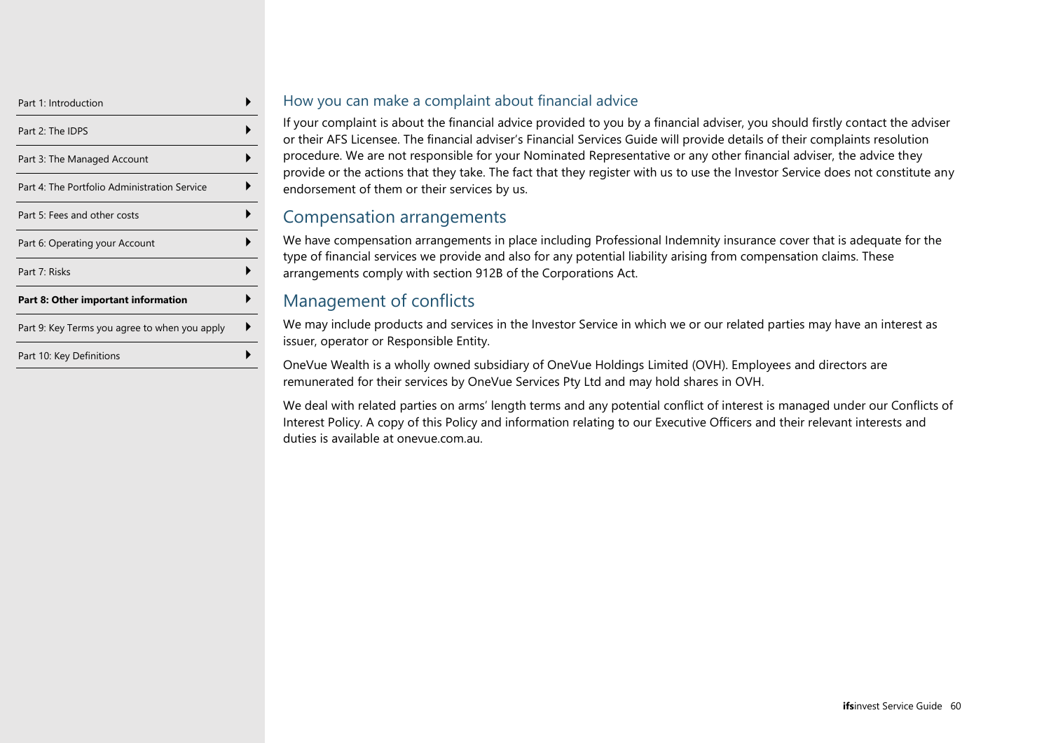## How you can make a complaint about financial advice

If your complaint is about the financial advice provided to you by a financial adviser, you should firstly contact the adviser or their AFS Licensee. The financial adviser's Financial Services Guide will provide details of their complaints resolution procedure. We are not responsible for your Nominated Representative or any other financial adviser, the advice they provide or the actions that they take. The fact that they register with us to use the Investor Service does not constitute any endorsement of them or their services by us.

## Compensation arrangements

We have compensation arrangements in place including Professional Indemnity insurance cover that is adequate for the type of financial services we provide and also for any potential liability arising from compensation claims. These arrangements comply with section 912B of the Corporations Act.

## Management of conflicts

We may include products and services in the Investor Service in which we or our related parties may have an interest as issuer, operator or Responsible Entity.

OneVue Wealth is a wholly owned subsidiary of OneVue Holdings Limited (OVH). Employees and directors are remunerated for their services by OneVue Services Pty Ltd and may hold shares in OVH.

We deal with related parties on arms' length terms and any potential conflict of interest is managed under our Conflicts of Interest Policy. A copy of this Policy and information relating to our Executive Officers and their relevant interests and duties is available at onevue.com.au.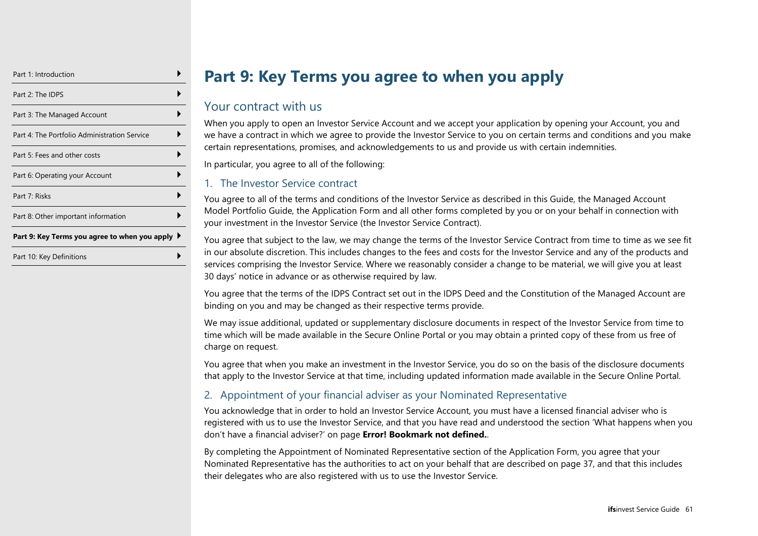# Part 9: Key Terms you agree to when you apply

## Your contract with us

When you apply to open an Investor Service Account and we accept your application by opening your Account, you and we have a contract in which we agree to provide the Investor Service to you on certain terms and conditions and you make certain representations, promises, and acknowledgements to us and provide us with certain indemnities.

In particular, you agree to all of the following:

### 1. The Investor Service contract

You agree to all of the terms and conditions of the Investor Service as described in this Guide, the Managed Account Model Portfolio Guide, the Application Form and all other forms completed by you or on your behalf in connection with your investment in the Investor Service (the Investor Service Contract).

You agree that subject to the law, we may change the terms of the Investor Service Contract from time to time as we see fit in our absolute discretion. This includes changes to the fees and costs for the Investor Service and any of the products and services comprising the Investor Service. Where we reasonably consider a change to be material, we will give you at least 30 days' notice in advance or as otherwise required by law.

You agree that the terms of the IDPS Contract set out in the IDPS Deed and the Constitution of the Managed Account are binding on you and may be changed as their respective terms provide.

We may issue additional, updated or supplementary disclosure documents in respect of the Investor Service from time to time which will be made available in the Secure Online Portal or you may obtain a printed copy of these from us free of charge on request.

You agree that when you make an investment in the Investor Service, you do so on the basis of the disclosure documents that apply to the Investor Service at that time, including updated information made available in the Secure Online Portal.

### 2. Appointment of your financial adviser as your Nominated Representative

You acknowledge that in order to hold an Investor Service Account, you must have a licensed financial adviser who is registered with us to use the Investor Service, and that you have read and understood the section 'What happens when you don't have a financial adviser?' on page **Error! Bookmark not defined.**.

By completing the Appointment of Nominated Representative section of the Application Form, you agree that your Nominated Representative has the authorities to act on your behalf that are described on page 37, and that this includes their delegates who are also registered with us to use the Investor Service.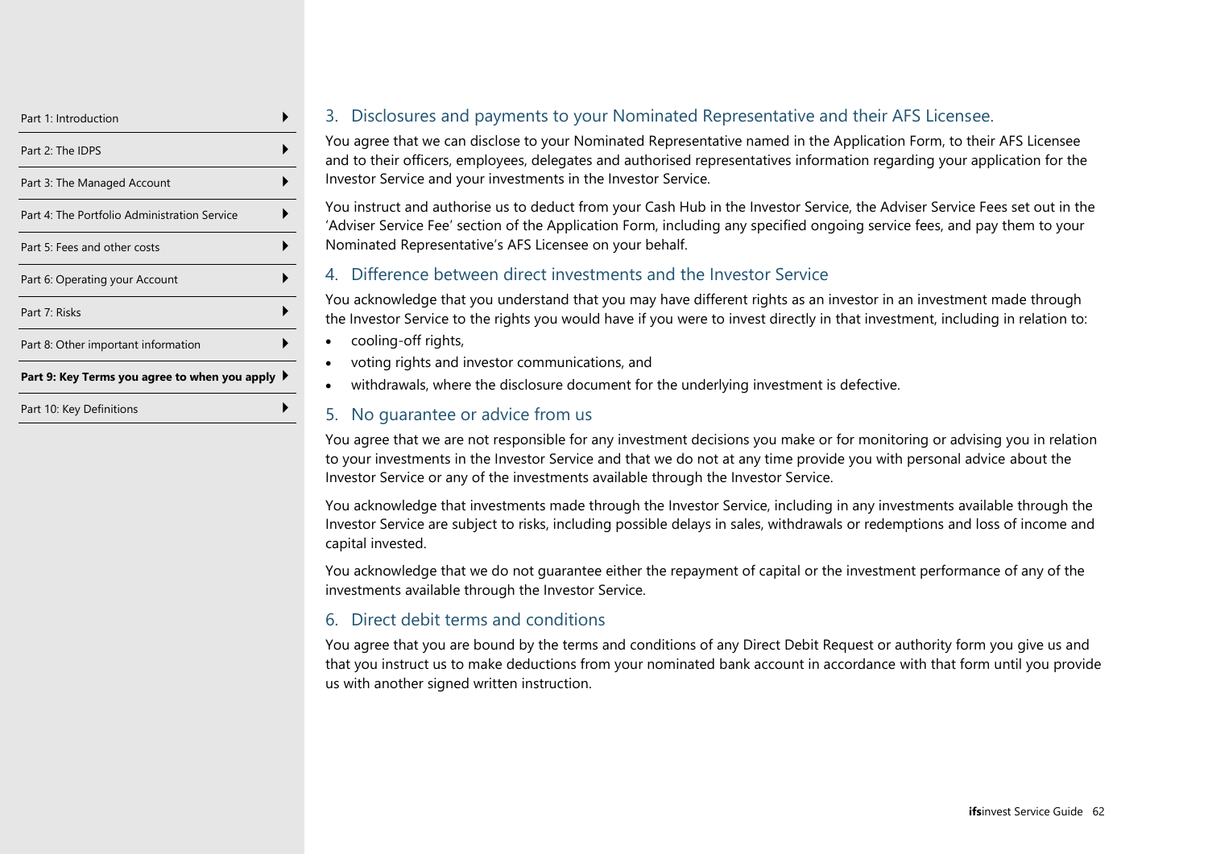## 3. Disclosures and payments to your Nominated Representative and their AFS Licensee.

You agree that we can disclose to your Nominated Representative named in the Application Form, to their AFS Licensee and to their officers, employees, delegates and authorised representatives information regarding your application for the Investor Service and your investments in the Investor Service.

You instruct and authorise us to deduct from your Cash Hub in the Investor Service, the Adviser Service Fees set out in the 'Adviser Service Fee' section of the Application Form, including any specified ongoing service fees, and pay them to your Nominated Representative's AFS Licensee on your behalf.

## 4. Difference between direct investments and the Investor Service

You acknowledge that you understand that you may have different rights as an investor in an investment made through the Investor Service to the rights you would have if you were to invest directly in that investment, including in relation to:

- cooling-off rights,
- voting rights and investor communications, and
- withdrawals, where the disclosure document for the underlying investment is defective.

## 5. No guarantee or advice from us

You agree that we are not responsible for any investment decisions you make or for monitoring or advising you in relation to your investments in the Investor Service and that we do not at any time provide you with personal advice about the Investor Service or any of the investments available through the Investor Service.

You acknowledge that investments made through the Investor Service, including in any investments available through the Investor Service are subject to risks, including possible delays in sales, withdrawals or redemptions and loss of income and capital invested.

You acknowledge that we do not guarantee either the repayment of capital or the investment performance of any of the investments available through the Investor Service.

## 6. Direct debit terms and conditions

You agree that you are bound by the terms and conditions of any Direct Debit Request or authority form you give us and that you instruct us to make deductions from your nominated bank account in accordance with that form until you provide us with another signed written instruction.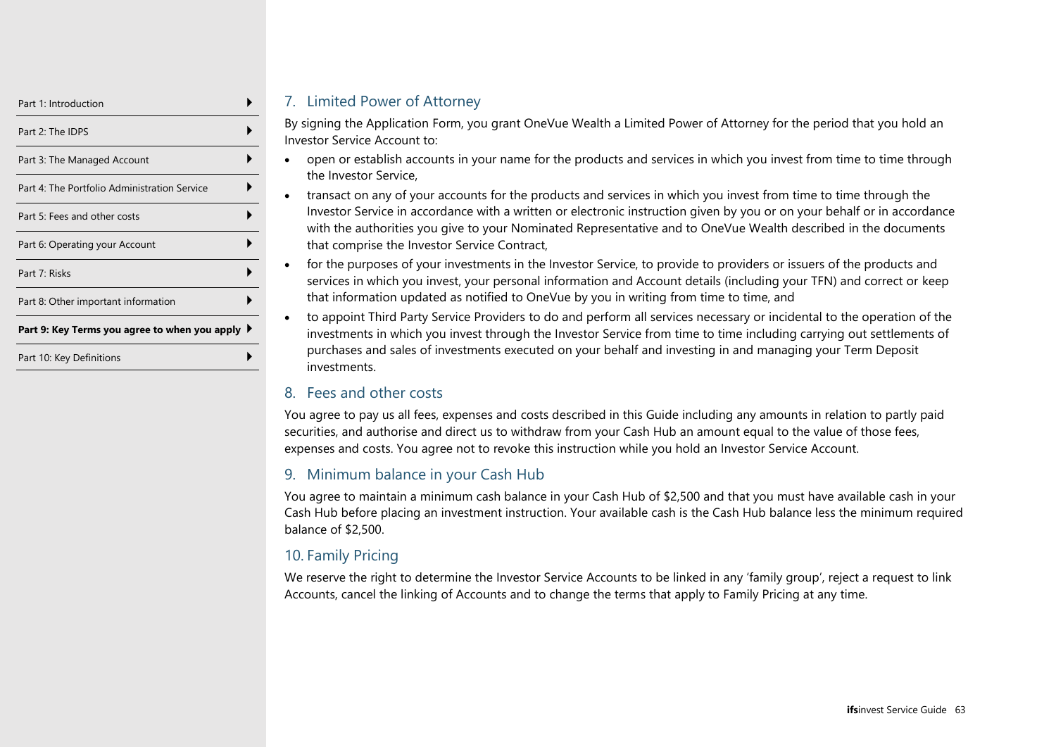## 7. Limited Power of Attorney

By signing the Application Form, you grant OneVue Wealth a Limited Power of Attorney for the period that you hold an Investor Service Account to:

- open or establish accounts in your name for the products and services in which you invest from time to time through the Investor Service,
- transact on any of your accounts for the products and services in which you invest from time to time through the Investor Service in accordance with a written or electronic instruction given by you or on your behalf or in accordance with the authorities you give to your Nominated Representative and to OneVue Wealth described in the documents that comprise the Investor Service Contract,
- for the purposes of your investments in the Investor Service, to provide to providers or issuers of the products and services in which you invest, your personal information and Account details (including your TFN) and correct or keep that information updated as notified to OneVue by you in writing from time to time, and
- to appoint Third Party Service Providers to do and perform all services necessary or incidental to the operation of the investments in which you invest through the Investor Service from time to time including carrying out settlements of purchases and sales of investments executed on your behalf and investing in and managing your Term Deposit investments.

## 8. Fees and other costs

You agree to pay us all fees, expenses and costs described in this Guide including any amounts in relation to partly paid securities, and authorise and direct us to withdraw from your Cash Hub an amount equal to the value of those fees, expenses and costs. You agree not to revoke this instruction while you hold an Investor Service Account.

## 9. Minimum balance in your Cash Hub

You agree to maintain a minimum cash balance in your Cash Hub of $2,500 and that you must have available cash in your Cash Hub before placing an investment instruction. Your available cash is the Cash Hub balance less the minimum required balance of $2,500.

## 10. Family Pricing

We reserve the right to determine the Investor Service Accounts to be linked in any 'family group', reject a request to link Accounts, cancel the linking of Accounts and to change the terms that apply to Family Pricing at any time.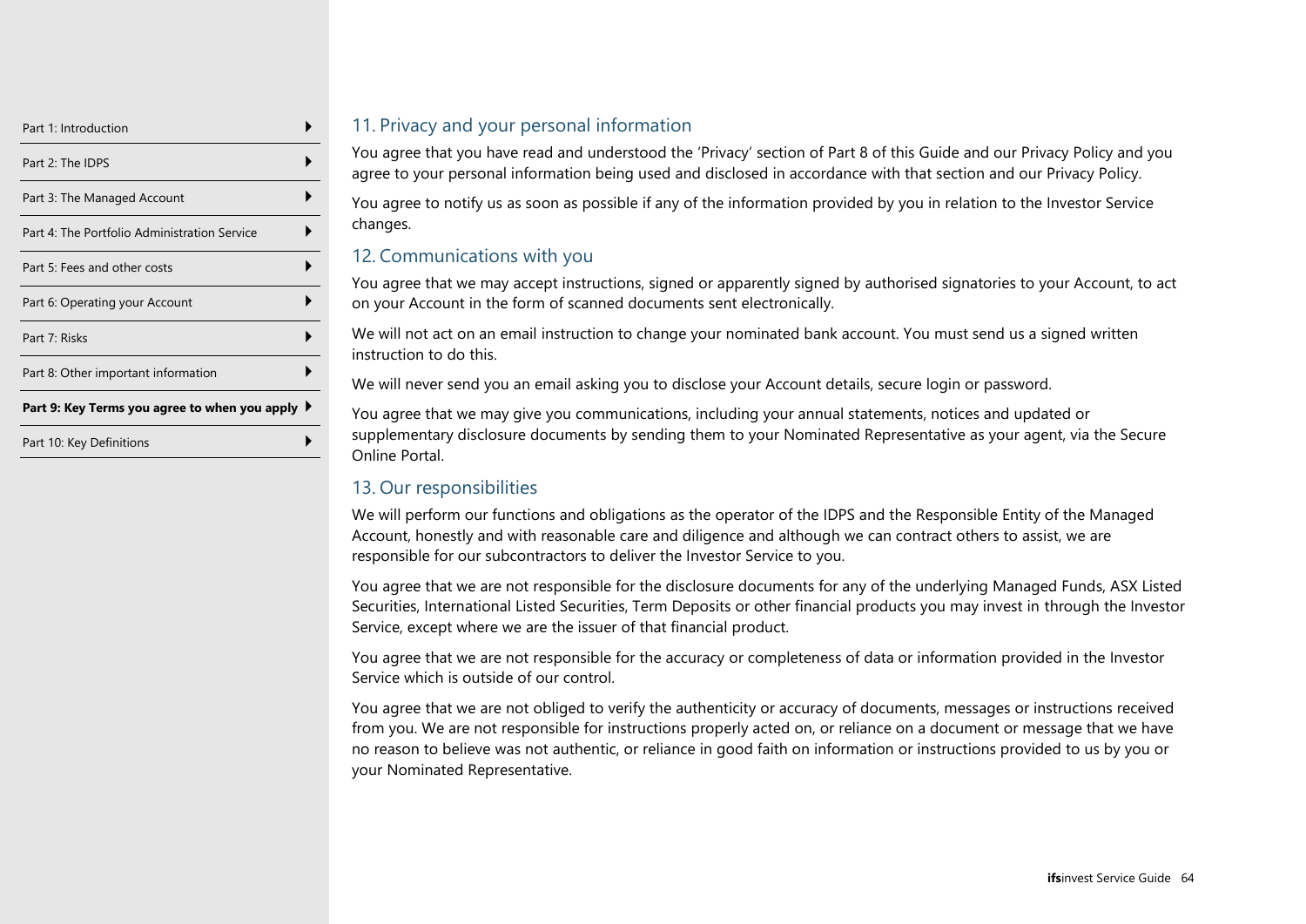## 11. Privacy and your personal information

You agree that you have read and understood the 'Privacy' section of Part 8 of this Guide and our Privacy Policy and you agree to your personal information being used and disclosed in accordance with that section and our Privacy Policy.

You agree to notify us as soon as possible if any of the information provided by you in relation to the Investor Service changes.

## 12. Communications with you

You agree that we may accept instructions, signed or apparently signed by authorised signatories to your Account, to act on your Account in the form of scanned documents sent electronically.

We will not act on an email instruction to change your nominated bank account. You must send us a signed written instruction to do this.

We will never send you an email asking you to disclose your Account details, secure login or password.

You agree that we may give you communications, including your annual statements, notices and updated or supplementary disclosure documents by sending them to your Nominated Representative as your agent, via the Secure Online Portal.

## 13. Our responsibilities

We will perform our functions and obligations as the operator of the IDPS and the Responsible Entity of the Managed Account, honestly and with reasonable care and diligence and although we can contract others to assist, we are responsible for our subcontractors to deliver the Investor Service to you.

You agree that we are not responsible for the disclosure documents for any of the underlying Managed Funds, ASX Listed Securities, International Listed Securities, Term Deposits or other financial products you may invest in through the Investor Service, except where we are the issuer of that financial product.

You agree that we are not responsible for the accuracy or completeness of data or information provided in the Investor Service which is outside of our control.

You agree that we are not obliged to verify the authenticity or accuracy of documents, messages or instructions received from you. We are not responsible for instructions properly acted on, or reliance on a document or message that we have no reason to believe was not authentic, or reliance in good faith on information or instructions provided to us by you or your Nominated Representative.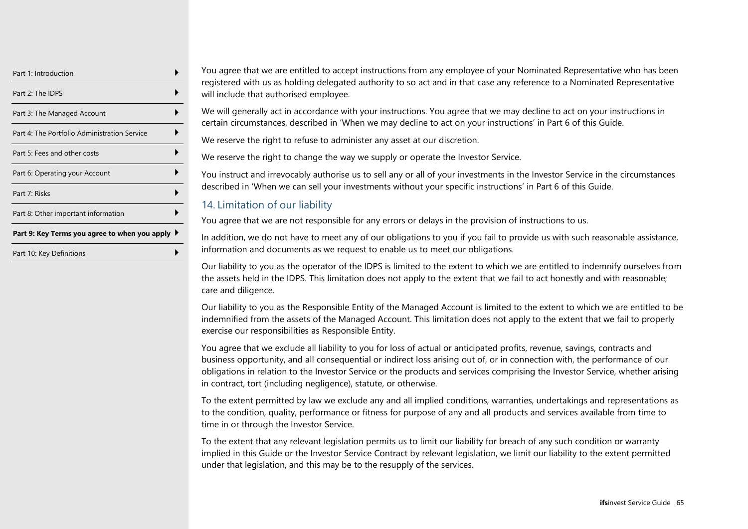You agree that we are entitled to accept instructions from any employee of your Nominated Representative who has been registered with us as holding delegated authority to so act and in that case any reference to a Nominated Representative will include that authorised employee.

We will generally act in accordance with your instructions. You agree that we may decline to act on your instructions in certain circumstances, described in 'When we may decline to act on your instructions' in Part 6 of this Guide.

We reserve the right to refuse to administer any asset at our discretion.

We reserve the right to change the way we supply or operate the Investor Service.

You instruct and irrevocably authorise us to sell any or all of your investments in the Investor Service in the circumstances described in 'When we can sell your investments without your specific instructions' in Part 6 of this Guide.

## 14. Limitation of our liability

You agree that we are not responsible for any errors or delays in the provision of instructions to us.

In addition, we do not have to meet any of our obligations to you if you fail to provide us with such reasonable assistance, information and documents as we request to enable us to meet our obligations.

Our liability to you as the operator of the IDPS is limited to the extent to which we are entitled to indemnify ourselves from the assets held in the IDPS. This limitation does not apply to the extent that we fail to act honestly and with reasonable; care and diligence.

Our liability to you as the Responsible Entity of the Managed Account is limited to the extent to which we are entitled to be indemnified from the assets of the Managed Account. This limitation does not apply to the extent that we fail to properly exercise our responsibilities as Responsible Entity.

You agree that we exclude all liability to you for loss of actual or anticipated profits, revenue, savings, contracts and business opportunity, and all consequential or indirect loss arising out of, or in connection with, the performance of our obligations in relation to the Investor Service or the products and services comprising the Investor Service, whether arising in contract, tort (including negligence), statute, or otherwise.

To the extent permitted by law we exclude any and all implied conditions, warranties, undertakings and representations as to the condition, quality, performance or fitness for purpose of any and all products and services available from time to time in or through the Investor Service.

To the extent that any relevant legislation permits us to limit our liability for breach of any such condition or warranty implied in this Guide or the Investor Service Contract by relevant legislation, we limit our liability to the extent permitted under that legislation, and this may be to the resupply of the services.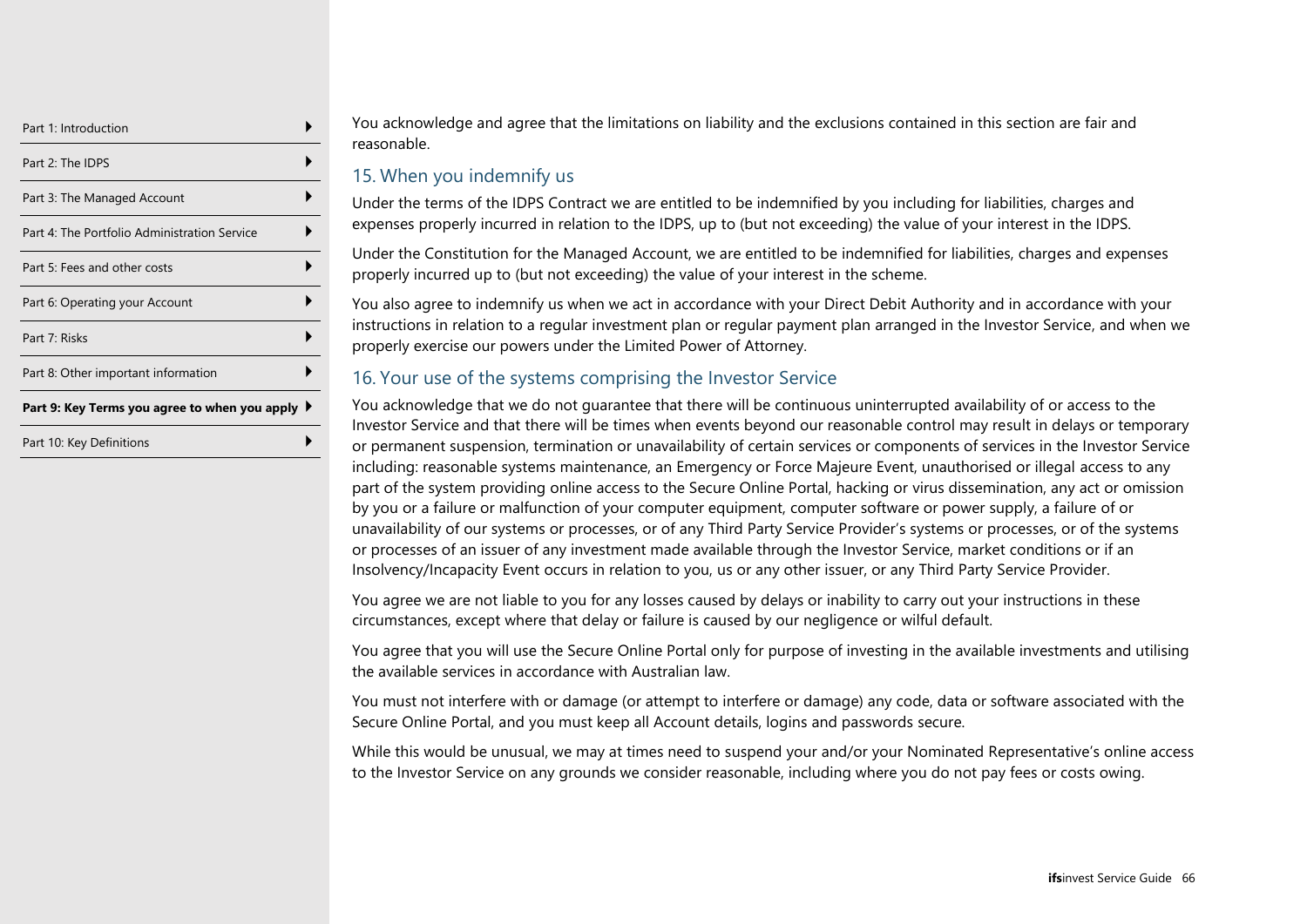You acknowledge and agree that the limitations on liability and the exclusions contained in this section are fair and reasonable.

## 15. When you indemnify us

Under the terms of the IDPS Contract we are entitled to be indemnified by you including for liabilities, charges and expenses properly incurred in relation to the IDPS, up to (but not exceeding) the value of your interest in the IDPS.

Under the Constitution for the Managed Account, we are entitled to be indemnified for liabilities, charges and expenses properly incurred up to (but not exceeding) the value of your interest in the scheme.

You also agree to indemnify us when we act in accordance with your Direct Debit Authority and in accordance with your instructions in relation to a regular investment plan or regular payment plan arranged in the Investor Service, and when we properly exercise our powers under the Limited Power of Attorney.

## 16. Your use of the systems comprising the Investor Service

You acknowledge that we do not guarantee that there will be continuous uninterrupted availability of or access to the Investor Service and that there will be times when events beyond our reasonable control may result in delays or temporary or permanent suspension, termination or unavailability of certain services or components of services in the Investor Service including: reasonable systems maintenance, an Emergency or Force Majeure Event, unauthorised or illegal access to any part of the system providing online access to the Secure Online Portal, hacking or virus dissemination, any act or omission by you or a failure or malfunction of your computer equipment, computer software or power supply, a failure of or unavailability of our systems or processes, or of any Third Party Service Provider's systems or processes, or of the systems or processes of an issuer of any investment made available through the Investor Service, market conditions or if an Insolvency/Incapacity Event occurs in relation to you, us or any other issuer, or any Third Party Service Provider.

You agree we are not liable to you for any losses caused by delays or inability to carry out your instructions in these circumstances, except where that delay or failure is caused by our negligence or wilful default.

You agree that you will use the Secure Online Portal only for purpose of investing in the available investments and utilising the available services in accordance with Australian law.

You must not interfere with or damage (or attempt to interfere or damage) any code, data or software associated with the Secure Online Portal, and you must keep all Account details, logins and passwords secure.

While this would be unusual, we may at times need to suspend your and/or your Nominated Representative's online access to the Investor Service on any grounds we consider reasonable, including where you do not pay fees or costs owing.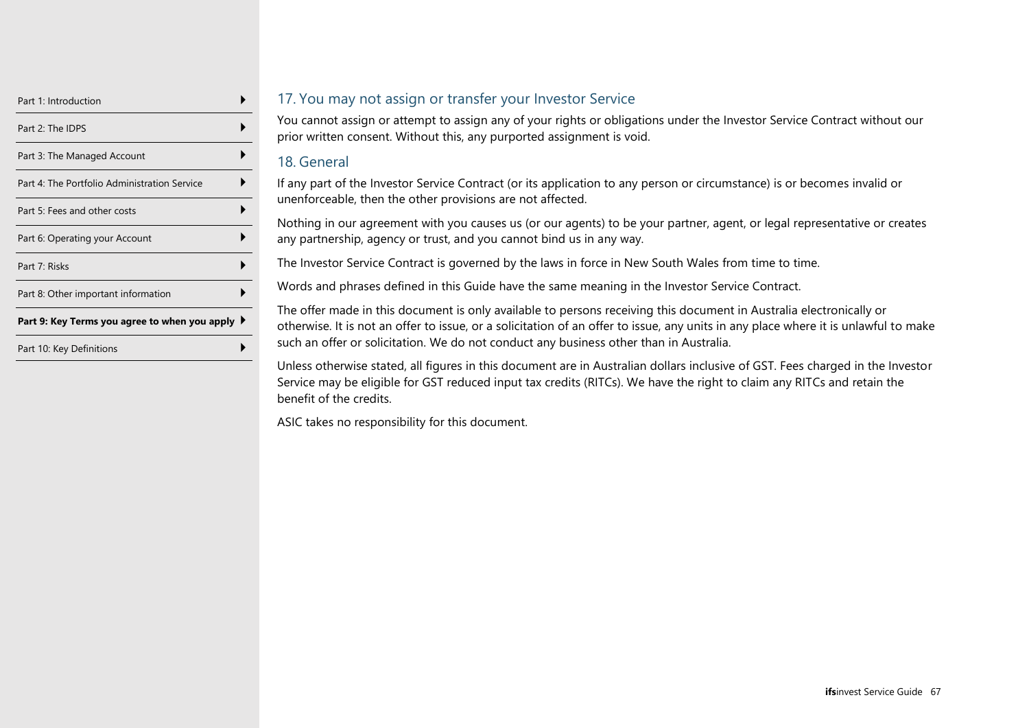## 17. You may not assign or transfer your Investor Service

You cannot assign or attempt to assign any of your rights or obligations under the Investor Service Contract without our prior written consent. Without this, any purported assignment is void.

## 18. General

If any part of the Investor Service Contract (or its application to any person or circumstance) is or becomes invalid or unenforceable, then the other provisions are not affected.

Nothing in our agreement with you causes us (or our agents) to be your partner, agent, or legal representative or creates any partnership, agency or trust, and you cannot bind us in any way.

The Investor Service Contract is governed by the laws in force in New South Wales from time to time.

Words and phrases defined in this Guide have the same meaning in the Investor Service Contract.

The offer made in this document is only available to persons receiving this document in Australia electronically or otherwise. It is not an offer to issue, or a solicitation of an offer to issue, any units in any place where it is unlawful to make such an offer or solicitation. We do not conduct any business other than in Australia.

Unless otherwise stated, all figures in this document are in Australian dollars inclusive of GST. Fees charged in the Investor Service may be eligible for GST reduced input tax credits (RITCs). We have the right to claim any RITCs and retain the benefit of the credits.

ASIC takes no responsibility for this document.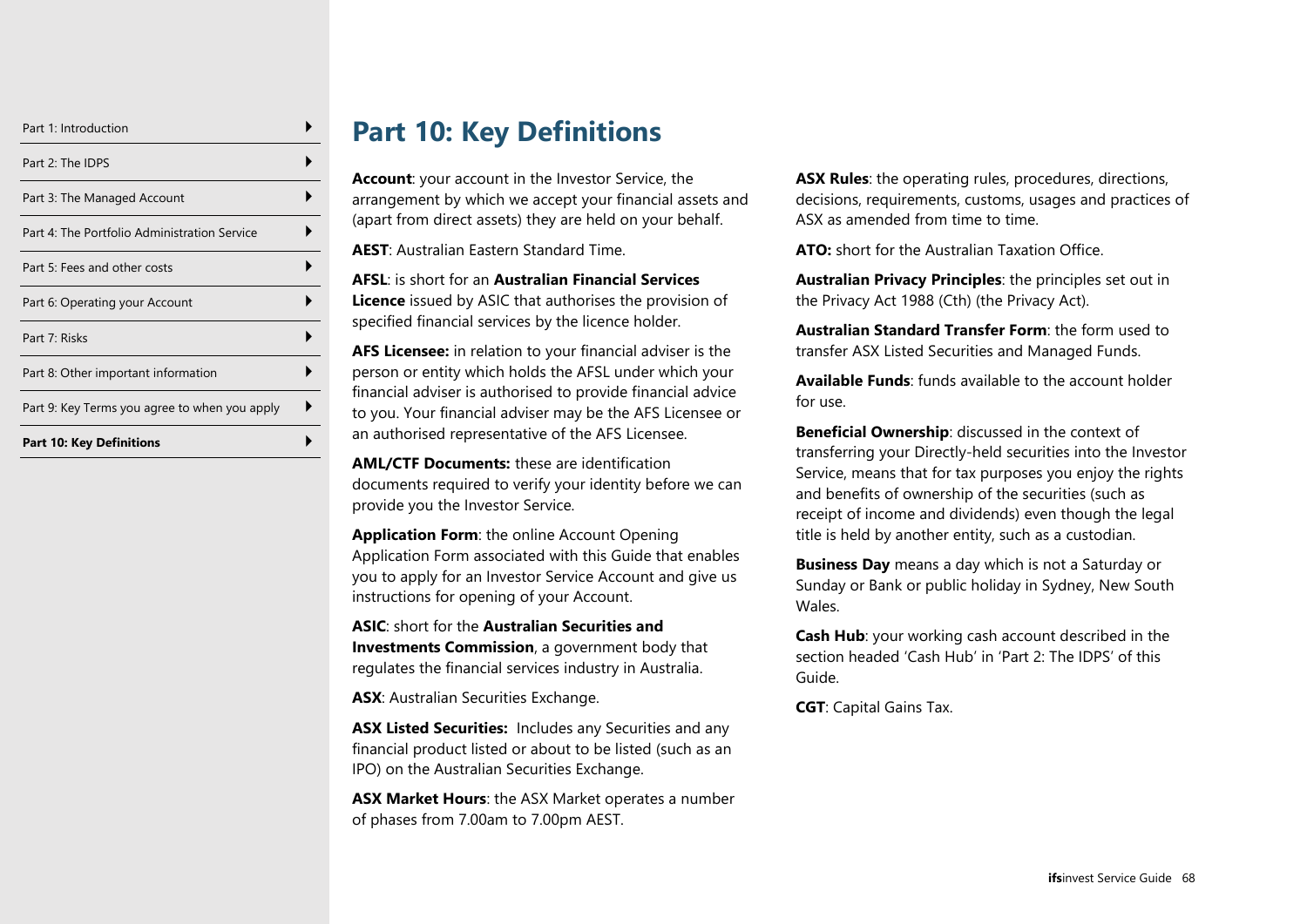# Part 10: Key Definitions

**Account**: your account in the Investor Service, the arrangement by which we accept your financial assets and (apart from direct assets) they are held on your behalf.

**AEST**: Australian Eastern Standard Time.

**AFSL**: is short for an **Australian Financial Services Licence** issued by ASIC that authorises the provision of specified financial services by the licence holder.

**AFS Licensee:** in relation to your financial adviser is the person or entity which holds the AFSL under which your financial adviser is authorised to provide financial advice to you. Your financial adviser may be the AFS Licensee or an authorised representative of the AFS Licensee.

**AML/CTF Documents:** these are identification documents required to verify your identity before we can provide you the Investor Service.

**Application Form**: the online Account Opening Application Form associated with this Guide that enables you to apply for an Investor Service Account and give us instructions for opening of your Account.

**ASIC**: short for the **Australian Securities and Investments Commission**, a government body that regulates the financial services industry in Australia.

**ASX**: Australian Securities Exchange.

**ASX Listed Securities:** Includes any Securities and any financial product listed or about to be listed (such as an IPO) on the Australian Securities Exchange.

**ASX Market Hours**: the ASX Market operates a number of phases from 7.00am to 7.00pm AEST.

**ASX Rules**: the operating rules, procedures, directions, decisions, requirements, customs, usages and practices of ASX as amended from time to time.

**ATO:** short for the Australian Taxation Office.

**Australian Privacy Principles**: the principles set out in the Privacy Act 1988 (Cth) (the Privacy Act).

**Australian Standard Transfer Form**: the form used to transfer ASX Listed Securities and Managed Funds.

**Available Funds**: funds available to the account holder for use.

**Beneficial Ownership**: discussed in the context of transferring your Directly-held securities into the Investor Service, means that for tax purposes you enjoy the rights and benefits of ownership of the securities (such as receipt of income and dividends) even though the legal title is held by another entity, such as a custodian.

**Business Day** means a day which is not a Saturday or Sunday or Bank or public holiday in Sydney, New South Wales.

**Cash Hub**: your working cash account described in the section headed 'Cash Hub' in 'Part 2: The IDPS' of this Guide.

**CGT**: Capital Gains Tax.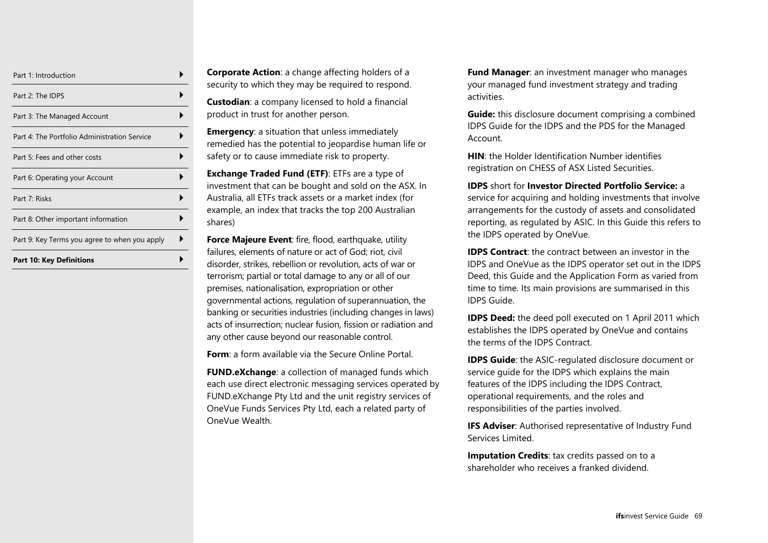**Corporate Action**: a change affecting holders of a security to which they may be required to respond.

**Custodian**: a company licensed to hold a financial product in trust for another person.

**Emergency**: a situation that unless immediately remedied has the potential to jeopardise human life or safety or to cause immediate risk to property.

**Exchange Traded Fund (ETF)**: ETFs are a type of investment that can be bought and sold on the ASX. In Australia, all ETFs track assets or a market index (for example, an index that tracks the top 200 Australian shares)

**Force Majeure Event**: fire, flood, earthquake, utility failures, elements of nature or act of God; riot, civil disorder, strikes, rebellion or revolution, acts of war or terrorism; partial or total damage to any or all of our premises, nationalisation, expropriation or other governmental actions, regulation of superannuation, the banking or securities industries (including changes in laws) acts of insurrection; nuclear fusion, fission or radiation and any other cause beyond our reasonable control.

**Form**: a form available via the Secure Online Portal.

**FUND.eXchange**: a collection of managed funds which each use direct electronic messaging services operated by FUND.eXchange Pty Ltd and the unit registry services of OneVue Funds Services Pty Ltd, each a related party of OneVue Wealth.

**Fund Manager**: an investment manager who manages your managed fund investment strategy and trading activities.

**Guide:** this disclosure document comprising a combined IDPS Guide for the IDPS and the PDS for the Managed Account.

**HIN**: the Holder Identification Number identifies registration on CHESS of ASX Listed Securities.

**IDPS** short for **Investor Directed Portfolio Service:** a service for acquiring and holding investments that involve arrangements for the custody of assets and consolidated reporting, as regulated by ASIC. In this Guide this refers to the IDPS operated by OneVue.

**IDPS Contract**: the contract between an investor in the IDPS and OneVue as the IDPS operator set out in the IDPS Deed, this Guide and the Application Form as varied from time to time. Its main provisions are summarised in this IDPS Guide.

**IDPS Deed:** the deed poll executed on 1 April 2011 which establishes the IDPS operated by OneVue and contains the terms of the IDPS Contract.

**IDPS Guide**: the ASIC-regulated disclosure document or service guide for the IDPS which explains the main features of the IDPS including the IDPS Contract, operational requirements, and the roles and responsibilities of the parties involved.

**IFS Adviser**: Authorised representative of Industry Fund Services Limited.

**Imputation Credits**: tax credits passed on to a shareholder who receives a franked dividend.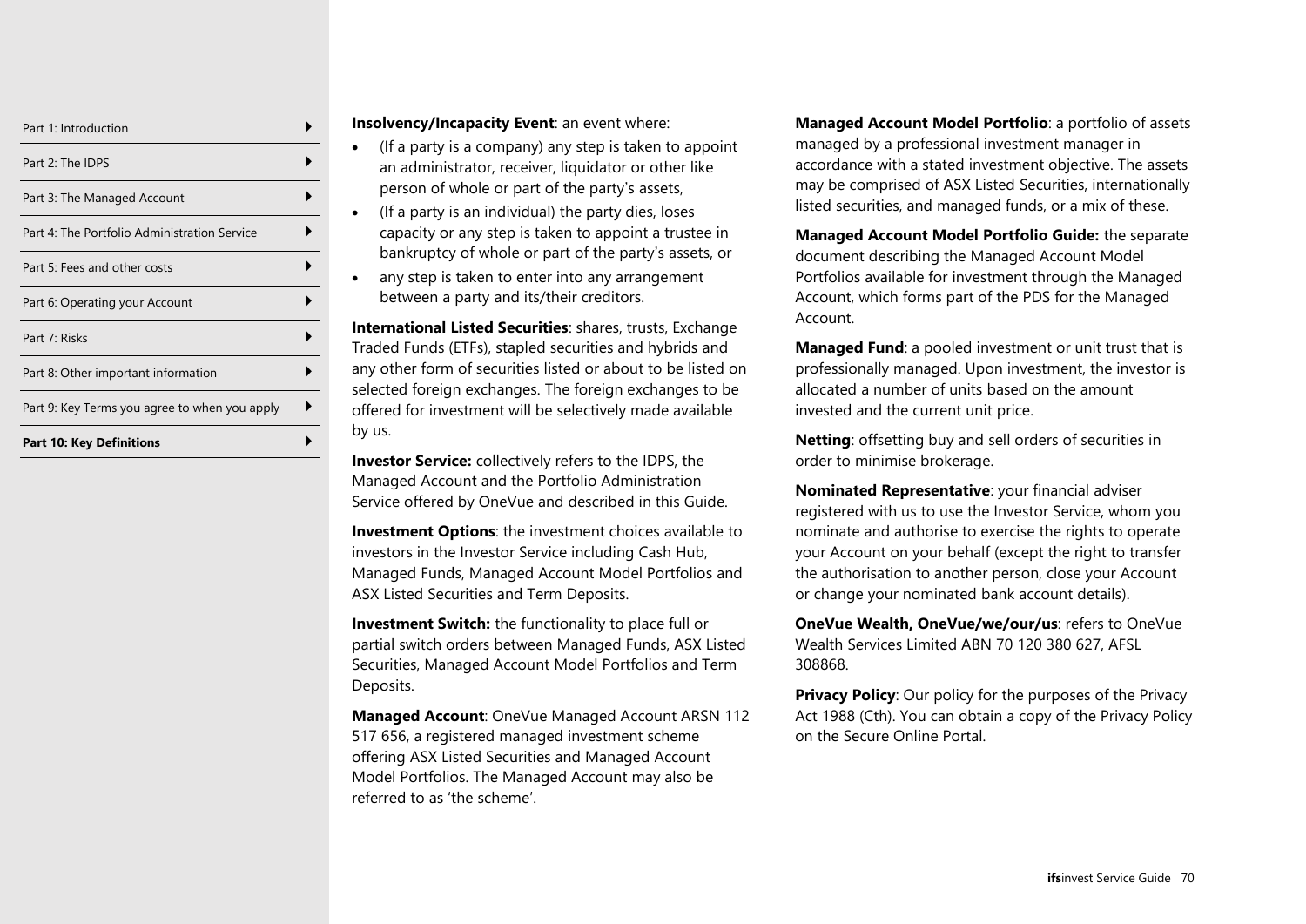**Insolvency/Incapacity Event**: an event where:

- (If a party is a company) any step is taken to appoint an administrator, receiver, liquidator or other like person of whole or part of the party's assets,
- (If a party is an individual) the party dies, loses capacity or any step is taken to appoint a trustee in bankruptcy of whole or part of the party's assets, or
- any step is taken to enter into any arrangement between a party and its/their creditors.

**International Listed Securities**: shares, trusts, Exchange Traded Funds (ETFs), stapled securities and hybrids and any other form of securities listed or about to be listed on selected foreign exchanges. The foreign exchanges to be offered for investment will be selectively made available by us.

**Investor Service:** collectively refers to the IDPS, the Managed Account and the Portfolio Administration Service offered by OneVue and described in this Guide.

**Investment Options**: the investment choices available to investors in the Investor Service including Cash Hub, Managed Funds, Managed Account Model Portfolios and ASX Listed Securities and Term Deposits.

**Investment Switch:** the functionality to place full or partial switch orders between Managed Funds, ASX Listed Securities, Managed Account Model Portfolios and Term Deposits.

**Managed Account**: OneVue Managed Account ARSN 112 517 656, a registered managed investment scheme offering ASX Listed Securities and Managed Account Model Portfolios. The Managed Account may also be referred to as 'the scheme'.

**Managed Account Model Portfolio**: a portfolio of assets managed by a professional investment manager in accordance with a stated investment objective. The assets may be comprised of ASX Listed Securities, internationally listed securities, and managed funds, or a mix of these.

**Managed Account Model Portfolio Guide:** the separate document describing the Managed Account Model Portfolios available for investment through the Managed Account, which forms part of the PDS for the Managed Account.

**Managed Fund**: a pooled investment or unit trust that is professionally managed. Upon investment, the investor is allocated a number of units based on the amount invested and the current unit price.

**Netting**: offsetting buy and sell orders of securities in order to minimise brokerage.

**Nominated Representative**: your financial adviser registered with us to use the Investor Service, whom you nominate and authorise to exercise the rights to operate your Account on your behalf (except the right to transfer the authorisation to another person, close your Account or change your nominated bank account details).

**OneVue Wealth, OneVue/we/our/us**: refers to OneVue Wealth Services Limited ABN 70 120 380 627, AFSL 308868.

**Privacy Policy**: Our policy for the purposes of the Privacy Act 1988 (Cth). You can obtain a copy of the Privacy Policy on the Secure Online Portal.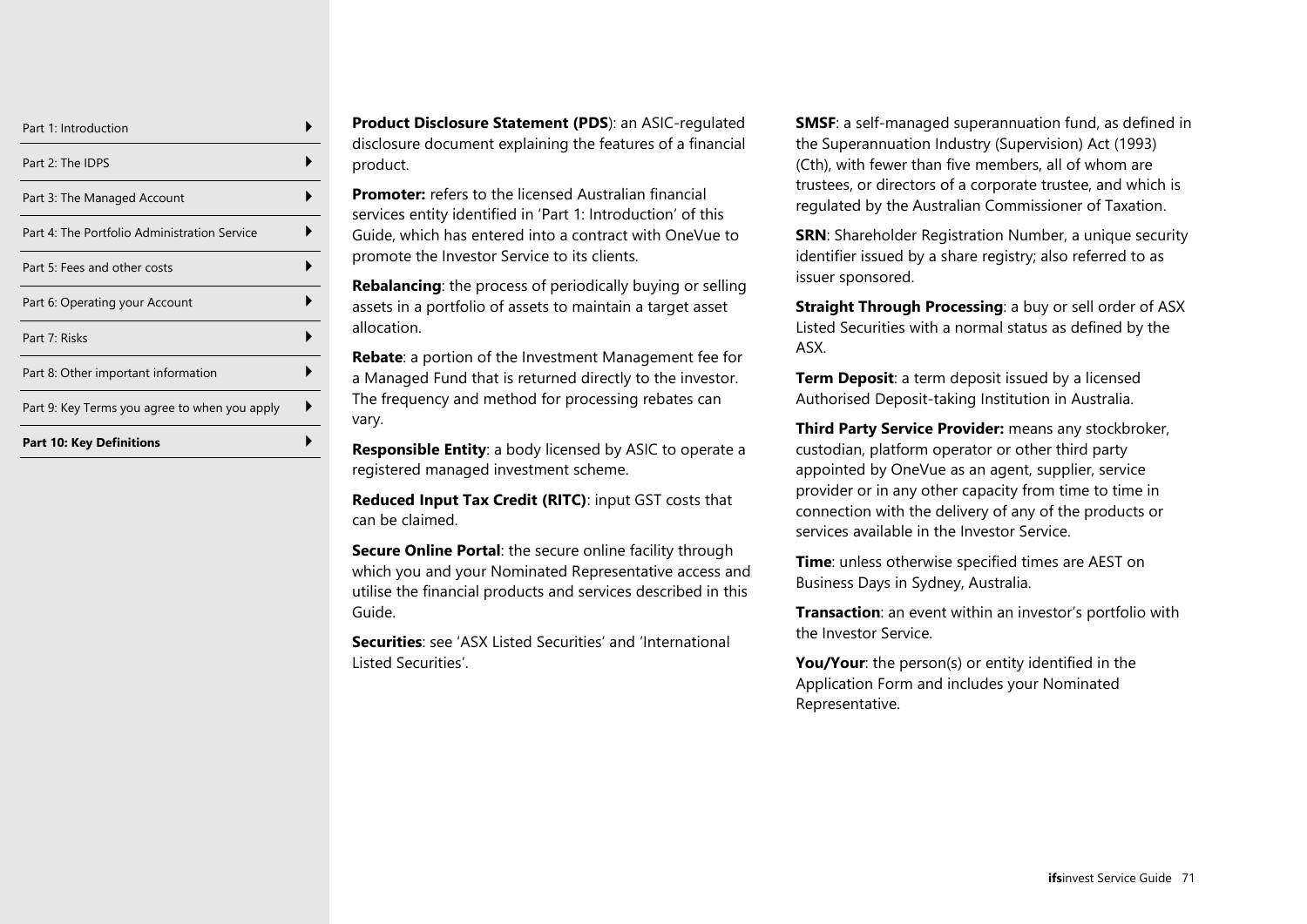**Product Disclosure Statement (PDS)**: an ASIC-regulated disclosure document explaining the features of a financial product.

**Promoter:** refers to the licensed Australian financial services entity identified in 'Part 1: Introduction' of this Guide, which has entered into a contract with OneVue to promote the Investor Service to its clients.

**Rebalancing**: the process of periodically buying or selling assets in a portfolio of assets to maintain a target asset allocation.

**Rebate**: a portion of the Investment Management fee for a Managed Fund that is returned directly to the investor. The frequency and method for processing rebates can vary.

**Responsible Entity**: a body licensed by ASIC to operate a registered managed investment scheme.

**Reduced Input Tax Credit (RITC)**: input GST costs that can be claimed.

**Secure Online Portal**: the secure online facility through which you and your Nominated Representative access and utilise the financial products and services described in this Guide.

**Securities**: see 'ASX Listed Securities' and 'International Listed Securities'.

**SMSF**: a self-managed superannuation fund, as defined in the Superannuation Industry (Supervision) Act (1993) (Cth), with fewer than five members, all of whom are trustees, or directors of a corporate trustee, and which is regulated by the Australian Commissioner of Taxation.

**SRN**: Shareholder Registration Number, a unique security identifier issued by a share registry; also referred to as issuer sponsored.

**Straight Through Processing**: a buy or sell order of ASX Listed Securities with a normal status as defined by the ASX.

**Term Deposit**: a term deposit issued by a licensed Authorised Deposit-taking Institution in Australia.

**Third Party Service Provider:** means any stockbroker, custodian, platform operator or other third party appointed by OneVue as an agent, supplier, service provider or in any other capacity from time to time in connection with the delivery of any of the products or services available in the Investor Service.

**Time**: unless otherwise specified times are AEST on Business Days in Sydney, Australia.

**Transaction**: an event within an investor's portfolio with the Investor Service.

**You/Your**: the person(s) or entity identified in the Application Form and includes your Nominated Representative.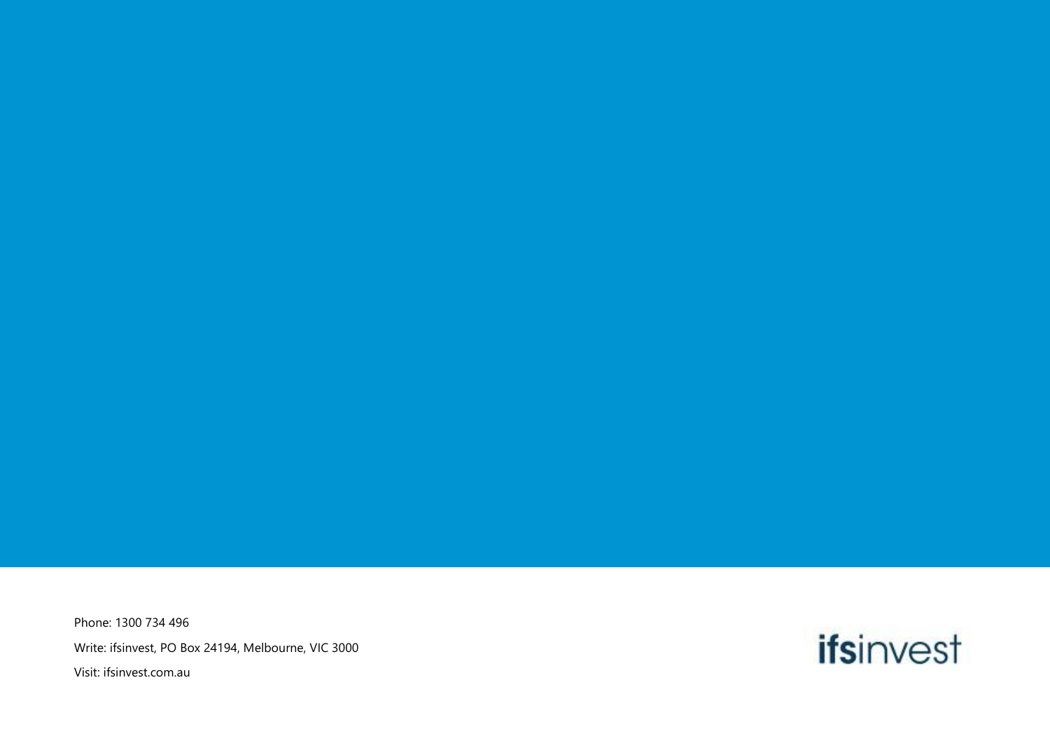Phone: 1300 734 496

Write: ifsinvest, PO Box 24194, Melbourne, VIC 3000

Visit: ifsinvest.com.au

ifsinvest